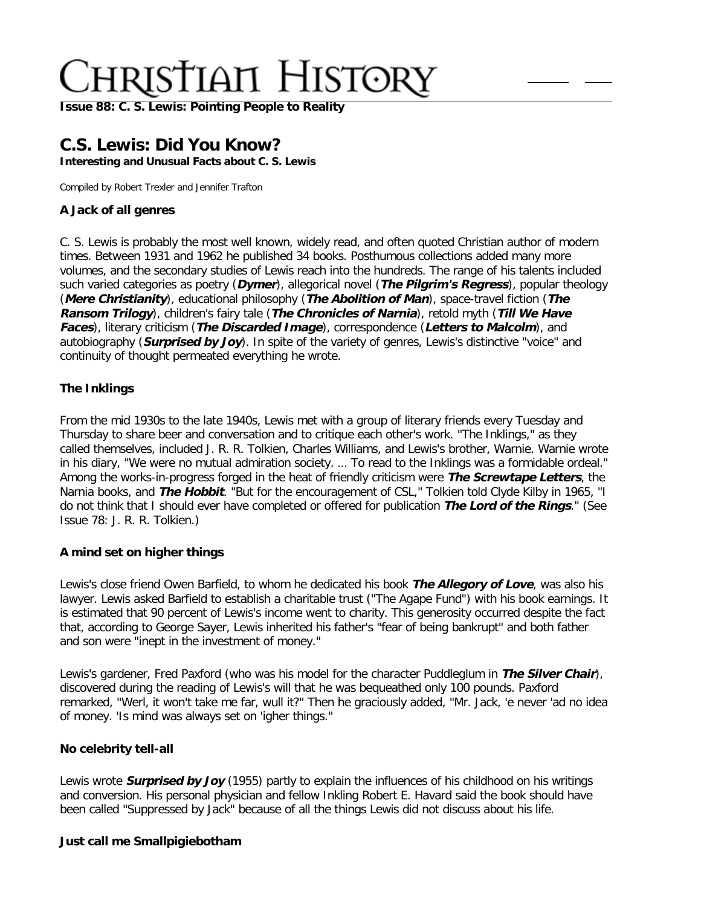# Christian History

**Issue 88: C. S. Lewis: Pointing People to Reality**

## C.S. Lewis: Did You Know?

**Interesting and Unusual Facts about C. S. Lewis**

Compiled by Robert Trexler and Jennifer Trafton

### A Jack of all genres

C. S. Lewis is probably the most well known, widely read, and often quoted Christian author of modern times. Between 1931 and 1962 he published 34 books. Posthumous collections added many more volumes, and the secondary studies of Lewis reach into the hundreds. The range of his talents included such varied categories as poetry (***Dymer***), allegorical novel (***The Pilgrim's Regress***), popular theology (***Mere Christianity***), educational philosophy (***The Abolition of Man***), space-travel fiction (***The Ransom Trilogy***), children's fairy tale (***The Chronicles of Narnia***), retold myth (***Till We Have Faces***), literary criticism (***The Discarded Image***), correspondence (***Letters to Malcolm***), and autobiography (***Surprised by Joy***). In spite of the variety of genres, Lewis's distinctive "voice" and continuity of thought permeated everything he wrote.

### The Inklings

From the mid 1930s to the late 1940s, Lewis met with a group of literary friends every Tuesday and Thursday to share beer and conversation and to critique each other's work. "The Inklings," as they called themselves, included J. R. R. Tolkien, Charles Williams, and Lewis's brother, Warnie. Warnie wrote in his diary, "We were no mutual admiration society. … To read to the Inklings was a formidable ordeal." Among the works-in-progress forged in the heat of friendly criticism were ***The Screwtape Letters***, the Narnia books, and ***The Hobbit***. "But for the encouragement of CSL," Tolkien told Clyde Kilby in 1965, "I do not think that I should ever have completed or offered for publication ***The Lord of the Rings***." (See Issue 78: J. R. R. Tolkien.)

### A mind set on higher things

Lewis's close friend Owen Barfield, to whom he dedicated his book ***The Allegory of Love***, was also his lawyer. Lewis asked Barfield to establish a charitable trust ("The Agape Fund") with his book earnings. It is estimated that 90 percent of Lewis's income went to charity. This generosity occurred despite the fact that, according to George Sayer, Lewis inherited his father's "fear of being bankrupt" and both father and son were "inept in the investment of money."

Lewis's gardener, Fred Paxford (who was his model for the character Puddleglum in ***The Silver Chair***), discovered during the reading of Lewis's will that he was bequeathed only 100 pounds. Paxford remarked, "Werl, it won't take me far, wull it?" Then he graciously added, "Mr. Jack, 'e never 'ad no idea of money. 'Is mind was always set on 'igher things."

### No celebrity tell-all

Lewis wrote ***Surprised by Joy*** (1955) partly to explain the influences of his childhood on his writings and conversion. His personal physician and fellow Inkling Robert E. Havard said the book should have been called "Suppressed by Jack" because of all the things Lewis did not discuss about his life.

### Just call me Smallpigiebotham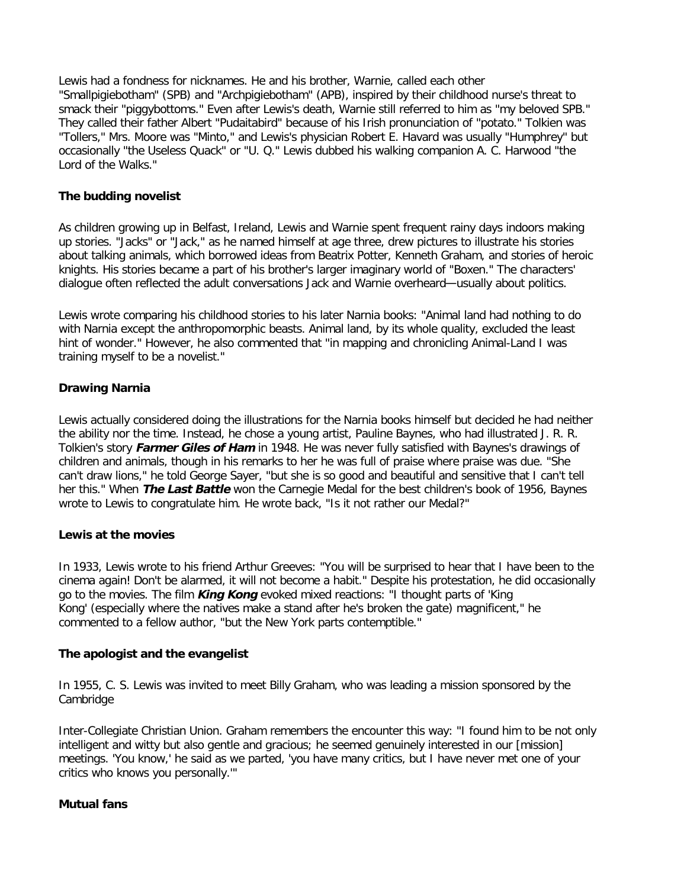Lewis had a fondness for nicknames. He and his brother, Warnie, called each other "Smallpigiebotham" (SPB) and "Archpigiebotham" (APB), inspired by their childhood nurse's threat to smack their "piggybottoms." Even after Lewis's death, Warnie still referred to him as "my beloved SPB." They called their father Albert "Pudaitabird" because of his Irish pronunciation of "potato." Tolkien was "Tollers," Mrs. Moore was "Minto," and Lewis's physician Robert E. Havard was usually "Humphrey" but occasionally "the Useless Quack" or "U. Q." Lewis dubbed his walking companion A. C. Harwood "the Lord of the Walks."

**The budding novelist**

As children growing up in Belfast, Ireland, Lewis and Warnie spent frequent rainy days indoors making up stories. "Jacks" or "Jack," as he named himself at age three, drew pictures to illustrate his stories about talking animals, which borrowed ideas from Beatrix Potter, Kenneth Graham, and stories of heroic knights. His stories became a part of his brother's larger imaginary world of "Boxen." The characters' dialogue often reflected the adult conversations Jack and Warnie overheard—usually about politics.

Lewis wrote comparing his childhood stories to his later Narnia books: "Animal land had nothing to do with Narnia except the anthropomorphic beasts. Animal land, by its whole quality, excluded the least hint of wonder." However, he also commented that "in mapping and chronicling Animal-Land I was training myself to be a novelist."

**Drawing Narnia**

Lewis actually considered doing the illustrations for the Narnia books himself but decided he had neither the ability nor the time. Instead, he chose a young artist, Pauline Baynes, who had illustrated J. R. R. Tolkien's story ***Farmer Giles of Ham*** in 1948. He was never fully satisfied with Baynes's drawings of children and animals, though in his remarks to her he was full of praise where praise was due. "She can't draw lions," he told George Sayer, "but she is so good and beautiful and sensitive that I can't tell her this." When ***The Last Battle*** won the Carnegie Medal for the best children's book of 1956, Baynes wrote to Lewis to congratulate him. He wrote back, "Is it not rather our Medal?"

**Lewis at the movies**

In 1933, Lewis wrote to his friend Arthur Greeves: "You will be surprised to hear that I have been to the cinema again! Don't be alarmed, it will not become a habit." Despite his protestation, he did occasionally go to the movies. The film ***King Kong*** evoked mixed reactions: "I thought parts of 'King Kong' (especially where the natives make a stand after he's broken the gate) magnificent," he commented to a fellow author, "but the New York parts contemptible."

**The apologist and the evangelist**

In 1955, C. S. Lewis was invited to meet Billy Graham, who was leading a mission sponsored by the Cambridge

Inter-Collegiate Christian Union. Graham remembers the encounter this way: "I found him to be not only intelligent and witty but also gentle and gracious; he seemed genuinely interested in our [mission] meetings. 'You know,' he said as we parted, 'you have many critics, but I have never met one of your critics who knows you personally.'"

**Mutual fans**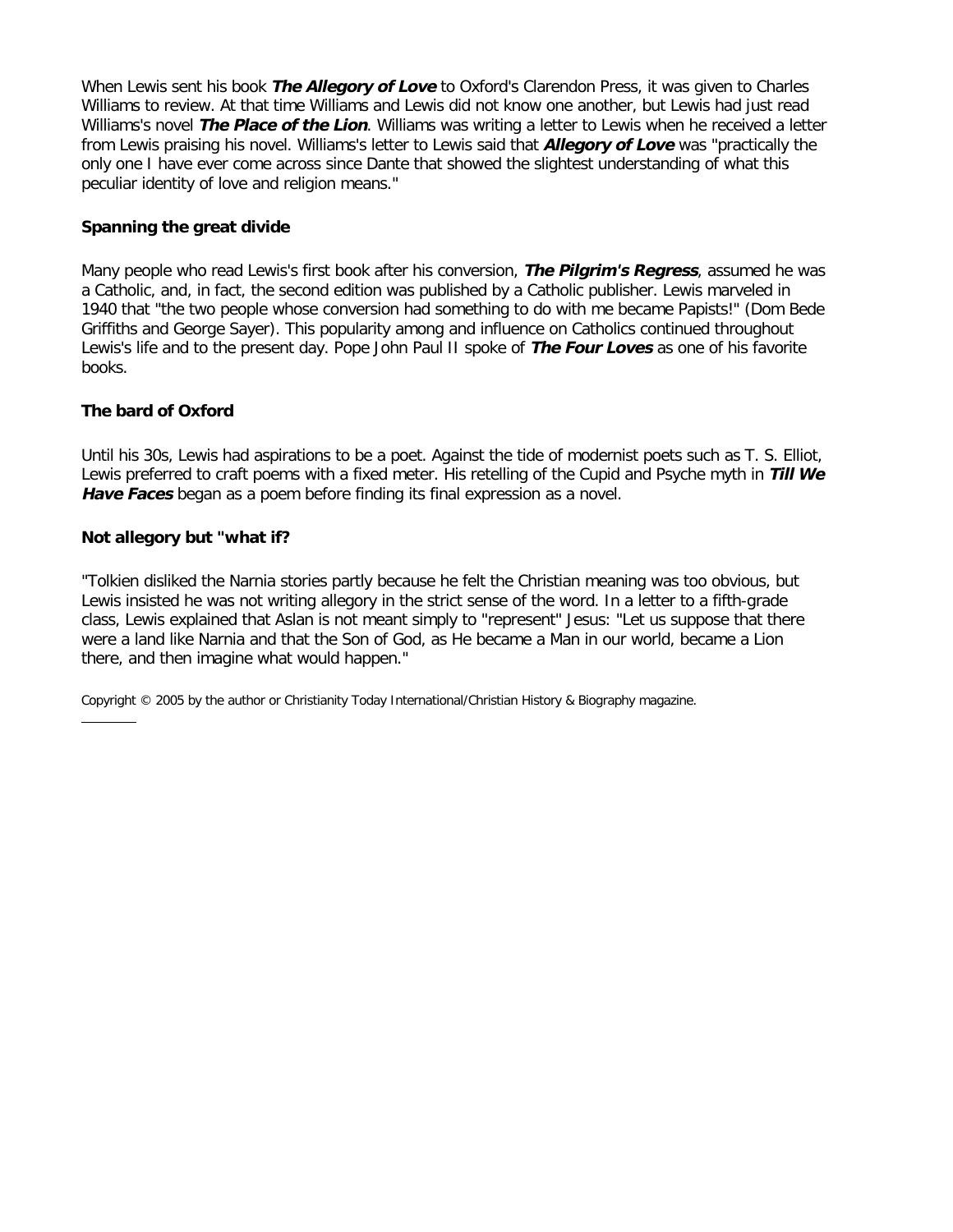When Lewis sent his book ***The Allegory of Love*** to Oxford's Clarendon Press, it was given to Charles Williams to review. At that time Williams and Lewis did not know one another, but Lewis had just read Williams's novel ***The Place of the Lion***. Williams was writing a letter to Lewis when he received a letter from Lewis praising his novel. Williams's letter to Lewis said that ***Allegory of Love*** was "practically the only one I have ever come across since Dante that showed the slightest understanding of what this peculiar identity of love and religion means."

**Spanning the great divide**

Many people who read Lewis's first book after his conversion, ***The Pilgrim's Regress***, assumed he was a Catholic, and, in fact, the second edition was published by a Catholic publisher. Lewis marveled in 1940 that "the two people whose conversion had something to do with me became Papists!" (Dom Bede Griffiths and George Sayer). This popularity among and influence on Catholics continued throughout Lewis's life and to the present day. Pope John Paul II spoke of ***The Four Loves*** as one of his favorite books.

**The bard of Oxford**

Until his 30s, Lewis had aspirations to be a poet. Against the tide of modernist poets such as T. S. Elliot, Lewis preferred to craft poems with a fixed meter. His retelling of the Cupid and Psyche myth in ***Till We Have Faces*** began as a poem before finding its final expression as a novel.

**Not allegory but "what if?**

"Tolkien disliked the Narnia stories partly because he felt the Christian meaning was too obvious, but Lewis insisted he was not writing allegory in the strict sense of the word. In a letter to a fifth-grade class, Lewis explained that Aslan is not meant simply to "represent" Jesus: "Let us suppose that there were a land like Narnia and that the Son of God, as He became a Man in our world, became a Lion there, and then imagine what would happen."

Copyright © 2005 by the author or Christianity Today International/Christian History & Biography magazine.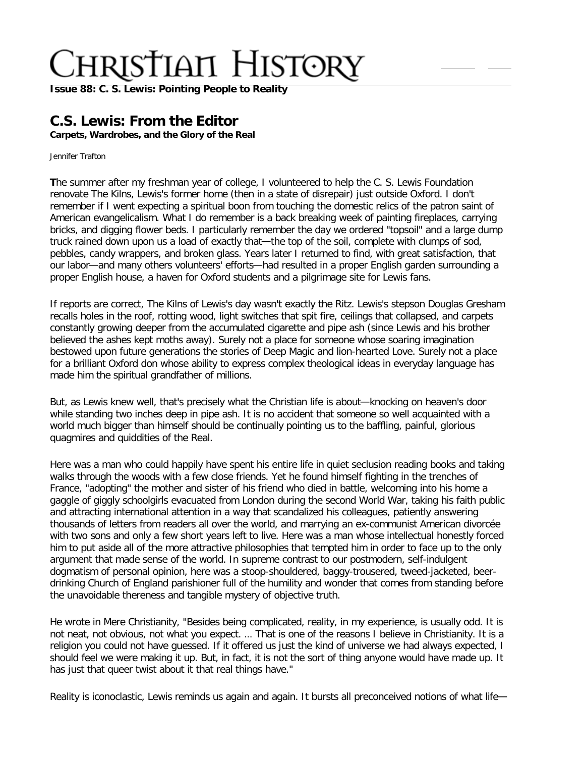# Christian History

**Issue 88: C. S. Lewis: Pointing People to Reality**

## C.S. Lewis: From the Editor

**Carpets, Wardrobes, and the Glory of the Real**

Jennifer Trafton

**T**he summer after my freshman year of college, I volunteered to help the C. S. Lewis Foundation renovate The Kilns, Lewis's former home (then in a state of disrepair) just outside Oxford. I don't remember if I went expecting a spiritual boon from touching the domestic relics of the patron saint of American evangelicalism. What I do remember is a back breaking week of painting fireplaces, carrying bricks, and digging flower beds. I particularly remember the day we ordered "topsoil" and a large dump truck rained down upon us a load of exactly that—the top of the soil, complete with clumps of sod, pebbles, candy wrappers, and broken glass. Years later I returned to find, with great satisfaction, that our labor—and many others volunteers' efforts—had resulted in a proper English garden surrounding a proper English house, a haven for Oxford students and a pilgrimage site for Lewis fans.

If reports are correct, The Kilns of Lewis's day wasn't exactly the Ritz. Lewis's stepson Douglas Gresham recalls holes in the roof, rotting wood, light switches that spit fire, ceilings that collapsed, and carpets constantly growing deeper from the accumulated cigarette and pipe ash (since Lewis and his brother believed the ashes kept moths away). Surely not a place for someone whose soaring imagination bestowed upon future generations the stories of Deep Magic and lion-hearted Love. Surely not a place for a brilliant Oxford don whose ability to express complex theological ideas in everyday language has made him the spiritual grandfather of millions.

But, as Lewis knew well, that's precisely what the Christian life is about—knocking on heaven's door while standing two inches deep in pipe ash. It is no accident that someone so well acquainted with a world much bigger than himself should be continually pointing us to the baffling, painful, glorious quagmires and quiddities of the Real.

Here was a man who could happily have spent his entire life in quiet seclusion reading books and taking walks through the woods with a few close friends. Yet he found himself fighting in the trenches of France, "adopting" the mother and sister of his friend who died in battle, welcoming into his home a gaggle of giggly schoolgirls evacuated from London during the second World War, taking his faith public and attracting international attention in a way that scandalized his colleagues, patiently answering thousands of letters from readers all over the world, and marrying an ex-communist American divorcée with two sons and only a few short years left to live. Here was a man whose intellectual honestly forced him to put aside all of the more attractive philosophies that tempted him in order to face up to the only argument that made sense of the world. In supreme contrast to our postmodern, self-indulgent dogmatism of personal opinion, here was a stoop-shouldered, baggy-trousered, tweed-jacketed, beer-drinking Church of England parishioner full of the humility and wonder that comes from standing before the unavoidable thereness and tangible mystery of objective truth.

He wrote in Mere Christianity, "Besides being complicated, reality, in my experience, is usually odd. It is not neat, not obvious, not what you expect. … That is one of the reasons I believe in Christianity. It is a religion you could not have guessed. If it offered us just the kind of universe we had always expected, I should feel we were making it up. But, in fact, it is not the sort of thing anyone would have made up. It has just that queer twist about it that real things have."

Reality is iconoclastic, Lewis reminds us again and again. It bursts all preconceived notions of what life—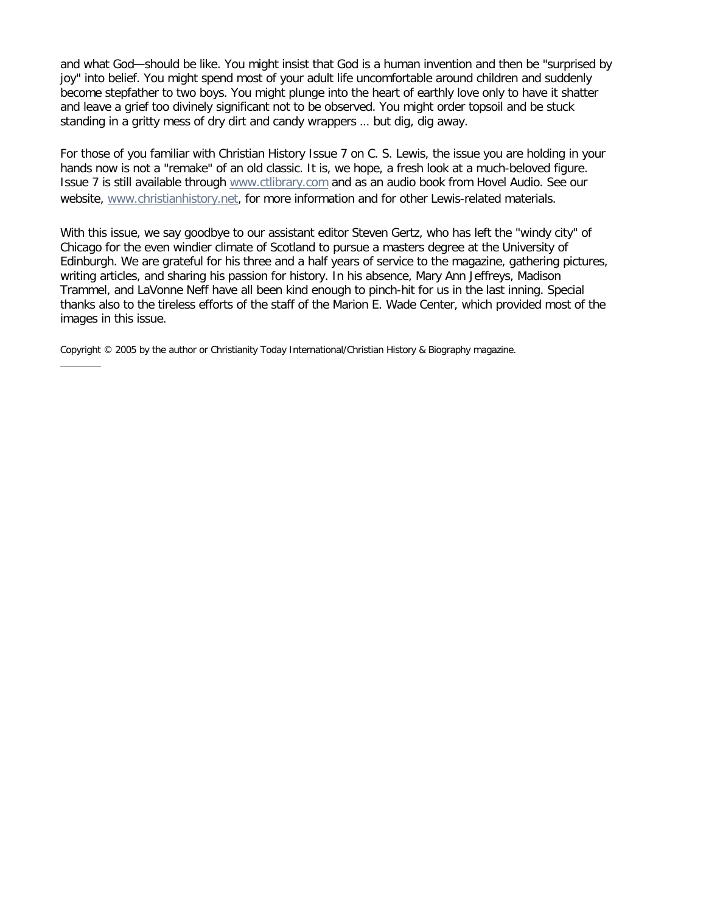and what God—should be like. You might insist that God is a human invention and then be "surprised by joy" into belief. You might spend most of your adult life uncomfortable around children and suddenly become stepfather to two boys. You might plunge into the heart of earthly love only to have it shatter and leave a grief too divinely significant not to be observed. You might order topsoil and be stuck standing in a gritty mess of dry dirt and candy wrappers … but dig, dig away.

For those of you familiar with Christian History Issue 7 on C. S. Lewis, the issue you are holding in your hands now is not a "remake" of an old classic. It is, we hope, a fresh look at a much-beloved figure. Issue 7 is still available through www.ctlibrary.com and as an audio book from Hovel Audio. See our website, www.christianhistory.net, for more information and for other Lewis-related materials.

With this issue, we say goodbye to our assistant editor Steven Gertz, who has left the "windy city" of Chicago for the even windier climate of Scotland to pursue a masters degree at the University of Edinburgh. We are grateful for his three and a half years of service to the magazine, gathering pictures, writing articles, and sharing his passion for history. In his absence, Mary Ann Jeffreys, Madison Trammel, and LaVonne Neff have all been kind enough to pinch-hit for us in the last inning. Special thanks also to the tireless efforts of the staff of the Marion E. Wade Center, which provided most of the images in this issue.

Copyright © 2005 by the author or Christianity Today International/Christian History & Biography magazine.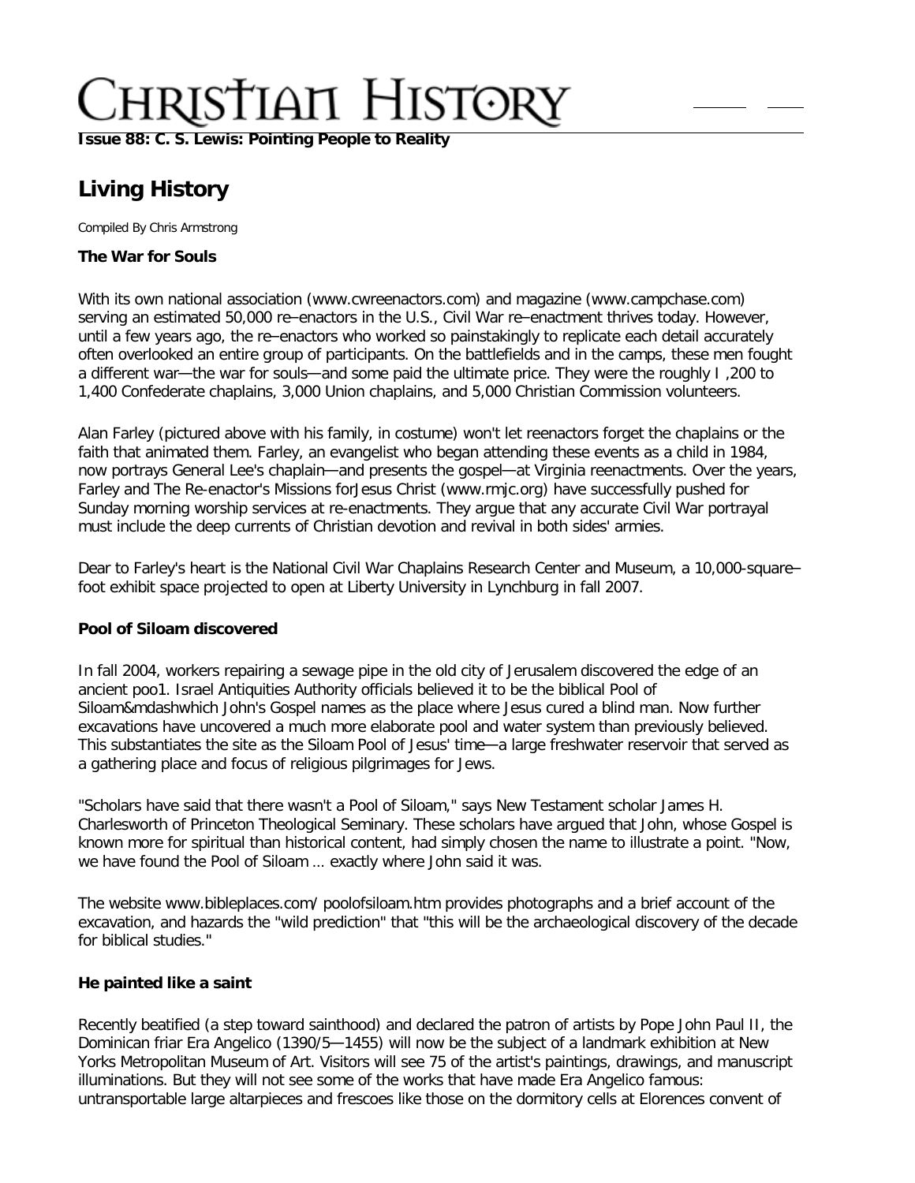Issue 88: C. S. Lewis: Pointing People to Reality

# Living History

Compiled By Chris Armstrong

### The War for Souls

With its own national association (www.cwreenactors.com) and magazine (www.campchase.com) serving an estimated 50,000 re–enactors in the U.S., Civil War re–enactment thrives today. However, until a few years ago, the re–enactors who worked so painstakingly to replicate each detail accurately often overlooked an entire group of participants. On the battlefields and in the camps, these men fought a different war—the war for souls—and some paid the ultimate price. They were the roughly I ,200 to 1,400 Confederate chaplains, 3,000 Union chaplains, and 5,000 Christian Commission volunteers.

Alan Farley (pictured above with his family, in costume) won't let reenactors forget the chaplains or the faith that animated them. Farley, an evangelist who began attending these events as a child in 1984, now portrays General Lee's chaplain—and presents the gospel—at Virginia reenactments. Over the years, Farley and The Re-enactor's Missions forJesus Christ (www.rmjc.org) have successfully pushed for Sunday morning worship services at re-enactments. They argue that any accurate Civil War portrayal must include the deep currents of Christian devotion and revival in both sides' armies.

Dear to Farley's heart is the National Civil War Chaplains Research Center and Museum, a 10,000-square–foot exhibit space projected to open at Liberty University in Lynchburg in fall 2007.

### Pool of Siloam discovered

In fall 2004, workers repairing a sewage pipe in the old city of Jerusalem discovered the edge of an ancient poo1. Israel Antiquities Authority officials believed it to be the biblical Pool of Siloam&mdashwhich John's Gospel names as the place where Jesus cured a blind man. Now further excavations have uncovered a much more elaborate pool and water system than previously believed. This substantiates the site as the Siloam Pool of Jesus' time—a large freshwater reservoir that served as a gathering place and focus of religious pilgrimages for Jews.

"Scholars have said that there wasn't a Pool of Siloam," says New Testament scholar James H. Charlesworth of Princeton Theological Seminary. These scholars have argued that John, whose Gospel is known more for spiritual than historical content, had simply chosen the name to illustrate a point. "Now, we have found the Pool of Siloam ... exactly where John said it was.

The website www.bibleplaces.com/ poolofsiloam.htm provides photographs and a brief account of the excavation, and hazards the "wild prediction" that "this will be the archaeological discovery of the decade for biblical studies."

### He painted like a saint

Recently beatified (a step toward sainthood) and declared the patron of artists by Pope John Paul II, the Dominican friar Era Angelico (1390/5—1455) will now be the subject of a landmark exhibition at New Yorks Metropolitan Museum of Art. Visitors will see 75 of the artist's paintings, drawings, and manuscript illuminations. But they will not see some of the works that have made Era Angelico famous: untransportable large altarpieces and frescoes like those on the dormitory cells at Elorences convent of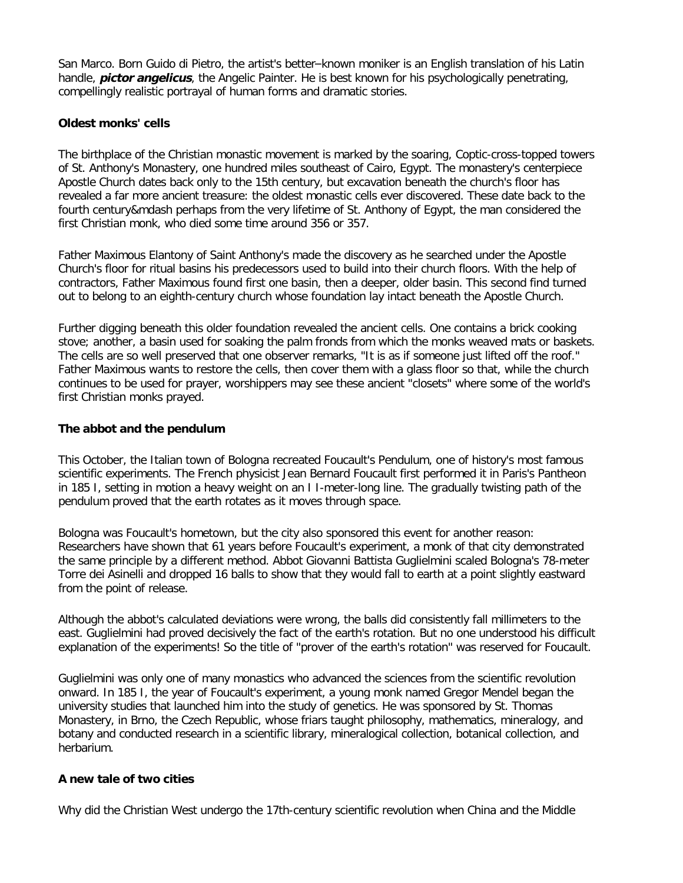San Marco. Born Guido di Pietro, the artist's better–known moniker is an English translation of his Latin handle, ***pictor angelicus***, the Angelic Painter. He is best known for his psychologically penetrating, compellingly realistic portrayal of human forms and dramatic stories.

**Oldest monks' cells**

The birthplace of the Christian monastic movement is marked by the soaring, Coptic-cross-topped towers of St. Anthony's Monastery, one hundred miles southeast of Cairo, Egypt. The monastery's centerpiece Apostle Church dates back only to the 15th century, but excavation beneath the church's floor has revealed a far more ancient treasure: the oldest monastic cells ever discovered. These date back to the fourth century&mdash perhaps from the very lifetime of St. Anthony of Egypt, the man considered the first Christian monk, who died some time around 356 or 357.

Father Maximous Elantony of Saint Anthony's made the discovery as he searched under the Apostle Church's floor for ritual basins his predecessors used to build into their church floors. With the help of contractors, Father Maximous found first one basin, then a deeper, older basin. This second find turned out to belong to an eighth-century church whose foundation lay intact beneath the Apostle Church.

Further digging beneath this older foundation revealed the ancient cells. One contains a brick cooking stove; another, a basin used for soaking the palm fronds from which the monks weaved mats or baskets. The cells are so well preserved that one observer remarks, "It is as if someone just lifted off the roof." Father Maximous wants to restore the cells, then cover them with a glass floor so that, while the church continues to be used for prayer, worshippers may see these ancient "closets" where some of the world's first Christian monks prayed.

**The abbot and the pendulum**

This October, the Italian town of Bologna recreated Foucault's Pendulum, one of history's most famous scientific experiments. The French physicist Jean Bernard Foucault first performed it in Paris's Pantheon in 185 I, setting in motion a heavy weight on an I I-meter-long line. The gradually twisting path of the pendulum proved that the earth rotates as it moves through space.

Bologna was Foucault's hometown, but the city also sponsored this event for another reason: Researchers have shown that 61 years before Foucault's experiment, a monk of that city demonstrated the same principle by a different method. Abbot Giovanni Battista Guglielmini scaled Bologna's 78-meter Torre dei Asinelli and dropped 16 balls to show that they would fall to earth at a point slightly eastward from the point of release.

Although the abbot's calculated deviations were wrong, the balls did consistently fall millimeters to the east. Guglielmini had proved decisively the fact of the earth's rotation. But no one understood his difficult explanation of the experiments! So the title of "prover of the earth's rotation" was reserved for Foucault.

Guglielmini was only one of many monastics who advanced the sciences from the scientific revolution onward. In 185 I, the year of Foucault's experiment, a young monk named Gregor Mendel began the university studies that launched him into the study of genetics. He was sponsored by St. Thomas Monastery, in Brno, the Czech Republic, whose friars taught philosophy, mathematics, mineralogy, and botany and conducted research in a scientific library, mineralogical collection, botanical collection, and herbarium.

**A new tale of two cities**

Why did the Christian West undergo the 17th-century scientific revolution when China and the Middle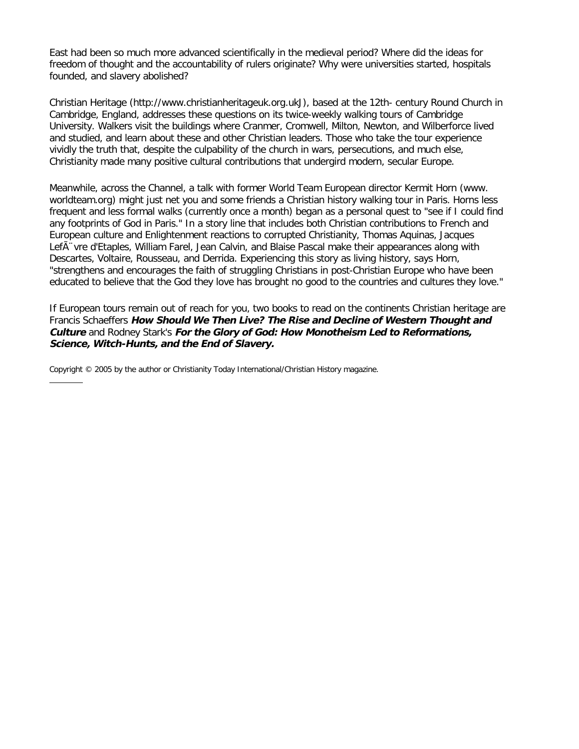East had been so much more advanced scientifically in the medieval period? Where did the ideas for freedom of thought and the accountability of rulers originate? Why were universities started, hospitals founded, and slavery abolished?

Christian Heritage (http://www.christianheritageuk.org.ukJ), based at the 12th- century Round Church in Cambridge, England, addresses these questions on its twice-weekly walking tours of Cambridge University. Walkers visit the buildings where Cranmer, Cromwell, Milton, Newton, and Wilberforce lived and studied, and learn about these and other Christian leaders. Those who take the tour experience vividly the truth that, despite the culpability of the church in wars, persecutions, and much else, Christianity made many positive cultural contributions that undergird modern, secular Europe.

Meanwhile, across the Channel, a talk with former World Team European director Kermit Horn (www. worldteam.org) might just net you and some friends a Christian history walking tour in Paris. Horns less frequent and less formal walks (currently once a month) began as a personal quest to "see if I could find any footprints of God in Paris." In a story line that includes both Christian contributions to French and European culture and Enlightenment reactions to corrupted Christianity, Thomas Aquinas, Jacques LefÃ¨vre d'Etaples, William Farel, Jean Calvin, and Blaise Pascal make their appearances along with Descartes, Voltaire, Rousseau, and Derrida. Experiencing this story as living history, says Horn, "strengthens and encourages the faith of struggling Christians in post-Christian Europe who have been educated to believe that the God they love has brought no good to the countries and cultures they love."

If European tours remain out of reach for you, two books to read on the continents Christian heritage are Francis Schaeffers ***How Should We Then Live? The Rise and Decline of Western Thought and Culture*** and Rodney Stark's ***For the Glory of God: How Monotheism Led to Reformations, Science, Witch-Hunts, and the End of Slavery.***

Copyright © 2005 by the author or Christianity Today International/Christian History magazine.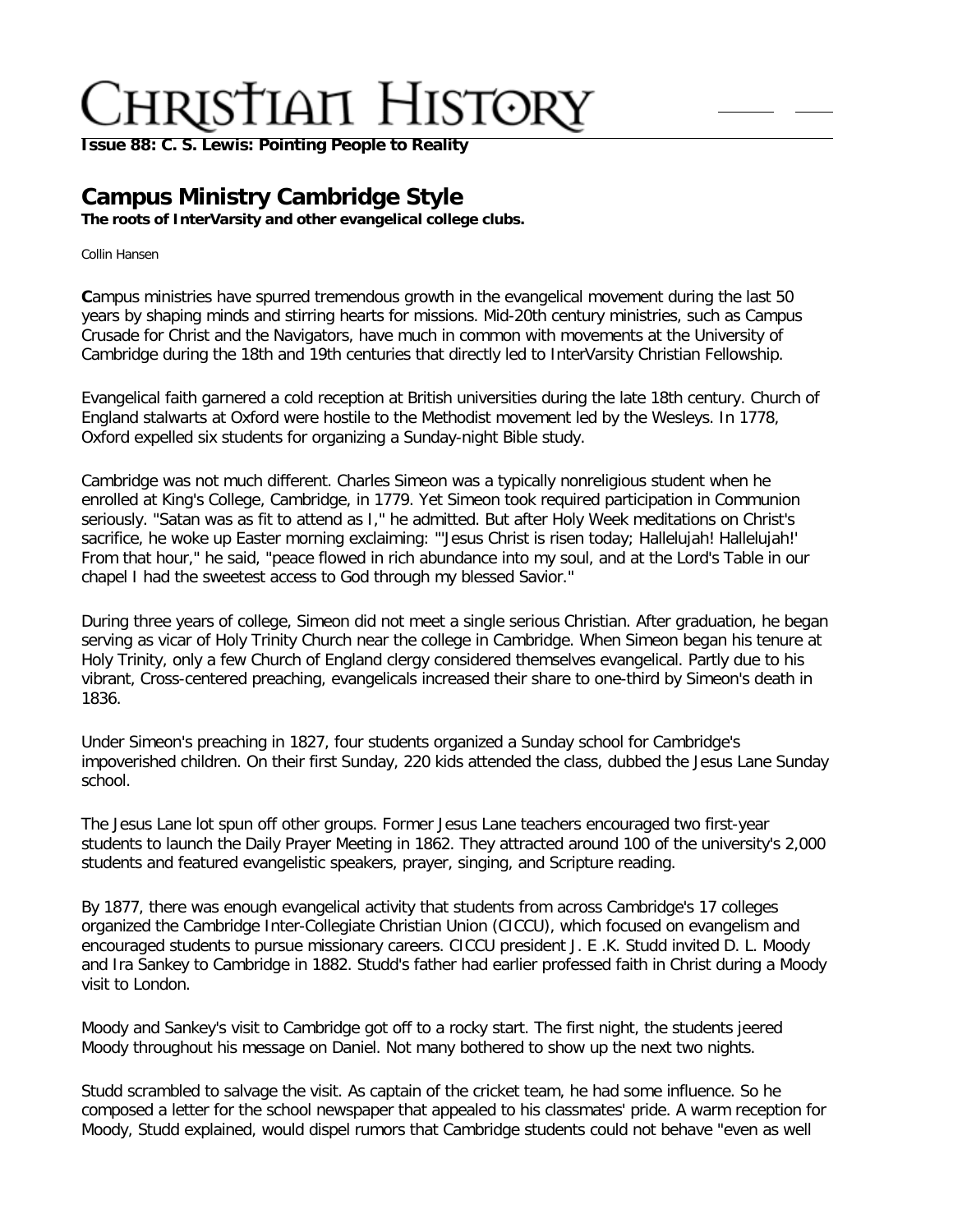# Campus Ministry Cambridge Style

**The roots of InterVarsity and other evangelical college clubs.**

Collin Hansen

**C**ampus ministries have spurred tremendous growth in the evangelical movement during the last 50 years by shaping minds and stirring hearts for missions. Mid-20th century ministries, such as Campus Crusade for Christ and the Navigators, have much in common with movements at the University of Cambridge during the 18th and 19th centuries that directly led to InterVarsity Christian Fellowship.

Evangelical faith garnered a cold reception at British universities during the late 18th century. Church of England stalwarts at Oxford were hostile to the Methodist movement led by the Wesleys. In 1778, Oxford expelled six students for organizing a Sunday-night Bible study.

Cambridge was not much different. Charles Simeon was a typically nonreligious student when he enrolled at King's College, Cambridge, in 1779. Yet Simeon took required participation in Communion seriously. "Satan was as fit to attend as I," he admitted. But after Holy Week meditations on Christ's sacrifice, he woke up Easter morning exclaiming: "'Jesus Christ is risen today; Hallelujah! Hallelujah!' From that hour," he said, "peace flowed in rich abundance into my soul, and at the Lord's Table in our chapel I had the sweetest access to God through my blessed Savior."

During three years of college, Simeon did not meet a single serious Christian. After graduation, he began serving as vicar of Holy Trinity Church near the college in Cambridge. When Simeon began his tenure at Holy Trinity, only a few Church of England clergy considered themselves evangelical. Partly due to his vibrant, Cross-centered preaching, evangelicals increased their share to one-third by Simeon's death in 1836.

Under Simeon's preaching in 1827, four students organized a Sunday school for Cambridge's impoverished children. On their first Sunday, 220 kids attended the class, dubbed the Jesus Lane Sunday school.

The Jesus Lane lot spun off other groups. Former Jesus Lane teachers encouraged two first-year students to launch the Daily Prayer Meeting in 1862. They attracted around 100 of the university's 2,000 students and featured evangelistic speakers, prayer, singing, and Scripture reading.

By 1877, there was enough evangelical activity that students from across Cambridge's 17 colleges organized the Cambridge Inter-Collegiate Christian Union (CICCU), which focused on evangelism and encouraged students to pursue missionary careers. CICCU president J. E .K. Studd invited D. L. Moody and Ira Sankey to Cambridge in 1882. Studd's father had earlier professed faith in Christ during a Moody visit to London.

Moody and Sankey's visit to Cambridge got off to a rocky start. The first night, the students jeered Moody throughout his message on Daniel. Not many bothered to show up the next two nights.

Studd scrambled to salvage the visit. As captain of the cricket team, he had some influence. So he composed a letter for the school newspaper that appealed to his classmates' pride. A warm reception for Moody, Studd explained, would dispel rumors that Cambridge students could not behave "even as well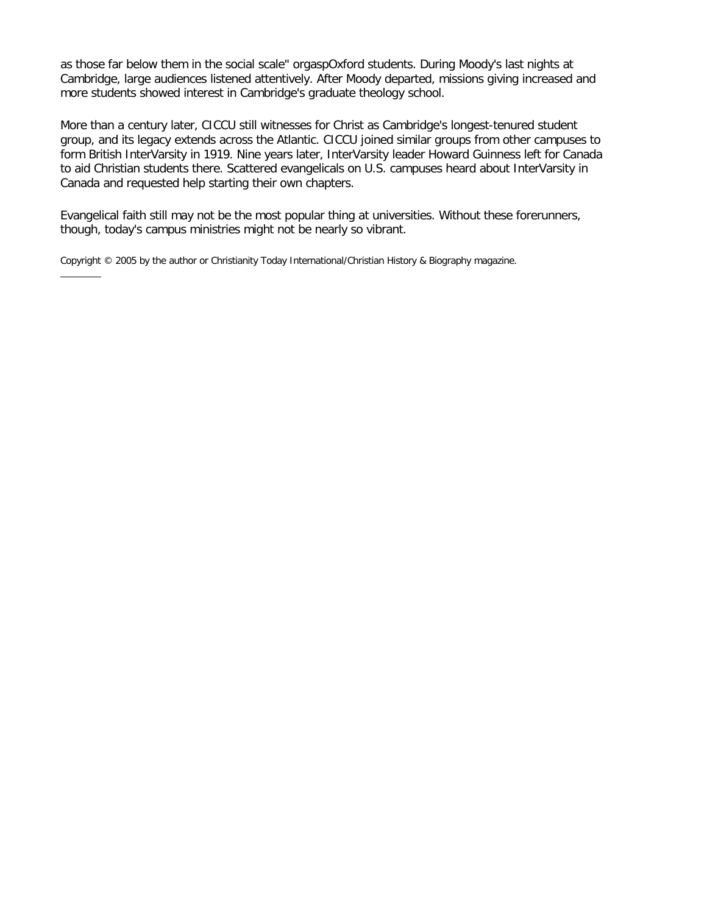as those far below them in the social scale" orgaspOxford students. During Moody's last nights at Cambridge, large audiences listened attentively. After Moody departed, missions giving increased and more students showed interest in Cambridge's graduate theology school.

More than a century later, CICCU still witnesses for Christ as Cambridge's longest-tenured student group, and its legacy extends across the Atlantic. CICCU joined similar groups from other campuses to form British InterVarsity in 1919. Nine years later, InterVarsity leader Howard Guinness left for Canada to aid Christian students there. Scattered evangelicals on U.S. campuses heard about InterVarsity in Canada and requested help starting their own chapters.

Evangelical faith still may not be the most popular thing at universities. Without these forerunners, though, today's campus ministries might not be nearly so vibrant.

Copyright © 2005 by the author or Christianity Today International/Christian History & Biography magazine.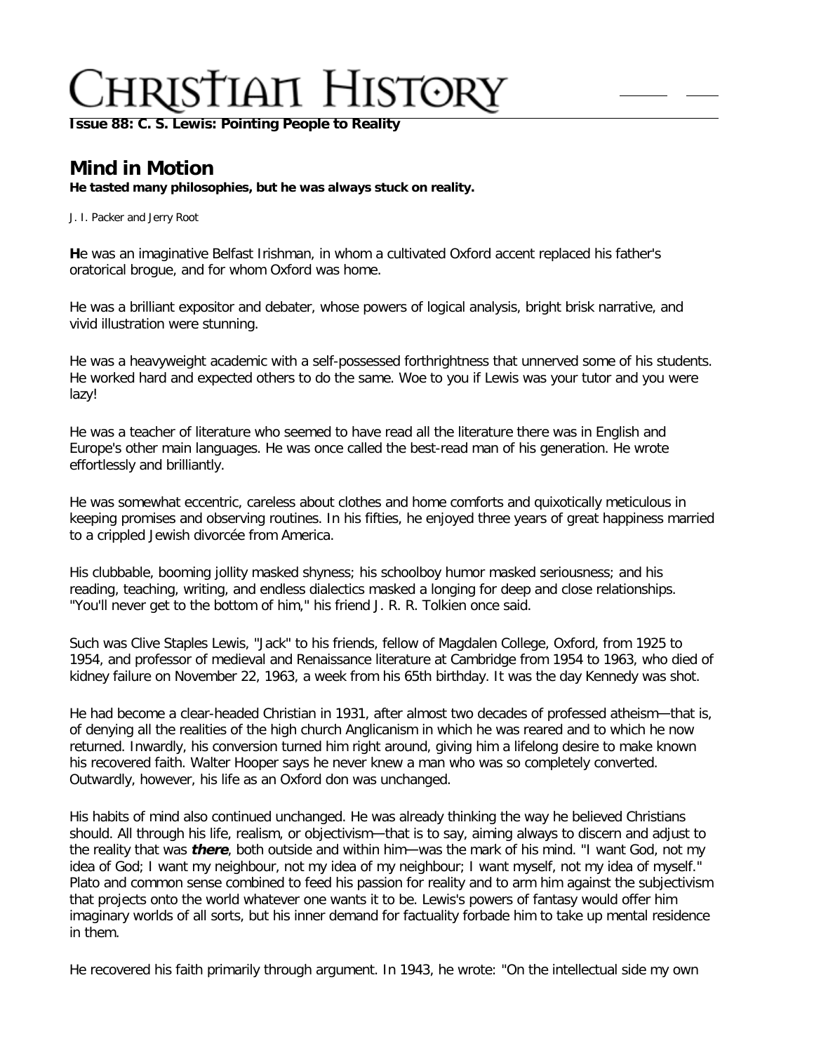# Christian History

**Issue 88: C. S. Lewis: Pointing People to Reality**

## Mind in Motion

**He tasted many philosophies, but he was always stuck on reality.**

J. I. Packer and Jerry Root

**H**e was an imaginative Belfast Irishman, in whom a cultivated Oxford accent replaced his father's oratorical brogue, and for whom Oxford was home.

He was a brilliant expositor and debater, whose powers of logical analysis, bright brisk narrative, and vivid illustration were stunning.

He was a heavyweight academic with a self-possessed forthrightness that unnerved some of his students. He worked hard and expected others to do the same. Woe to you if Lewis was your tutor and you were lazy!

He was a teacher of literature who seemed to have read all the literature there was in English and Europe's other main languages. He was once called the best-read man of his generation. He wrote effortlessly and brilliantly.

He was somewhat eccentric, careless about clothes and home comforts and quixotically meticulous in keeping promises and observing routines. In his fifties, he enjoyed three years of great happiness married to a crippled Jewish divorcée from America.

His clubbable, booming jollity masked shyness; his schoolboy humor masked seriousness; and his reading, teaching, writing, and endless dialectics masked a longing for deep and close relationships. "You'll never get to the bottom of him," his friend J. R. R. Tolkien once said.

Such was Clive Staples Lewis, "Jack" to his friends, fellow of Magdalen College, Oxford, from 1925 to 1954, and professor of medieval and Renaissance literature at Cambridge from 1954 to 1963, who died of kidney failure on November 22, 1963, a week from his 65th birthday. It was the day Kennedy was shot.

He had become a clear-headed Christian in 1931, after almost two decades of professed atheism—that is, of denying all the realities of the high church Anglicanism in which he was reared and to which he now returned. Inwardly, his conversion turned him right around, giving him a lifelong desire to make known his recovered faith. Walter Hooper says he never knew a man who was so completely converted. Outwardly, however, his life as an Oxford don was unchanged.

His habits of mind also continued unchanged. He was already thinking the way he believed Christians should. All through his life, realism, or objectivism—that is to say, aiming always to discern and adjust to the reality that was ***there***, both outside and within him—was the mark of his mind. "I want God, not my idea of God; I want my neighbour, not my idea of my neighbour; I want myself, not my idea of myself." Plato and common sense combined to feed his passion for reality and to arm him against the subjectivism that projects onto the world whatever one wants it to be. Lewis's powers of fantasy would offer him imaginary worlds of all sorts, but his inner demand for factuality forbade him to take up mental residence in them.

He recovered his faith primarily through argument. In 1943, he wrote: "On the intellectual side my own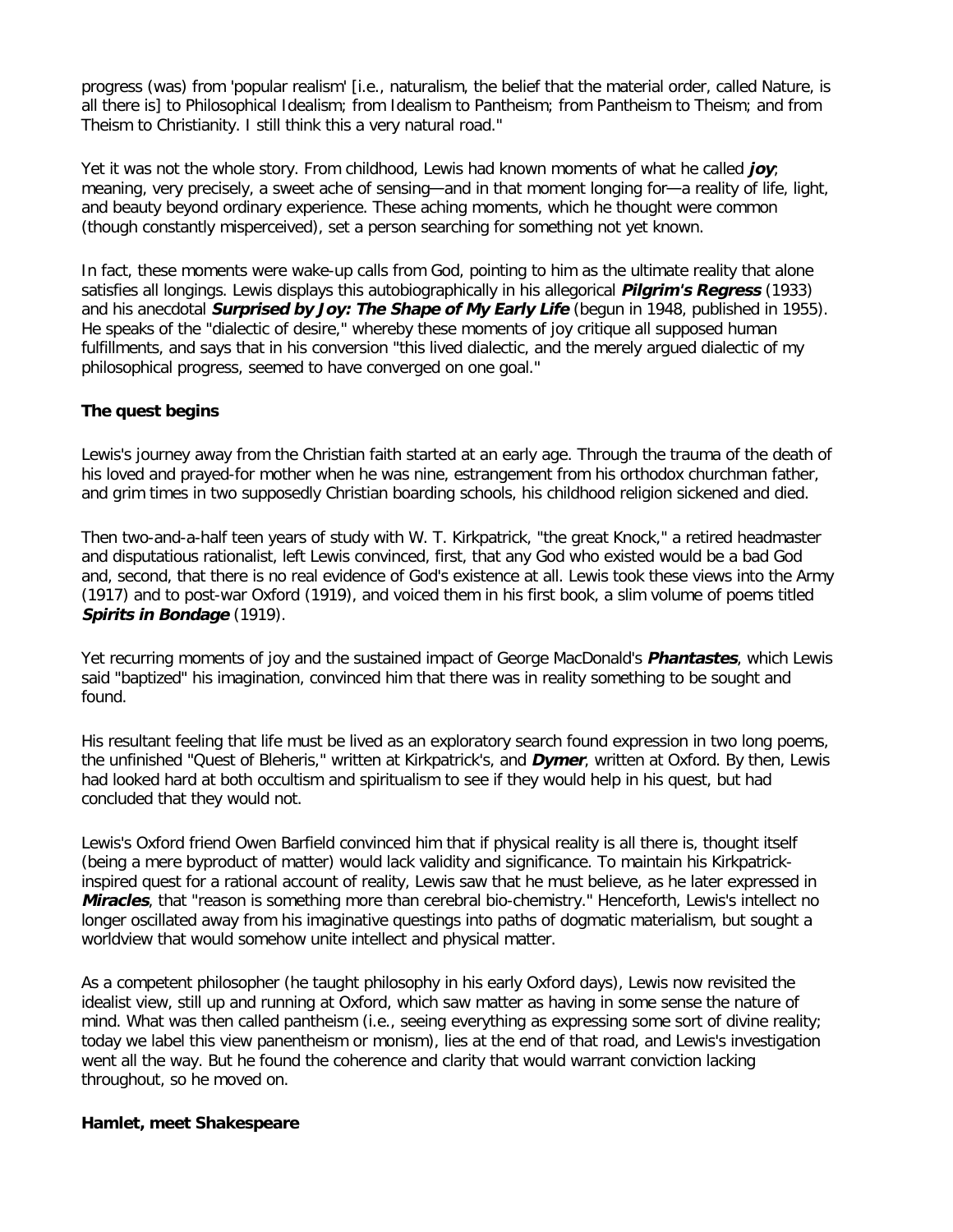progress (was) from 'popular realism' [i.e., naturalism, the belief that the material order, called Nature, is all there is] to Philosophical Idealism; from Idealism to Pantheism; from Pantheism to Theism; and from Theism to Christianity. I still think this a very natural road."

Yet it was not the whole story. From childhood, Lewis had known moments of what he called ***joy***; meaning, very precisely, a sweet ache of sensing—and in that moment longing for—a reality of life, light, and beauty beyond ordinary experience. These aching moments, which he thought were common (though constantly misperceived), set a person searching for something not yet known.

In fact, these moments were wake-up calls from God, pointing to him as the ultimate reality that alone satisfies all longings. Lewis displays this autobiographically in his allegorical ***Pilgrim's Regress*** (1933) and his anecdotal ***Surprised by Joy: The Shape of My Early Life*** (begun in 1948, published in 1955). He speaks of the "dialectic of desire," whereby these moments of joy critique all supposed human fulfillments, and says that in his conversion "this lived dialectic, and the merely argued dialectic of my philosophical progress, seemed to have converged on one goal."

**The quest begins**

Lewis's journey away from the Christian faith started at an early age. Through the trauma of the death of his loved and prayed-for mother when he was nine, estrangement from his orthodox churchman father, and grim times in two supposedly Christian boarding schools, his childhood religion sickened and died.

Then two-and-a-half teen years of study with W. T. Kirkpatrick, "the great Knock," a retired headmaster and disputatious rationalist, left Lewis convinced, first, that any God who existed would be a bad God and, second, that there is no real evidence of God's existence at all. Lewis took these views into the Army (1917) and to post-war Oxford (1919), and voiced them in his first book, a slim volume of poems titled ***Spirits in Bondage*** (1919).

Yet recurring moments of joy and the sustained impact of George MacDonald's ***Phantastes***, which Lewis said "baptized" his imagination, convinced him that there was in reality something to be sought and found.

His resultant feeling that life must be lived as an exploratory search found expression in two long poems, the unfinished "Quest of Bleheris," written at Kirkpatrick's, and ***Dymer***, written at Oxford. By then, Lewis had looked hard at both occultism and spiritualism to see if they would help in his quest, but had concluded that they would not.

Lewis's Oxford friend Owen Barfield convinced him that if physical reality is all there is, thought itself (being a mere byproduct of matter) would lack validity and significance. To maintain his Kirkpatrick-inspired quest for a rational account of reality, Lewis saw that he must believe, as he later expressed in ***Miracles***, that "reason is something more than cerebral bio-chemistry." Henceforth, Lewis's intellect no longer oscillated away from his imaginative questings into paths of dogmatic materialism, but sought a worldview that would somehow unite intellect and physical matter.

As a competent philosopher (he taught philosophy in his early Oxford days), Lewis now revisited the idealist view, still up and running at Oxford, which saw matter as having in some sense the nature of mind. What was then called pantheism (i.e., seeing everything as expressing some sort of divine reality; today we label this view panentheism or monism), lies at the end of that road, and Lewis's investigation went all the way. But he found the coherence and clarity that would warrant conviction lacking throughout, so he moved on.

**Hamlet, meet Shakespeare**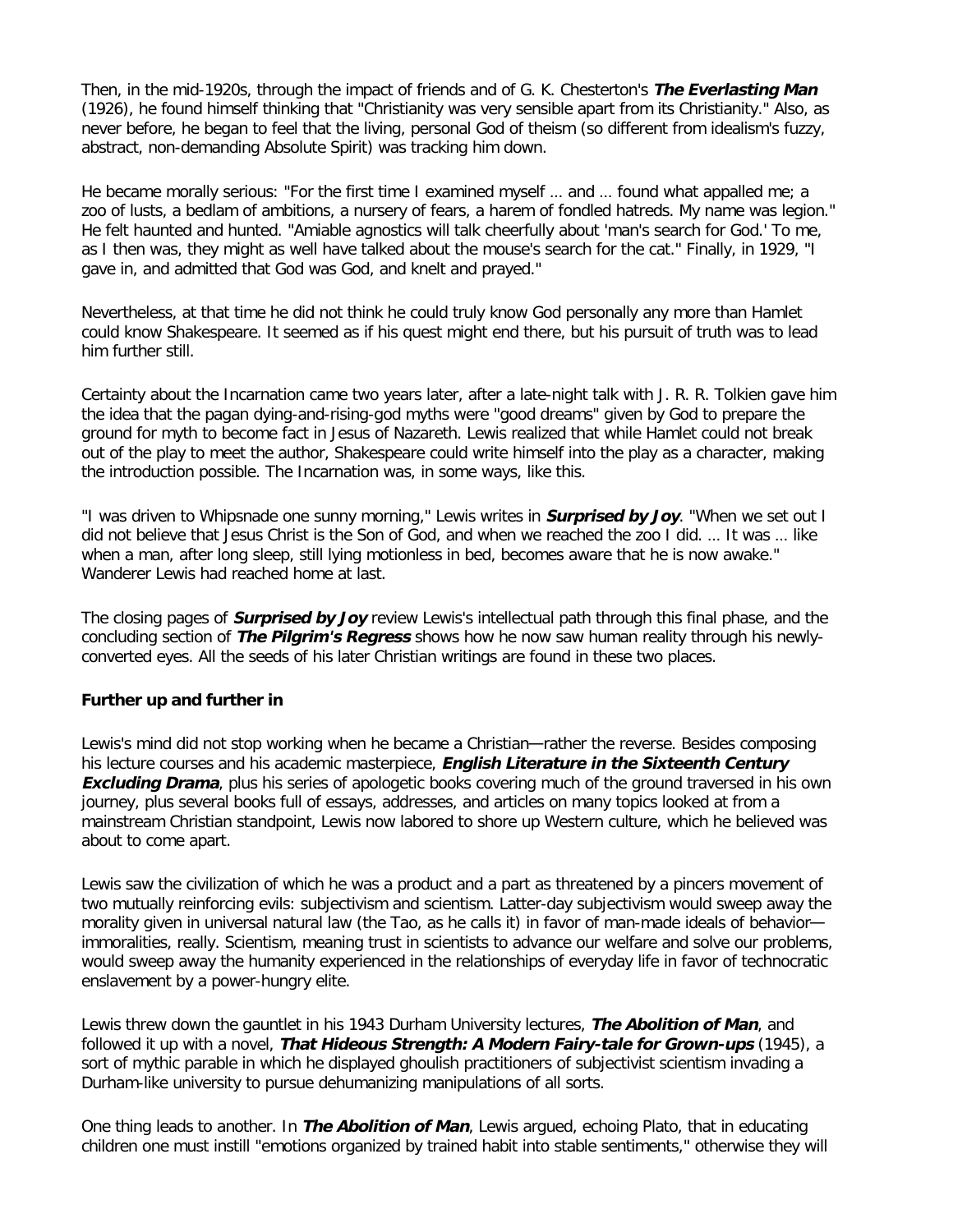Then, in the mid-1920s, through the impact of friends and of G. K. Chesterton's ***The Everlasting Man*** (1926), he found himself thinking that "Christianity was very sensible apart from its Christianity." Also, as never before, he began to feel that the living, personal God of theism (so different from idealism's fuzzy, abstract, non-demanding Absolute Spirit) was tracking him down.

He became morally serious: "For the first time I examined myself … and … found what appalled me; a zoo of lusts, a bedlam of ambitions, a nursery of fears, a harem of fondled hatreds. My name was legion." He felt haunted and hunted. "Amiable agnostics will talk cheerfully about 'man's search for God.' To me, as I then was, they might as well have talked about the mouse's search for the cat." Finally, in 1929, "I gave in, and admitted that God was God, and knelt and prayed."

Nevertheless, at that time he did not think he could truly know God personally any more than Hamlet could know Shakespeare. It seemed as if his quest might end there, but his pursuit of truth was to lead him further still.

Certainty about the Incarnation came two years later, after a late-night talk with J. R. R. Tolkien gave him the idea that the pagan dying-and-rising-god myths were "good dreams" given by God to prepare the ground for myth to become fact in Jesus of Nazareth. Lewis realized that while Hamlet could not break out of the play to meet the author, Shakespeare could write himself into the play as a character, making the introduction possible. The Incarnation was, in some ways, like this.

"I was driven to Whipsnade one sunny morning," Lewis writes in ***Surprised by Joy***. "When we set out I did not believe that Jesus Christ is the Son of God, and when we reached the zoo I did. … It was … like when a man, after long sleep, still lying motionless in bed, becomes aware that he is now awake." Wanderer Lewis had reached home at last.

The closing pages of ***Surprised by Joy*** review Lewis's intellectual path through this final phase, and the concluding section of ***The Pilgrim's Regress*** shows how he now saw human reality through his newly-converted eyes. All the seeds of his later Christian writings are found in these two places.

### Further up and further in

Lewis's mind did not stop working when he became a Christian—rather the reverse. Besides composing his lecture courses and his academic masterpiece, ***English Literature in the Sixteenth Century Excluding Drama***, plus his series of apologetic books covering much of the ground traversed in his own journey, plus several books full of essays, addresses, and articles on many topics looked at from a mainstream Christian standpoint, Lewis now labored to shore up Western culture, which he believed was about to come apart.

Lewis saw the civilization of which he was a product and a part as threatened by a pincers movement of two mutually reinforcing evils: subjectivism and scientism. Latter-day subjectivism would sweep away the morality given in universal natural law (the Tao, as he calls it) in favor of man-made ideals of behavior—immoralities, really. Scientism, meaning trust in scientists to advance our welfare and solve our problems, would sweep away the humanity experienced in the relationships of everyday life in favor of technocratic enslavement by a power-hungry elite.

Lewis threw down the gauntlet in his 1943 Durham University lectures, ***The Abolition of Man***, and followed it up with a novel, ***That Hideous Strength: A Modern Fairy-tale for Grown-ups*** (1945), a sort of mythic parable in which he displayed ghoulish practitioners of subjectivist scientism invading a Durham-like university to pursue dehumanizing manipulations of all sorts.

One thing leads to another. In ***The Abolition of Man***, Lewis argued, echoing Plato, that in educating children one must instill "emotions organized by trained habit into stable sentiments," otherwise they will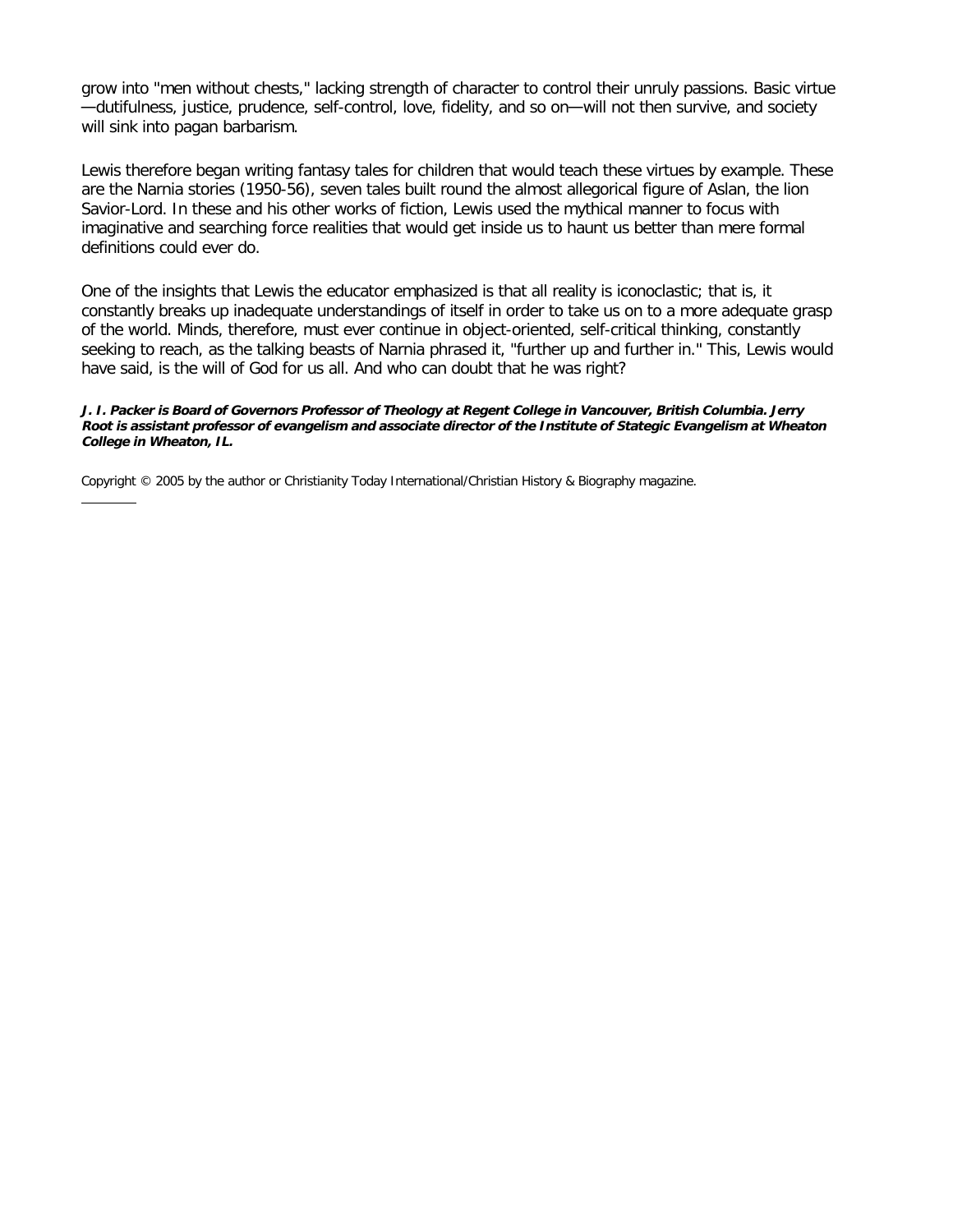grow into "men without chests," lacking strength of character to control their unruly passions. Basic virtue—dutifulness, justice, prudence, self-control, love, fidelity, and so on—will not then survive, and society will sink into pagan barbarism.

Lewis therefore began writing fantasy tales for children that would teach these virtues by example. These are the Narnia stories (1950-56), seven tales built round the almost allegorical figure of Aslan, the lion Savior-Lord. In these and his other works of fiction, Lewis used the mythical manner to focus with imaginative and searching force realities that would get inside us to haunt us better than mere formal definitions could ever do.

One of the insights that Lewis the educator emphasized is that all reality is iconoclastic; that is, it constantly breaks up inadequate understandings of itself in order to take us on to a more adequate grasp of the world. Minds, therefore, must ever continue in object-oriented, self-critical thinking, constantly seeking to reach, as the talking beasts of Narnia phrased it, "further up and further in." This, Lewis would have said, is the will of God for us all. And who can doubt that he was right?

***J. I. Packer is Board of Governors Professor of Theology at Regent College in Vancouver, British Columbia. Jerry Root is assistant professor of evangelism and associate director of the Institute of Stategic Evangelism at Wheaton College in Wheaton, IL.***

Copyright © 2005 by the author or Christianity Today International/Christian History & Biography magazine.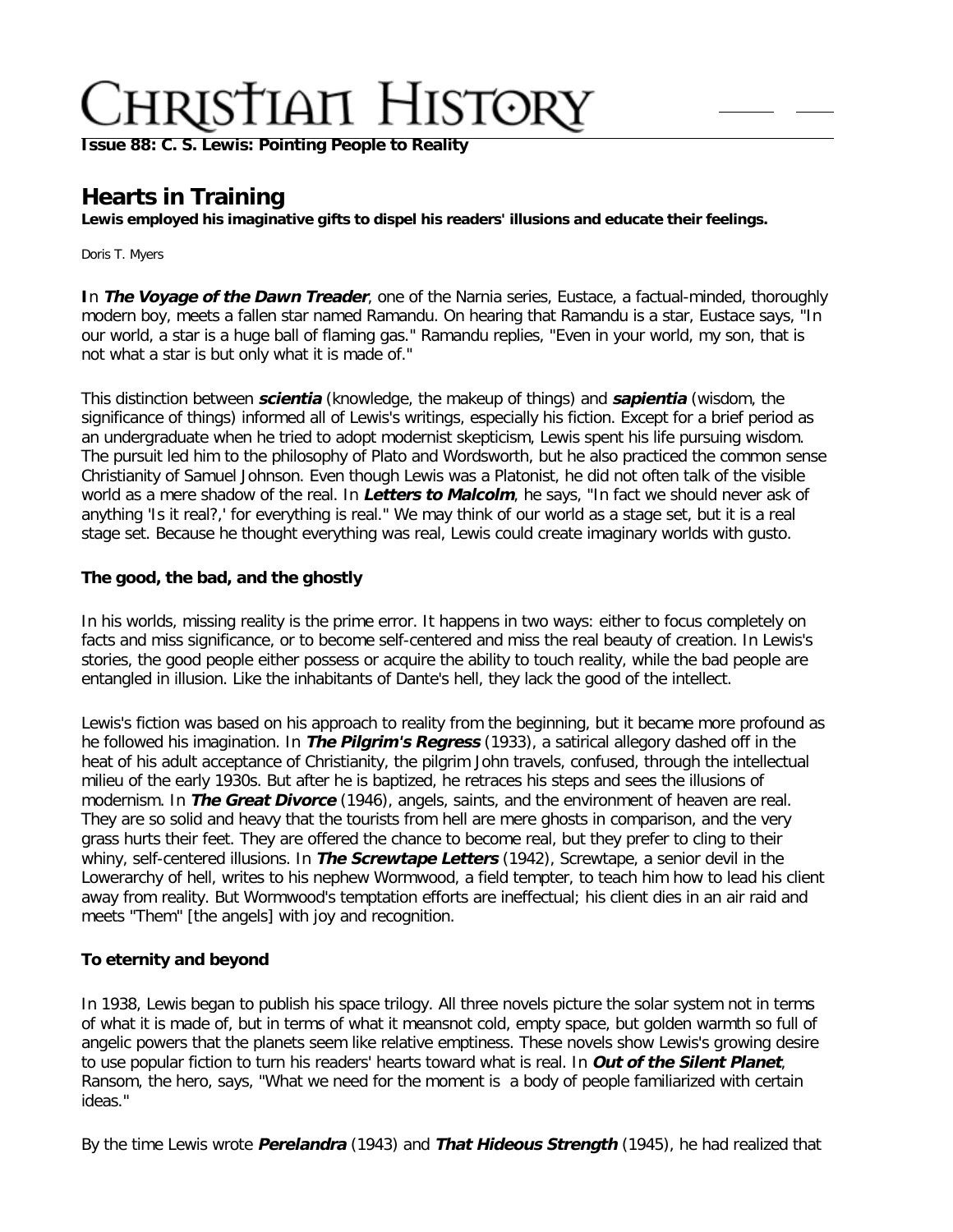**Issue 88: C. S. Lewis: Pointing People to Reality**

# Hearts in Training

**Lewis employed his imaginative gifts to dispel his readers' illusions and educate their feelings.**

Doris T. Myers

**I**n ***The Voyage of the Dawn Treader***, one of the Narnia series, Eustace, a factual-minded, thoroughly modern boy, meets a fallen star named Ramandu. On hearing that Ramandu is a star, Eustace says, "In our world, a star is a huge ball of flaming gas." Ramandu replies, "Even in your world, my son, that is not what a star is but only what it is made of."

This distinction between ***scientia*** (knowledge, the makeup of things) and ***sapientia*** (wisdom, the significance of things) informed all of Lewis's writings, especially his fiction. Except for a brief period as an undergraduate when he tried to adopt modernist skepticism, Lewis spent his life pursuing wisdom. The pursuit led him to the philosophy of Plato and Wordsworth, but he also practiced the common sense Christianity of Samuel Johnson. Even though Lewis was a Platonist, he did not often talk of the visible world as a mere shadow of the real. In ***Letters to Malcolm***, he says, "In fact we should never ask of anything 'Is it real?,' for everything is real." We may think of our world as a stage set, but it is a real stage set. Because he thought everything was real, Lewis could create imaginary worlds with gusto.

### The good, the bad, and the ghostly

In his worlds, missing reality is the prime error. It happens in two ways: either to focus completely on facts and miss significance, or to become self-centered and miss the real beauty of creation. In Lewis's stories, the good people either possess or acquire the ability to touch reality, while the bad people are entangled in illusion. Like the inhabitants of Dante's hell, they lack the good of the intellect.

Lewis's fiction was based on his approach to reality from the beginning, but it became more profound as he followed his imagination. In ***The Pilgrim's Regress*** (1933), a satirical allegory dashed off in the heat of his adult acceptance of Christianity, the pilgrim John travels, confused, through the intellectual milieu of the early 1930s. But after he is baptized, he retraces his steps and sees the illusions of modernism. In ***The Great Divorce*** (1946), angels, saints, and the environment of heaven are real. They are so solid and heavy that the tourists from hell are mere ghosts in comparison, and the very grass hurts their feet. They are offered the chance to become real, but they prefer to cling to their whiny, self-centered illusions. In ***The Screwtape Letters*** (1942), Screwtape, a senior devil in the Lowerarchy of hell, writes to his nephew Wormwood, a field tempter, to teach him how to lead his client away from reality. But Wormwood's temptation efforts are ineffectual; his client dies in an air raid and meets "Them" [the angels] with joy and recognition.

### To eternity and beyond

In 1938, Lewis began to publish his space trilogy. All three novels picture the solar system not in terms of what it is made of, but in terms of what it meansnot cold, empty space, but golden warmth so full of angelic powers that the planets seem like relative emptiness. These novels show Lewis's growing desire to use popular fiction to turn his readers' hearts toward what is real. In ***Out of the Silent Planet***, Ransom, the hero, says, "What we need for the moment is  a body of people familiarized with certain ideas."

By the time Lewis wrote ***Perelandra*** (1943) and ***That Hideous Strength*** (1945), he had realized that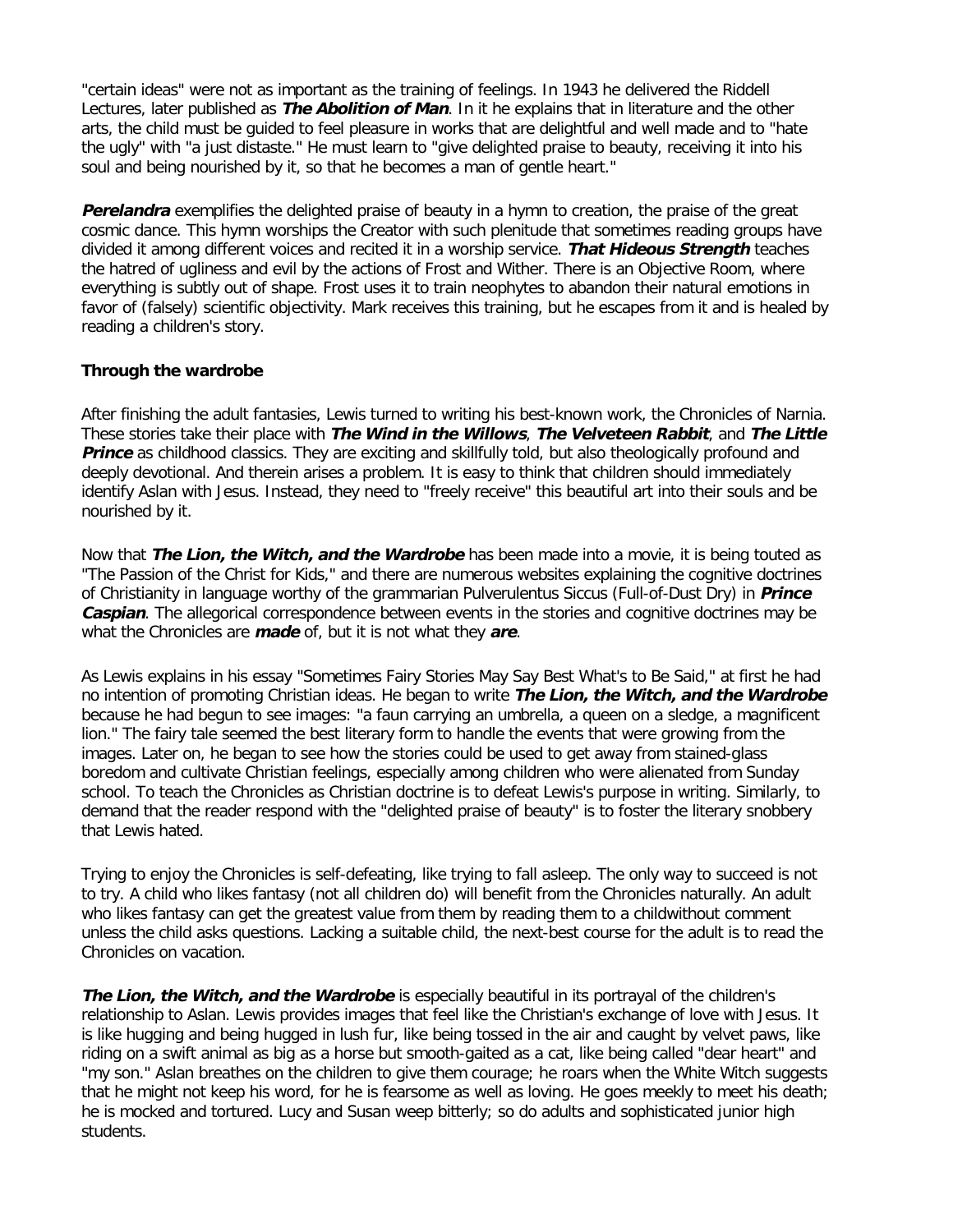"certain ideas" were not as important as the training of feelings. In 1943 he delivered the Riddell Lectures, later published as ***The Abolition of Man***. In it he explains that in literature and the other arts, the child must be guided to feel pleasure in works that are delightful and well made and to "hate the ugly" with "a just distaste." He must learn to "give delighted praise to beauty, receiving it into his soul and being nourished by it, so that he becomes a man of gentle heart."

***Perelandra*** exemplifies the delighted praise of beauty in a hymn to creation, the praise of the great cosmic dance. This hymn worships the Creator with such plenitude that sometimes reading groups have divided it among different voices and recited it in a worship service. ***That Hideous Strength*** teaches the hatred of ugliness and evil by the actions of Frost and Wither. There is an Objective Room, where everything is subtly out of shape. Frost uses it to train neophytes to abandon their natural emotions in favor of (falsely) scientific objectivity. Mark receives this training, but he escapes from it and is healed by reading a children's story.

**Through the wardrobe**

After finishing the adult fantasies, Lewis turned to writing his best-known work, the Chronicles of Narnia. These stories take their place with ***The Wind in the Willows***, ***The Velveteen Rabbit***, and ***The Little Prince*** as childhood classics. They are exciting and skillfully told, but also theologically profound and deeply devotional. And therein arises a problem. It is easy to think that children should immediately identify Aslan with Jesus. Instead, they need to "freely receive" this beautiful art into their souls and be nourished by it.

Now that ***The Lion, the Witch, and the Wardrobe*** has been made into a movie, it is being touted as "The Passion of the Christ for Kids," and there are numerous websites explaining the cognitive doctrines of Christianity in language worthy of the grammarian Pulverulentus Siccus (Full-of-Dust Dry) in ***Prince Caspian***. The allegorical correspondence between events in the stories and cognitive doctrines may be what the Chronicles are ***made*** of, but it is not what they ***are***.

As Lewis explains in his essay "Sometimes Fairy Stories May Say Best What's to Be Said," at first he had no intention of promoting Christian ideas. He began to write ***The Lion, the Witch, and the Wardrobe*** because he had begun to see images: "a faun carrying an umbrella, a queen on a sledge, a magnificent lion." The fairy tale seemed the best literary form to handle the events that were growing from the images. Later on, he began to see how the stories could be used to get away from stained-glass boredom and cultivate Christian feelings, especially among children who were alienated from Sunday school. To teach the Chronicles as Christian doctrine is to defeat Lewis's purpose in writing. Similarly, to demand that the reader respond with the "delighted praise of beauty" is to foster the literary snobbery that Lewis hated.

Trying to enjoy the Chronicles is self-defeating, like trying to fall asleep. The only way to succeed is not to try. A child who likes fantasy (not all children do) will benefit from the Chronicles naturally. An adult who likes fantasy can get the greatest value from them by reading them to a childwithout comment unless the child asks questions. Lacking a suitable child, the next-best course for the adult is to read the Chronicles on vacation.

***The Lion, the Witch, and the Wardrobe*** is especially beautiful in its portrayal of the children's relationship to Aslan. Lewis provides images that feel like the Christian's exchange of love with Jesus. It is like hugging and being hugged in lush fur, like being tossed in the air and caught by velvet paws, like riding on a swift animal as big as a horse but smooth-gaited as a cat, like being called "dear heart" and "my son." Aslan breathes on the children to give them courage; he roars when the White Witch suggests that he might not keep his word, for he is fearsome as well as loving. He goes meekly to meet his death; he is mocked and tortured. Lucy and Susan weep bitterly; so do adults and sophisticated junior high students.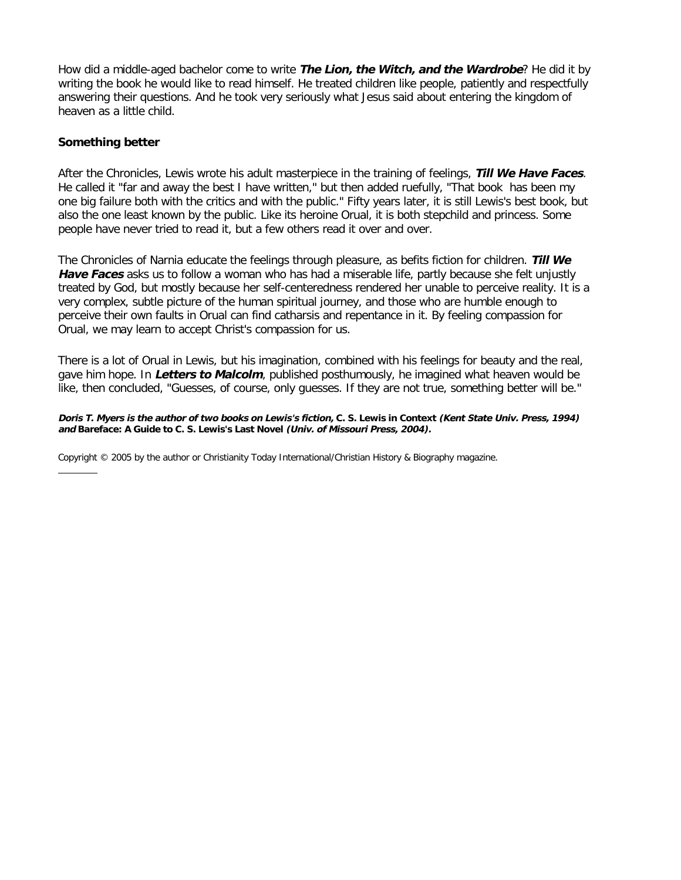How did a middle-aged bachelor come to write ***The Lion, the Witch, and the Wardrobe***? He did it by writing the book he would like to read himself. He treated children like people, patiently and respectfully answering their questions. And he took very seriously what Jesus said about entering the kingdom of heaven as a little child.

**Something better**

After the Chronicles, Lewis wrote his adult masterpiece in the training of feelings, ***Till We Have Faces***. He called it "far and away the best I have written," but then added ruefully, "That book has been my one big failure both with the critics and with the public." Fifty years later, it is still Lewis's best book, but also the one least known by the public. Like its heroine Orual, it is both stepchild and princess. Some people have never tried to read it, but a few others read it over and over.

The Chronicles of Narnia educate the feelings through pleasure, as befits fiction for children. ***Till We Have Faces*** asks us to follow a woman who has had a miserable life, partly because she felt unjustly treated by God, but mostly because her self-centeredness rendered her unable to perceive reality. It is a very complex, subtle picture of the human spiritual journey, and those who are humble enough to perceive their own faults in Orual can find catharsis and repentance in it. By feeling compassion for Orual, we may learn to accept Christ's compassion for us.

There is a lot of Orual in Lewis, but his imagination, combined with his feelings for beauty and the real, gave him hope. In ***Letters to Malcolm***, published posthumously, he imagined what heaven would be like, then concluded, "Guesses, of course, only guesses. If they are not true, something better will be."

***Doris T. Myers is the author of two books on Lewis's fiction,* C. S. Lewis in Context *(Kent State Univ. Press, 1994) and* Bareface: A Guide to C. S. Lewis's Last Novel *(Univ. of Missouri Press, 2004).***

Copyright © 2005 by the author or Christianity Today International/Christian History & Biography magazine.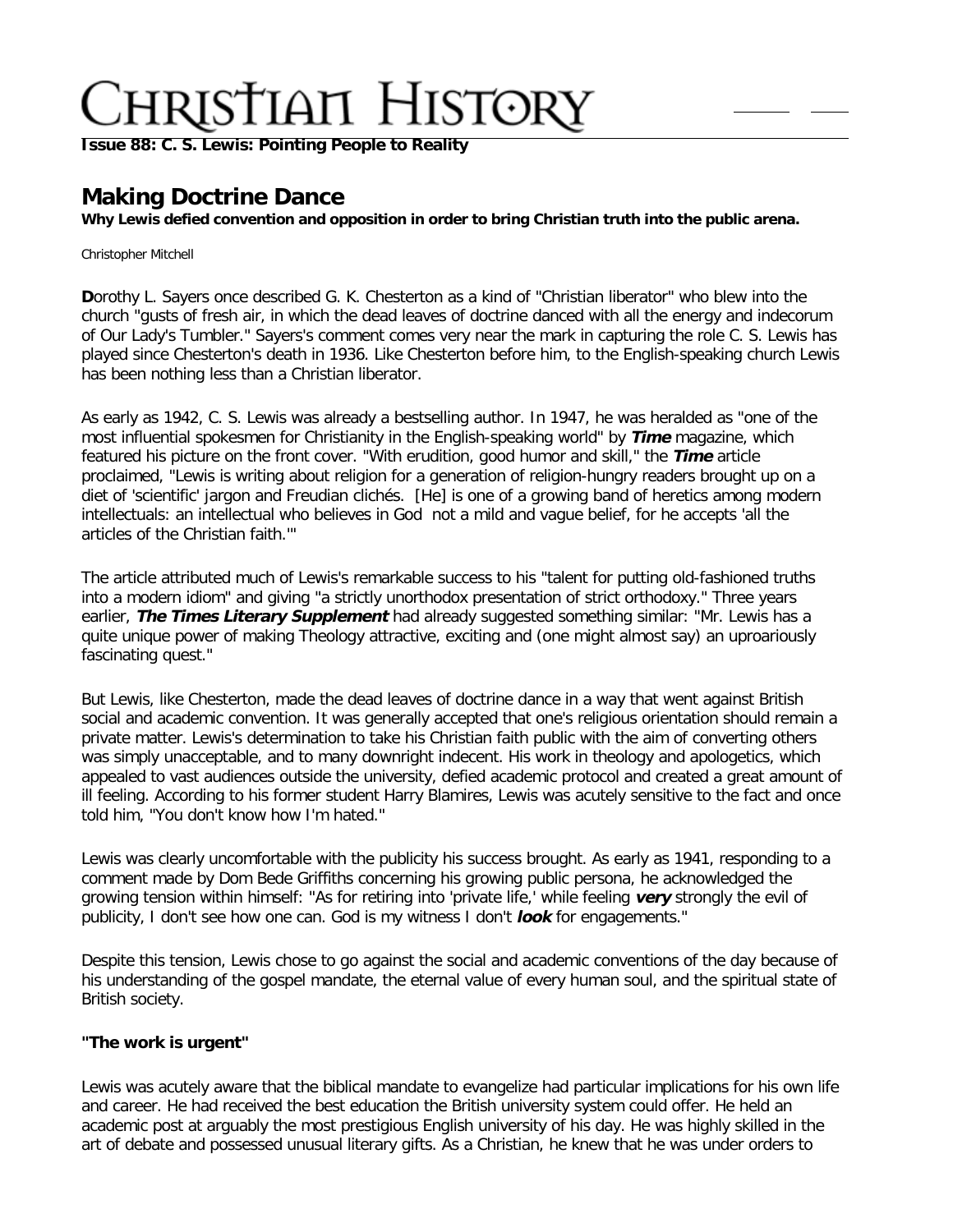# Making Doctrine Dance

**Why Lewis defied convention and opposition in order to bring Christian truth into the public arena.**

Christopher Mitchell

**D**orothy L. Sayers once described G. K. Chesterton as a kind of "Christian liberator" who blew into the church "gusts of fresh air, in which the dead leaves of doctrine danced with all the energy and indecorum of Our Lady's Tumbler." Sayers's comment comes very near the mark in capturing the role C. S. Lewis has played since Chesterton's death in 1936. Like Chesterton before him, to the English-speaking church Lewis has been nothing less than a Christian liberator.

As early as 1942, C. S. Lewis was already a bestselling author. In 1947, he was heralded as "one of the most influential spokesmen for Christianity in the English-speaking world" by ***Time*** magazine, which featured his picture on the front cover. "With erudition, good humor and skill," the ***Time*** article proclaimed, "Lewis is writing about religion for a generation of religion-hungry readers brought up on a diet of 'scientific' jargon and Freudian clichés. [He] is one of a growing band of heretics among modern intellectuals: an intellectual who believes in God not a mild and vague belief, for he accepts 'all the articles of the Christian faith.'"

The article attributed much of Lewis's remarkable success to his "talent for putting old-fashioned truths into a modern idiom" and giving "a strictly unorthodox presentation of strict orthodoxy." Three years earlier, ***The Times Literary Supplement*** had already suggested something similar: "Mr. Lewis has a quite unique power of making Theology attractive, exciting and (one might almost say) an uproariously fascinating quest."

But Lewis, like Chesterton, made the dead leaves of doctrine dance in a way that went against British social and academic convention. It was generally accepted that one's religious orientation should remain a private matter. Lewis's determination to take his Christian faith public with the aim of converting others was simply unacceptable, and to many downright indecent. His work in theology and apologetics, which appealed to vast audiences outside the university, defied academic protocol and created a great amount of ill feeling. According to his former student Harry Blamires, Lewis was acutely sensitive to the fact and once told him, "You don't know how I'm hated."

Lewis was clearly uncomfortable with the publicity his success brought. As early as 1941, responding to a comment made by Dom Bede Griffiths concerning his growing public persona, he acknowledged the growing tension within himself: "As for retiring into 'private life,' while feeling ***very*** strongly the evil of publicity, I don't see how one can. God is my witness I don't ***look*** for engagements."

Despite this tension, Lewis chose to go against the social and academic conventions of the day because of his understanding of the gospel mandate, the eternal value of every human soul, and the spiritual state of British society.

### "The work is urgent"

Lewis was acutely aware that the biblical mandate to evangelize had particular implications for his own life and career. He had received the best education the British university system could offer. He held an academic post at arguably the most prestigious English university of his day. He was highly skilled in the art of debate and possessed unusual literary gifts. As a Christian, he knew that he was under orders to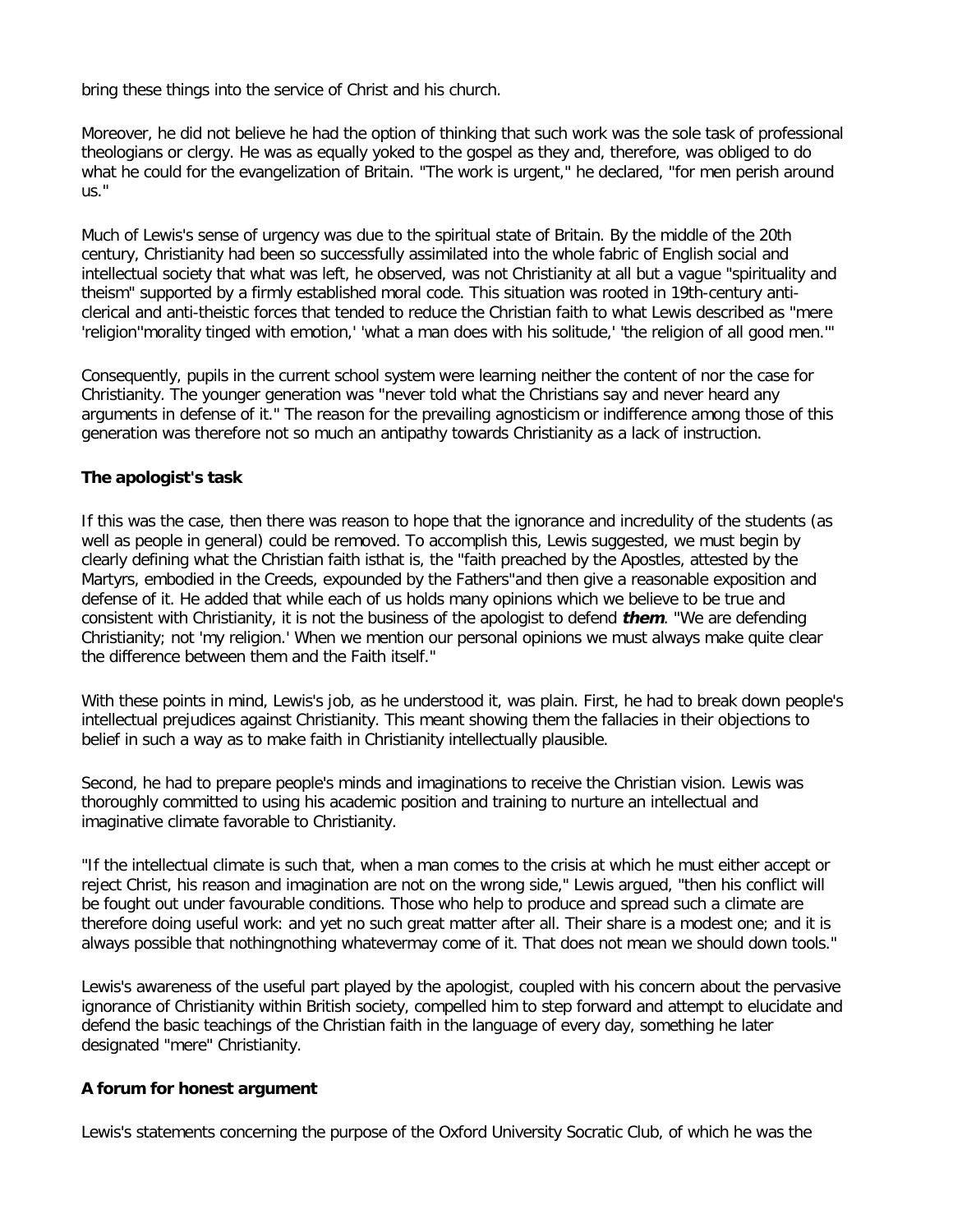bring these things into the service of Christ and his church.

Moreover, he did not believe he had the option of thinking that such work was the sole task of professional theologians or clergy. He was as equally yoked to the gospel as they and, therefore, was obliged to do what he could for the evangelization of Britain. "The work is urgent," he declared, "for men perish around us."

Much of Lewis's sense of urgency was due to the spiritual state of Britain. By the middle of the 20th century, Christianity had been so successfully assimilated into the whole fabric of English social and intellectual society that what was left, he observed, was not Christianity at all but a vague "spirituality and theism" supported by a firmly established moral code. This situation was rooted in 19th-century anti-clerical and anti-theistic forces that tended to reduce the Christian faith to what Lewis described as "mere 'religion''morality tinged with emotion,' 'what a man does with his solitude,' 'the religion of all good men.'"

Consequently, pupils in the current school system were learning neither the content of nor the case for Christianity. The younger generation was "never told what the Christians say and never heard any arguments in defense of it." The reason for the prevailing agnosticism or indifference among those of this generation was therefore not so much an antipathy towards Christianity as a lack of instruction.

### The apologist's task

If this was the case, then there was reason to hope that the ignorance and incredulity of the students (as well as people in general) could be removed. To accomplish this, Lewis suggested, we must begin by clearly defining what the Christian faith isthat is, the "faith preached by the Apostles, attested by the Martyrs, embodied in the Creeds, expounded by the Fathers"and then give a reasonable exposition and defense of it. He added that while each of us holds many opinions which we believe to be true and consistent with Christianity, it is not the business of the apologist to defend ***them***. "We are defending Christianity; not 'my religion.' When we mention our personal opinions we must always make quite clear the difference between them and the Faith itself."

With these points in mind, Lewis's job, as he understood it, was plain. First, he had to break down people's intellectual prejudices against Christianity. This meant showing them the fallacies in their objections to belief in such a way as to make faith in Christianity intellectually plausible.

Second, he had to prepare people's minds and imaginations to receive the Christian vision. Lewis was thoroughly committed to using his academic position and training to nurture an intellectual and imaginative climate favorable to Christianity.

"If the intellectual climate is such that, when a man comes to the crisis at which he must either accept or reject Christ, his reason and imagination are not on the wrong side," Lewis argued, "then his conflict will be fought out under favourable conditions. Those who help to produce and spread such a climate are therefore doing useful work: and yet no such great matter after all. Their share is a modest one; and it is always possible that nothingnothing whatevermay come of it. That does not mean we should down tools."

Lewis's awareness of the useful part played by the apologist, coupled with his concern about the pervasive ignorance of Christianity within British society, compelled him to step forward and attempt to elucidate and defend the basic teachings of the Christian faith in the language of every day, something he later designated "mere" Christianity.

### A forum for honest argument

Lewis's statements concerning the purpose of the Oxford University Socratic Club, of which he was the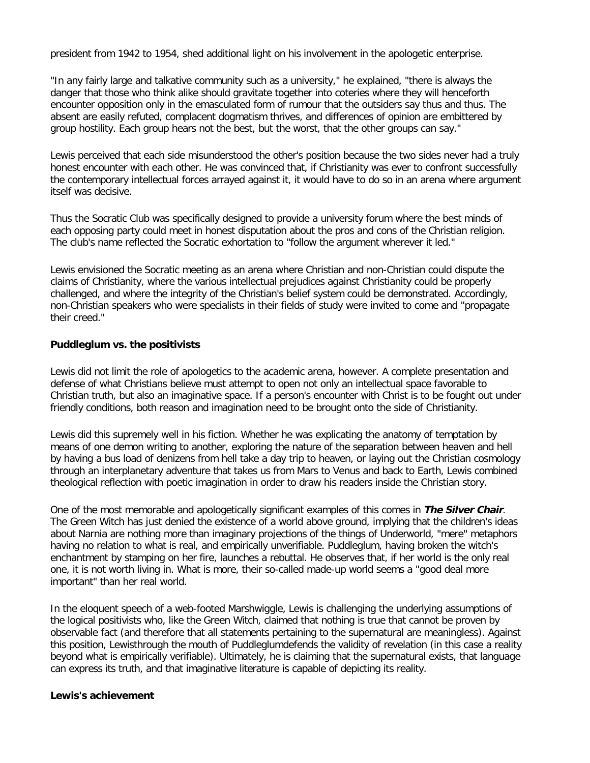president from 1942 to 1954, shed additional light on his involvement in the apologetic enterprise.

"In any fairly large and talkative community such as a university," he explained, "there is always the danger that those who think alike should gravitate together into coteries where they will henceforth encounter opposition only in the emasculated form of rumour that the outsiders say thus and thus. The absent are easily refuted, complacent dogmatism thrives, and differences of opinion are embittered by group hostility. Each group hears not the best, but the worst, that the other groups can say."

Lewis perceived that each side misunderstood the other's position because the two sides never had a truly honest encounter with each other. He was convinced that, if Christianity was ever to confront successfully the contemporary intellectual forces arrayed against it, it would have to do so in an arena where argument itself was decisive.

Thus the Socratic Club was specifically designed to provide a university forum where the best minds of each opposing party could meet in honest disputation about the pros and cons of the Christian religion. The club's name reflected the Socratic exhortation to "follow the argument wherever it led."

Lewis envisioned the Socratic meeting as an arena where Christian and non-Christian could dispute the claims of Christianity, where the various intellectual prejudices against Christianity could be properly challenged, and where the integrity of the Christian's belief system could be demonstrated. Accordingly, non-Christian speakers who were specialists in their fields of study were invited to come and "propagate their creed."

**Puddleglum vs. the positivists**

Lewis did not limit the role of apologetics to the academic arena, however. A complete presentation and defense of what Christians believe must attempt to open not only an intellectual space favorable to Christian truth, but also an imaginative space. If a person's encounter with Christ is to be fought out under friendly conditions, both reason and imagination need to be brought onto the side of Christianity.

Lewis did this supremely well in his fiction. Whether he was explicating the anatomy of temptation by means of one demon writing to another, exploring the nature of the separation between heaven and hell by having a bus load of denizens from hell take a day trip to heaven, or laying out the Christian cosmology through an interplanetary adventure that takes us from Mars to Venus and back to Earth, Lewis combined theological reflection with poetic imagination in order to draw his readers inside the Christian story.

One of the most memorable and apologetically significant examples of this comes in ***The Silver Chair***. The Green Witch has just denied the existence of a world above ground, implying that the children's ideas about Narnia are nothing more than imaginary projections of the things of Underworld, "mere" metaphors having no relation to what is real, and empirically unverifiable. Puddleglum, having broken the witch's enchantment by stamping on her fire, launches a rebuttal. He observes that, if her world is the only real one, it is not worth living in. What is more, their so-called made-up world seems a "good deal more important" than her real world.

In the eloquent speech of a web-footed Marshwiggle, Lewis is challenging the underlying assumptions of the logical positivists who, like the Green Witch, claimed that nothing is true that cannot be proven by observable fact (and therefore that all statements pertaining to the supernatural are meaningless). Against this position, Lewisthrough the mouth of Puddleglumdefends the validity of revelation (in this case a reality beyond what is empirically verifiable). Ultimately, he is claiming that the supernatural exists, that language can express its truth, and that imaginative literature is capable of depicting its reality.

**Lewis's achievement**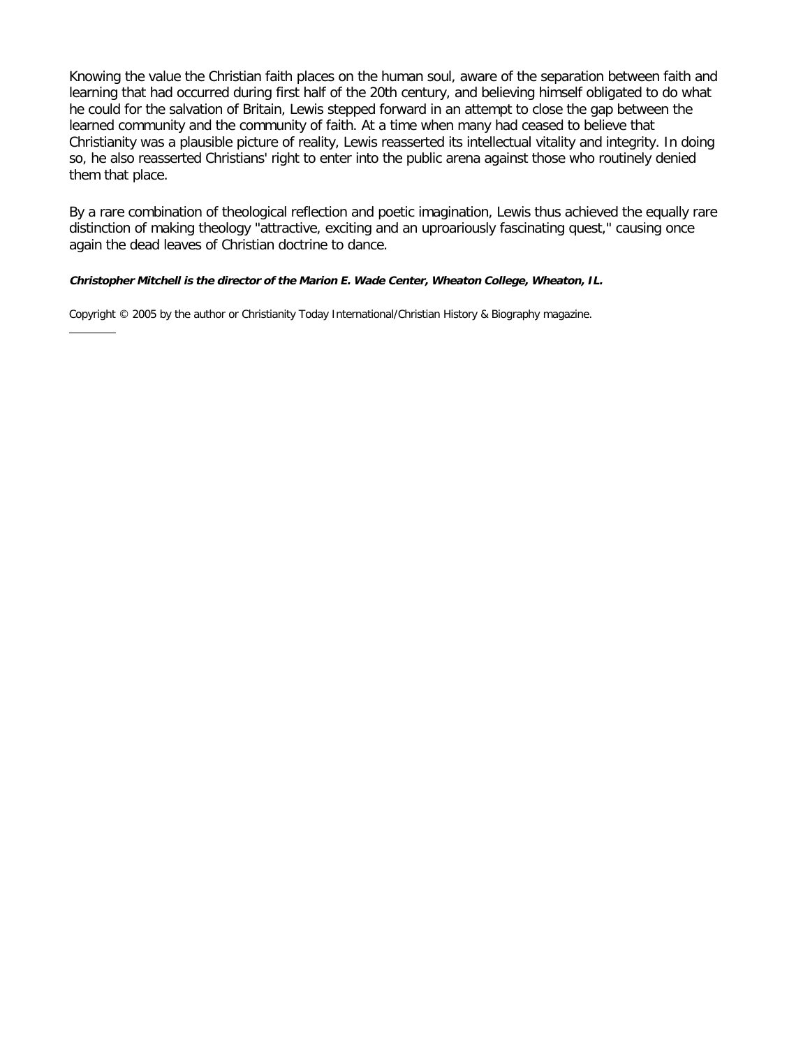Knowing the value the Christian faith places on the human soul, aware of the separation between faith and learning that had occurred during first half of the 20th century, and believing himself obligated to do what he could for the salvation of Britain, Lewis stepped forward in an attempt to close the gap between the learned community and the community of faith. At a time when many had ceased to believe that Christianity was a plausible picture of reality, Lewis reasserted its intellectual vitality and integrity. In doing so, he also reasserted Christians' right to enter into the public arena against those who routinely denied them that place.

By a rare combination of theological reflection and poetic imagination, Lewis thus achieved the equally rare distinction of making theology "attractive, exciting and an uproariously fascinating quest," causing once again the dead leaves of Christian doctrine to dance.

***Christopher Mitchell is the director of the Marion E. Wade Center, Wheaton College, Wheaton, IL.***

Copyright © 2005 by the author or Christianity Today International/Christian History & Biography magazine.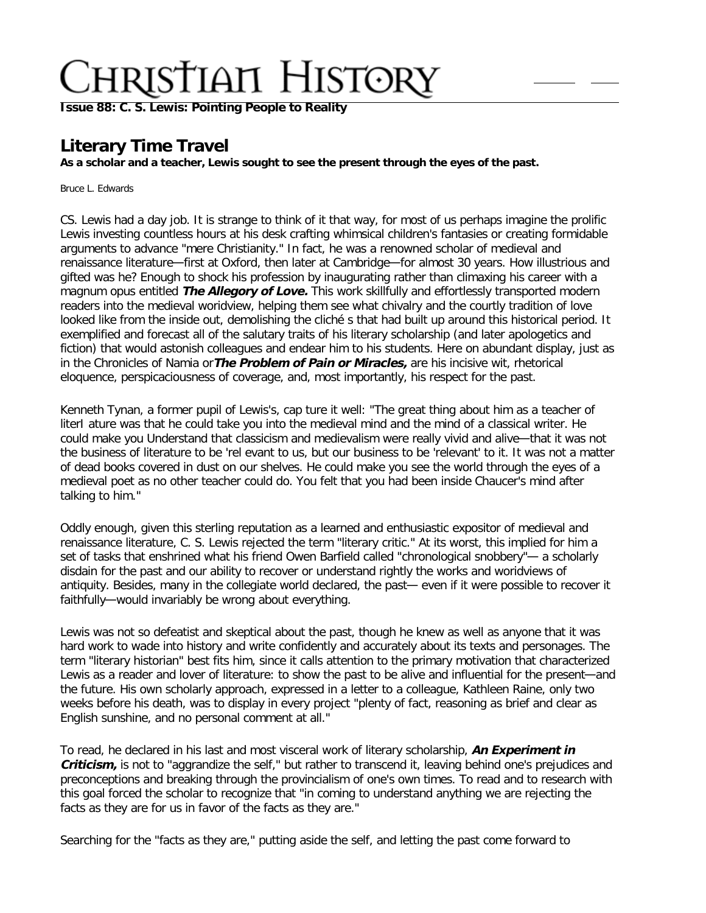# Literary Time Travel

**As a scholar and a teacher, Lewis sought to see the present through the eyes of the past.**

Bruce L. Edwards

CS. Lewis had a day job. It is strange to think of it that way, for most of us perhaps imagine the prolific Lewis investing countless hours at his desk crafting whimsical children's fantasies or creating formidable arguments to advance "mere Christianity." In fact, he was a renowned scholar of medieval and renaissance literature—first at Oxford, then later at Cambridge—for almost 30 years. How illustrious and gifted was he? Enough to shock his profession by inaugurating rather than climaxing his career with a magnum opus entitled ***The Allegory of Love.*** This work skillfully and effortlessly transported modern readers into the medieval woridview, helping them see what chivalry and the courtly tradition of love looked like from the inside out, demolishing the cliché s that had built up around this historical period. It exemplified and forecast all of the salutary traits of his literary scholarship (and later apologetics and fiction) that would astonish colleagues and endear him to his students. Here on abundant display, just as in the Chronicles of Namia or ***The Problem of Pain or Miracles,*** are his incisive wit, rhetorical eloquence, perspicaciousness of coverage, and, most importantly, his respect for the past.

Kenneth Tynan, a former pupil of Lewis's, cap ture it well: "The great thing about him as a teacher of literI ature was that he could take you into the medieval mind and the mind of a classical writer. He could make you Understand that classicism and medievalism were really vivid and alive—that it was not the business of literature to be 'rel evant to us, but our business to be 'relevant' to it. It was not a matter of dead books covered in dust on our shelves. He could make you see the world through the eyes of a medieval poet as no other teacher could do. You felt that you had been inside Chaucer's mind after talking to him."

Oddly enough, given this sterling reputation as a learned and enthusiastic expositor of medieval and renaissance literature, C. S. Lewis rejected the term "literary critic." At its worst, this implied for him a set of tasks that enshrined what his friend Owen Barfield called "chronological snobbery"— a scholarly disdain for the past and our ability to recover or understand rightly the works and woridviews of antiquity. Besides, many in the collegiate world declared, the past— even if it were possible to recover it faithfully—would invariably be wrong about everything.

Lewis was not so defeatist and skeptical about the past, though he knew as well as anyone that it was hard work to wade into history and write confidently and accurately about its texts and personages. The term "literary historian" best fits him, since it calls attention to the primary motivation that characterized Lewis as a reader and lover of literature: to show the past to be alive and influential for the present—and the future. His own scholarly approach, expressed in a letter to a colleague, Kathleen Raine, only two weeks before his death, was to display in every project "plenty of fact, reasoning as brief and clear as English sunshine, and no personal comment at all."

To read, he declared in his last and most visceral work of literary scholarship, ***An Experiment in Criticism,*** is not to "aggrandize the self," but rather to transcend it, leaving behind one's prejudices and preconceptions and breaking through the provincialism of one's own times. To read and to research with this goal forced the scholar to recognize that "in coming to understand anything we are rejecting the facts as they are for us in favor of the facts as they are."

Searching for the "facts as they are," putting aside the self, and letting the past come forward to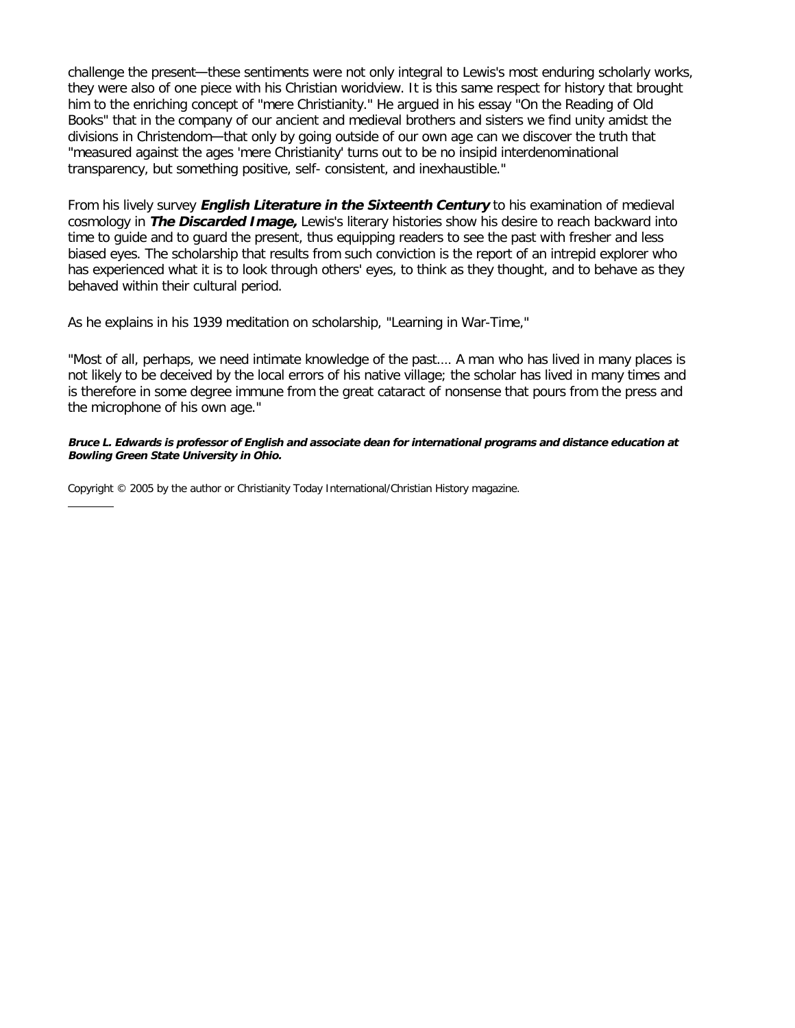challenge the present—these sentiments were not only integral to Lewis's most enduring scholarly works, they were also of one piece with his Christian worldview. It is this same respect for history that brought him to the enriching concept of "mere Christianity." He argued in his essay "On the Reading of Old Books" that in the company of our ancient and medieval brothers and sisters we find unity amidst the divisions in Christendom—that only by going outside of our own age can we discover the truth that "measured against the ages 'mere Christianity' turns out to be no insipid interdenominational transparency, but something positive, self- consistent, and inexhaustible."

From his lively survey ***English Literature in the Sixteenth Century*** to his examination of medieval cosmology in ***The Discarded Image,*** Lewis's literary histories show his desire to reach backward into time to guide and to guard the present, thus equipping readers to see the past with fresher and less biased eyes. The scholarship that results from such conviction is the report of an intrepid explorer who has experienced what it is to look through others' eyes, to think as they thought, and to behave as they behaved within their cultural period.

As he explains in his 1939 meditation on scholarship, "Learning in War-Time,"

"Most of all, perhaps, we need intimate knowledge of the past.... A man who has lived in many places is not likely to be deceived by the local errors of his native village; the scholar has lived in many times and is therefore in some degree immune from the great cataract of nonsense that pours from the press and the microphone of his own age."

***Bruce L. Edwards is professor of English and associate dean for international programs and distance education at Bowling Green State University in Ohio.***

Copyright © 2005 by the author or Christianity Today International/Christian History magazine.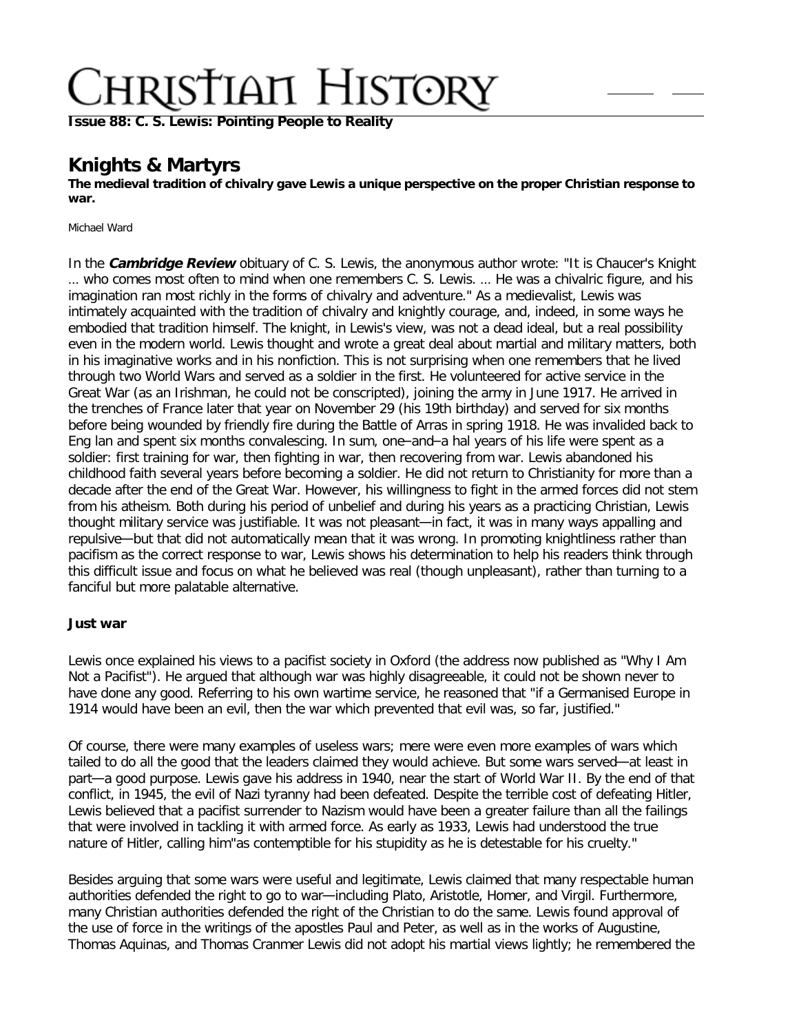**Issue 88: C. S. Lewis: Pointing People to Reality**

# Knights & Martyrs

**The medieval tradition of chivalry gave Lewis a unique perspective on the proper Christian response to war.**

Michael Ward

In the ***Cambridge Review*** obituary of C. S. Lewis, the anonymous author wrote: "It is Chaucer's Knight ... who comes most often to mind when one remembers C. S. Lewis. ... He was a chivalric figure, and his imagination ran most richly in the forms of chivalry and adventure." As a medievalist, Lewis was intimately acquainted with the tradition of chivalry and knightly courage, and, indeed, in some ways he embodied that tradition himself. The knight, in Lewis's view, was not a dead ideal, but a real possibility even in the modern world. Lewis thought and wrote a great deal about martial and military matters, both in his imaginative works and in his nonfiction. This is not surprising when one remembers that he lived through two World Wars and served as a soldier in the first. He volunteered for active service in the Great War (as an Irishman, he could not be conscripted), joining the army in June 1917. He arrived in the trenches of France later that year on November 29 (his 19th birthday) and served for six months before being wounded by friendly fire during the Battle of Arras in spring 1918. He was invalided back to Eng lan and spent six months convalescing. In sum, one–and–a hal years of his life were spent as a soldier: first training for war, then fighting in war, then recovering from war. Lewis abandoned his childhood faith several years before becoming a soldier. He did not return to Christianity for more than a decade after the end of the Great War. However, his willingness to fight in the armed forces did not stem from his atheism. Both during his period of unbelief and during his years as a practicing Christian, Lewis thought military service was justifiable. It was not pleasant—in fact, it was in many ways appalling and repulsive—but that did not automatically mean that it was wrong. In promoting knightliness rather than pacifism as the correct response to war, Lewis shows his determination to help his readers think through this difficult issue and focus on what he believed was real (though unpleasant), rather than turning to a fanciful but more palatable alternative.

### Just war

Lewis once explained his views to a pacifist society in Oxford (the address now published as "Why I Am Not a Pacifist"). He argued that although war was highly disagreeable, it could not be shown never to have done any good. Referring to his own wartime service, he reasoned that "if a Germanised Europe in 1914 would have been an evil, then the war which prevented that evil was, so far, justified."

Of course, there were many examples of useless wars; mere were even more examples of wars which tailed to do all the good that the leaders claimed they would achieve. But some wars served—at least in part—a good purpose. Lewis gave his address in 1940, near the start of World War II. By the end of that conflict, in 1945, the evil of Nazi tyranny had been defeated. Despite the terrible cost of defeating Hitler, Lewis believed that a pacifist surrender to Nazism would have been a greater failure than all the failings that were involved in tackling it with armed force. As early as 1933, Lewis had understood the true nature of Hitler, calling him"as contemptible for his stupidity as he is detestable for his cruelty."

Besides arguing that some wars were useful and legitimate, Lewis claimed that many respectable human authorities defended the right to go to war—including Plato, Aristotle, Homer, and Virgil. Furthermore, many Christian authorities defended the right of the Christian to do the same. Lewis found approval of the use of force in the writings of the apostles Paul and Peter, as well as in the works of Augustine, Thomas Aquinas, and Thomas Cranmer Lewis did not adopt his martial views lightly; he remembered the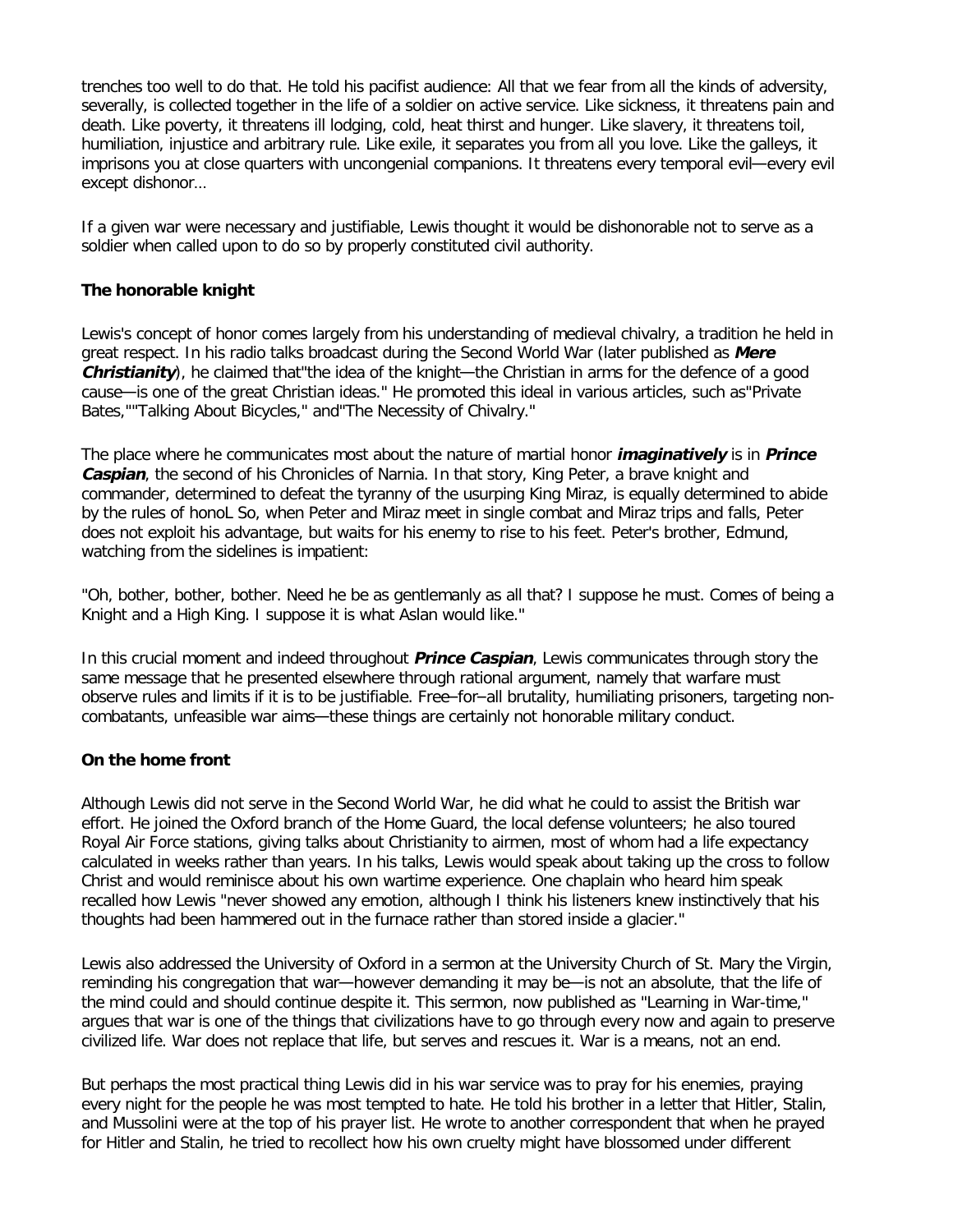trenches too well to do that. He told his pacifist audience: All that we fear from all the kinds of adversity, severally, is collected together in the life of a soldier on active service. Like sickness, it threatens pain and death. Like poverty, it threatens ill lodging, cold, heat thirst and hunger. Like slavery, it threatens toil, humiliation, injustice and arbitrary rule. Like exile, it separates you from all you love. Like the galleys, it imprisons you at close quarters with uncongenial companions. It threatens every temporal evil—every evil except dishonor…

If a given war were necessary and justifiable, Lewis thought it would be dishonorable not to serve as a soldier when called upon to do so by properly constituted civil authority.

**The honorable knight**

Lewis's concept of honor comes largely from his understanding of medieval chivalry, a tradition he held in great respect. In his radio talks broadcast during the Second World War (later published as ***Mere Christianity***), he claimed that"the idea of the knight—the Christian in arms for the defence of a good cause—is one of the great Christian ideas." He promoted this ideal in various articles, such as"Private Bates,""Talking About Bicycles," and"The Necessity of Chivalry."

The place where he communicates most about the nature of martial honor ***imaginatively*** is in ***Prince Caspian***, the second of his Chronicles of Narnia. In that story, King Peter, a brave knight and commander, determined to defeat the tyranny of the usurping King Miraz, is equally determined to abide by the rules of honoL So, when Peter and Miraz meet in single combat and Miraz trips and falls, Peter does not exploit his advantage, but waits for his enemy to rise to his feet. Peter's brother, Edmund, watching from the sidelines is impatient:

"Oh, bother, bother, bother. Need he be as gentlemanly as all that? I suppose he must. Comes of being a Knight and a High King. I suppose it is what Aslan would like."

In this crucial moment and indeed throughout ***Prince Caspian***, Lewis communicates through story the same message that he presented elsewhere through rational argument, namely that warfare must observe rules and limits if it is to be justifiable. Free–for–all brutality, humiliating prisoners, targeting non-combatants, unfeasible war aims—these things are certainly not honorable military conduct.

**On the home front**

Although Lewis did not serve in the Second World War, he did what he could to assist the British war effort. He joined the Oxford branch of the Home Guard, the local defense volunteers; he also toured Royal Air Force stations, giving talks about Christianity to airmen, most of whom had a life expectancy calculated in weeks rather than years. In his talks, Lewis would speak about taking up the cross to follow Christ and would reminisce about his own wartime experience. One chaplain who heard him speak recalled how Lewis "never showed any emotion, although I think his listeners knew instinctively that his thoughts had been hammered out in the furnace rather than stored inside a glacier."

Lewis also addressed the University of Oxford in a sermon at the University Church of St. Mary the Virgin, reminding his congregation that war—however demanding it may be—is not an absolute, that the life of the mind could and should continue despite it. This sermon, now published as "Learning in War-time," argues that war is one of the things that civilizations have to go through every now and again to preserve civilized life. War does not replace that life, but serves and rescues it. War is a means, not an end.

But perhaps the most practical thing Lewis did in his war service was to pray for his enemies, praying every night for the people he was most tempted to hate. He told his brother in a letter that Hitler, Stalin, and Mussolini were at the top of his prayer list. He wrote to another correspondent that when he prayed for Hitler and Stalin, he tried to recollect how his own cruelty might have blossomed under different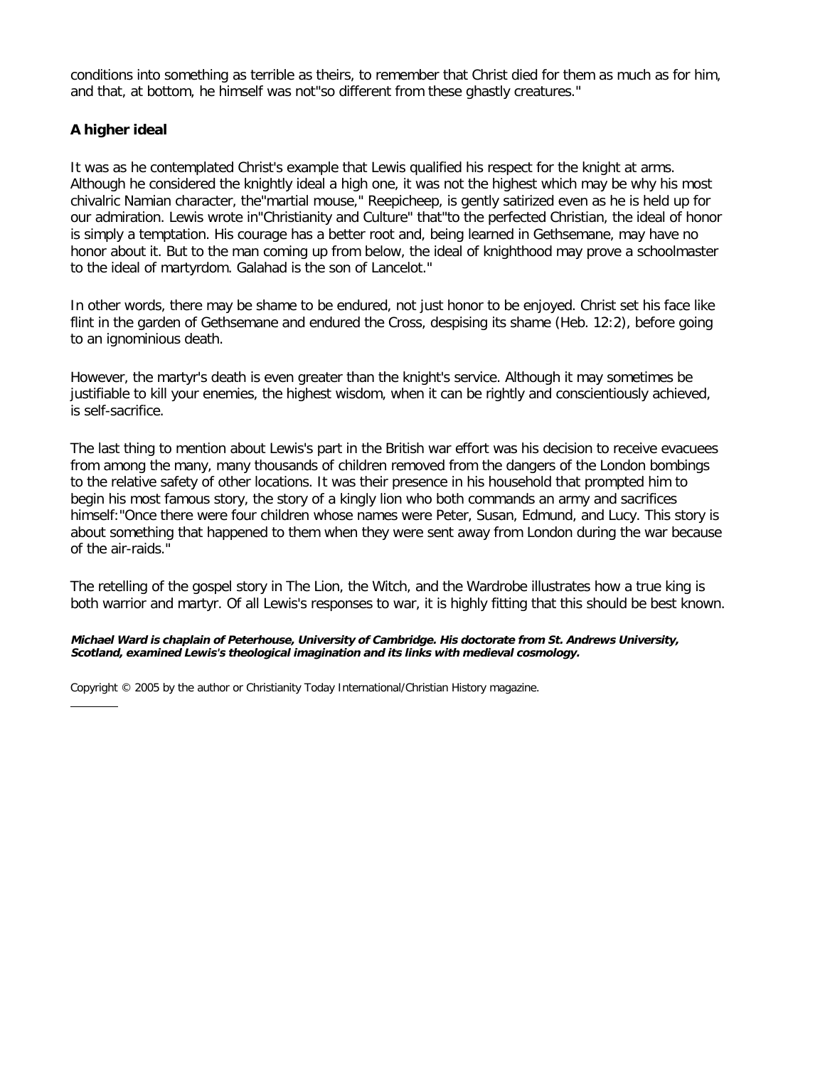conditions into something as terrible as theirs, to remember that Christ died for them as much as for him, and that, at bottom, he himself was not"so different from these ghastly creatures."

### A higher ideal

It was as he contemplated Christ's example that Lewis qualified his respect for the knight at arms. Although he considered the knightly ideal a high one, it was not the highest which may be why his most chivalric Namian character, the"martial mouse," Reepicheep, is gently satirized even as he is held up for our admiration. Lewis wrote in"Christianity and Culture" that"to the perfected Christian, the ideal of honor is simply a temptation. His courage has a better root and, being learned in Gethsemane, may have no honor about it. But to the man coming up from below, the ideal of knighthood may prove a schoolmaster to the ideal of martyrdom. Galahad is the son of Lancelot."

In other words, there may be shame to be endured, not just honor to be enjoyed. Christ set his face like flint in the garden of Gethsemane and endured the Cross, despising its shame (Heb. 12:2), before going to an ignominious death.

However, the martyr's death is even greater than the knight's service. Although it may sometimes be justifiable to kill your enemies, the highest wisdom, when it can be rightly and conscientiously achieved, is self-sacrifice.

The last thing to mention about Lewis's part in the British war effort was his decision to receive evacuees from among the many, many thousands of children removed from the dangers of the London bombings to the relative safety of other locations. It was their presence in his household that prompted him to begin his most famous story, the story of a kingly lion who both commands an army and sacrifices himself:"Once there were four children whose names were Peter, Susan, Edmund, and Lucy. This story is about something that happened to them when they were sent away from London during the war because of the air-raids."

The retelling of the gospel story in The Lion, the Witch, and the Wardrobe illustrates how a true king is both warrior and martyr. Of all Lewis's responses to war, it is highly fitting that this should be best known.

***Michael Ward is chaplain of Peterhouse, University of Cambridge. His doctorate from St. Andrews University, Scotland, examined Lewis's theological imagination and its links with medieval cosmology.***

Copyright © 2005 by the author or Christianity Today International/Christian History magazine.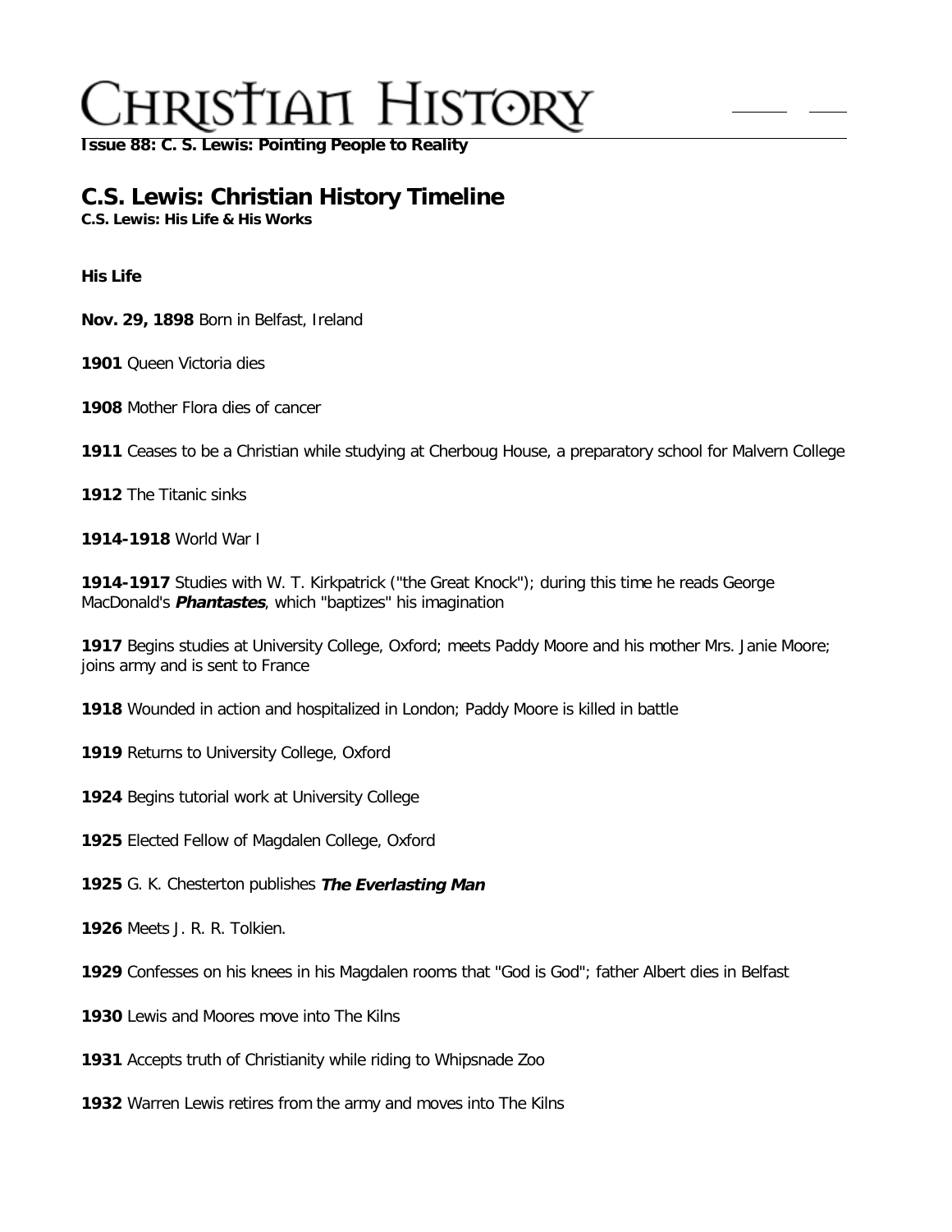**Issue 88: C. S. Lewis: Pointing People to Reality**

# C.S. Lewis: Christian History Timeline

**C.S. Lewis: His Life & His Works**

**His Life**

**Nov. 29, 1898** Born in Belfast, Ireland

**1901** Queen Victoria dies

**1908** Mother Flora dies of cancer

**1911** Ceases to be a Christian while studying at Cherboug House, a preparatory school for Malvern College

**1912** The Titanic sinks

**1914-1918** World War I

**1914-1917** Studies with W. T. Kirkpatrick ("the Great Knock"); during this time he reads George MacDonald's ***Phantastes***, which "baptizes" his imagination

**1917** Begins studies at University College, Oxford; meets Paddy Moore and his mother Mrs. Janie Moore; joins army and is sent to France

**1918** Wounded in action and hospitalized in London; Paddy Moore is killed in battle

**1919** Returns to University College, Oxford

**1924** Begins tutorial work at University College

**1925** Elected Fellow of Magdalen College, Oxford

**1925** G. K. Chesterton publishes ***The Everlasting Man***

**1926** Meets J. R. R. Tolkien.

**1929** Confesses on his knees in his Magdalen rooms that "God is God"; father Albert dies in Belfast

**1930** Lewis and Moores move into The Kilns

**1931** Accepts truth of Christianity while riding to Whipsnade Zoo

**1932** Warren Lewis retires from the army and moves into The Kilns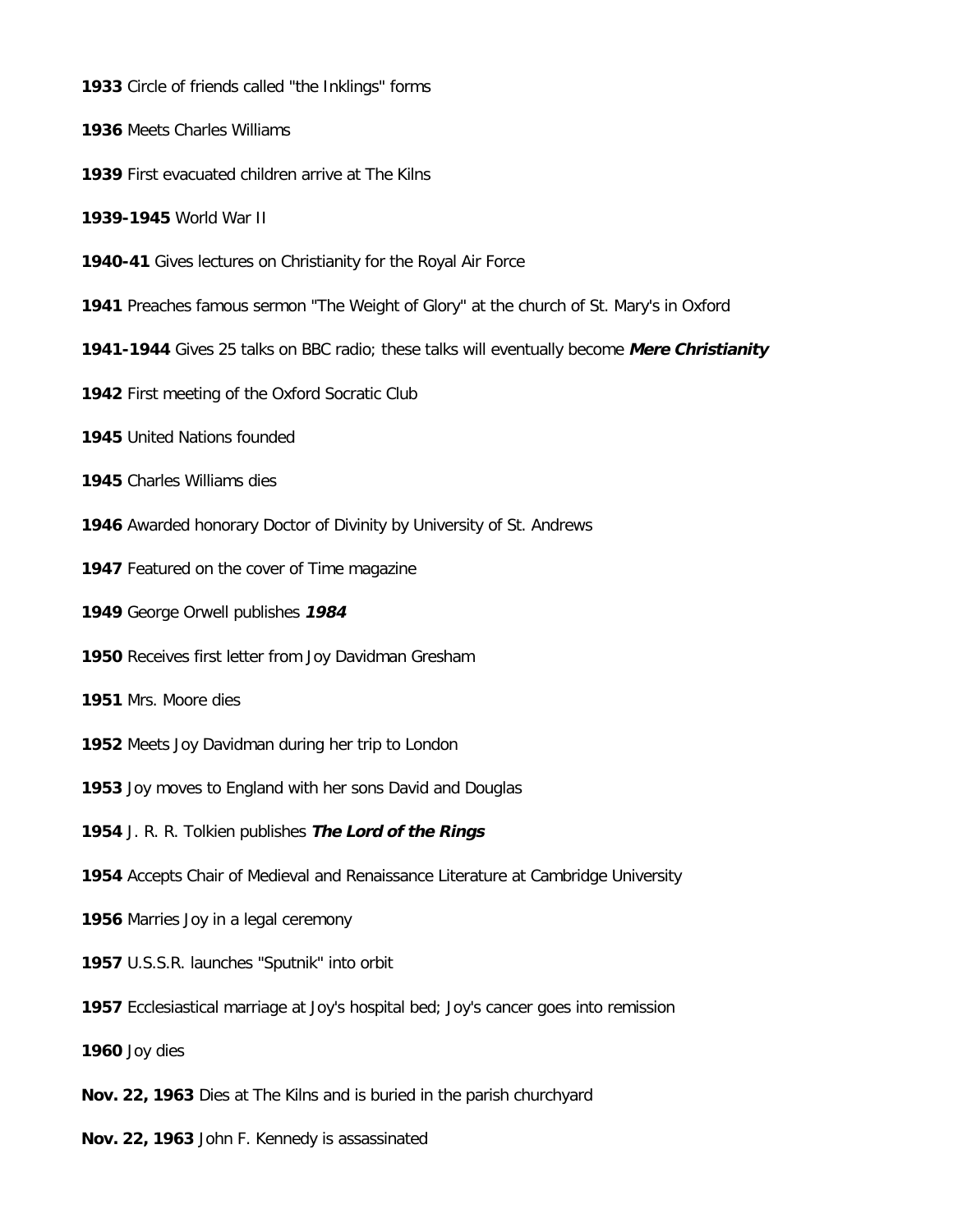**1933** Circle of friends called "the Inklings" forms

**1936** Meets Charles Williams

**1939** First evacuated children arrive at The Kilns

**1939-1945** World War II

**1940-41** Gives lectures on Christianity for the Royal Air Force

**1941** Preaches famous sermon "The Weight of Glory" at the church of St. Mary's in Oxford

**1941-1944** Gives 25 talks on BBC radio; these talks will eventually become ***Mere Christianity***

**1942** First meeting of the Oxford Socratic Club

**1945** United Nations founded

**1945** Charles Williams dies

**1946** Awarded honorary Doctor of Divinity by University of St. Andrews

**1947** Featured on the cover of Time magazine

**1949** George Orwell publishes ***1984***

**1950** Receives first letter from Joy Davidman Gresham

**1951** Mrs. Moore dies

**1952** Meets Joy Davidman during her trip to London

**1953** Joy moves to England with her sons David and Douglas

**1954** J. R. R. Tolkien publishes ***The Lord of the Rings***

**1954** Accepts Chair of Medieval and Renaissance Literature at Cambridge University

**1956** Marries Joy in a legal ceremony

**1957** U.S.S.R. launches "Sputnik" into orbit

**1957** Ecclesiastical marriage at Joy's hospital bed; Joy's cancer goes into remission

**1960** Joy dies

**Nov. 22, 1963** Dies at The Kilns and is buried in the parish churchyard

**Nov. 22, 1963** John F. Kennedy is assassinated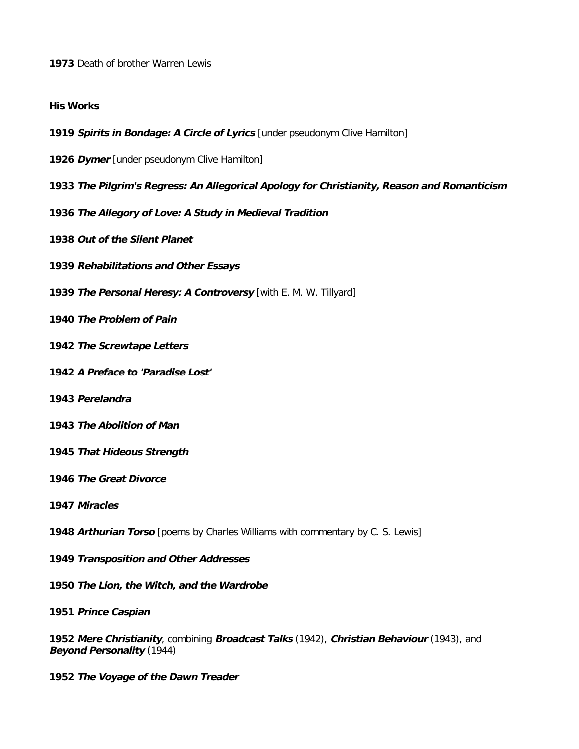**1973** Death of brother Warren Lewis

**His Works**

**1919** ***Spirits in Bondage: A Circle of Lyrics*** [under pseudonym Clive Hamilton]

**1926** ***Dymer*** [under pseudonym Clive Hamilton]

**1933** ***The Pilgrim's Regress: An Allegorical Apology for Christianity, Reason and Romanticism***

**1936** ***The Allegory of Love: A Study in Medieval Tradition***

**1938** ***Out of the Silent Planet***

**1939** ***Rehabilitations and Other Essays***

**1939** ***The Personal Heresy: A Controversy*** [with E. M. W. Tillyard]

**1940** ***The Problem of Pain***

**1942** ***The Screwtape Letters***

**1942** ***A Preface to 'Paradise Lost'***

**1943** ***Perelandra***

**1943** ***The Abolition of Man***

**1945** ***That Hideous Strength***

**1946** ***The Great Divorce***

**1947** ***Miracles***

**1948** ***Arthurian Torso*** [poems by Charles Williams with commentary by C. S. Lewis]

**1949** ***Transposition and Other Addresses***

**1950** ***The Lion, the Witch, and the Wardrobe***

**1951** ***Prince Caspian***

**1952** ***Mere Christianity***, combining ***Broadcast Talks*** (1942), ***Christian Behaviour*** (1943), and ***Beyond Personality*** (1944)

**1952** ***The Voyage of the Dawn Treader***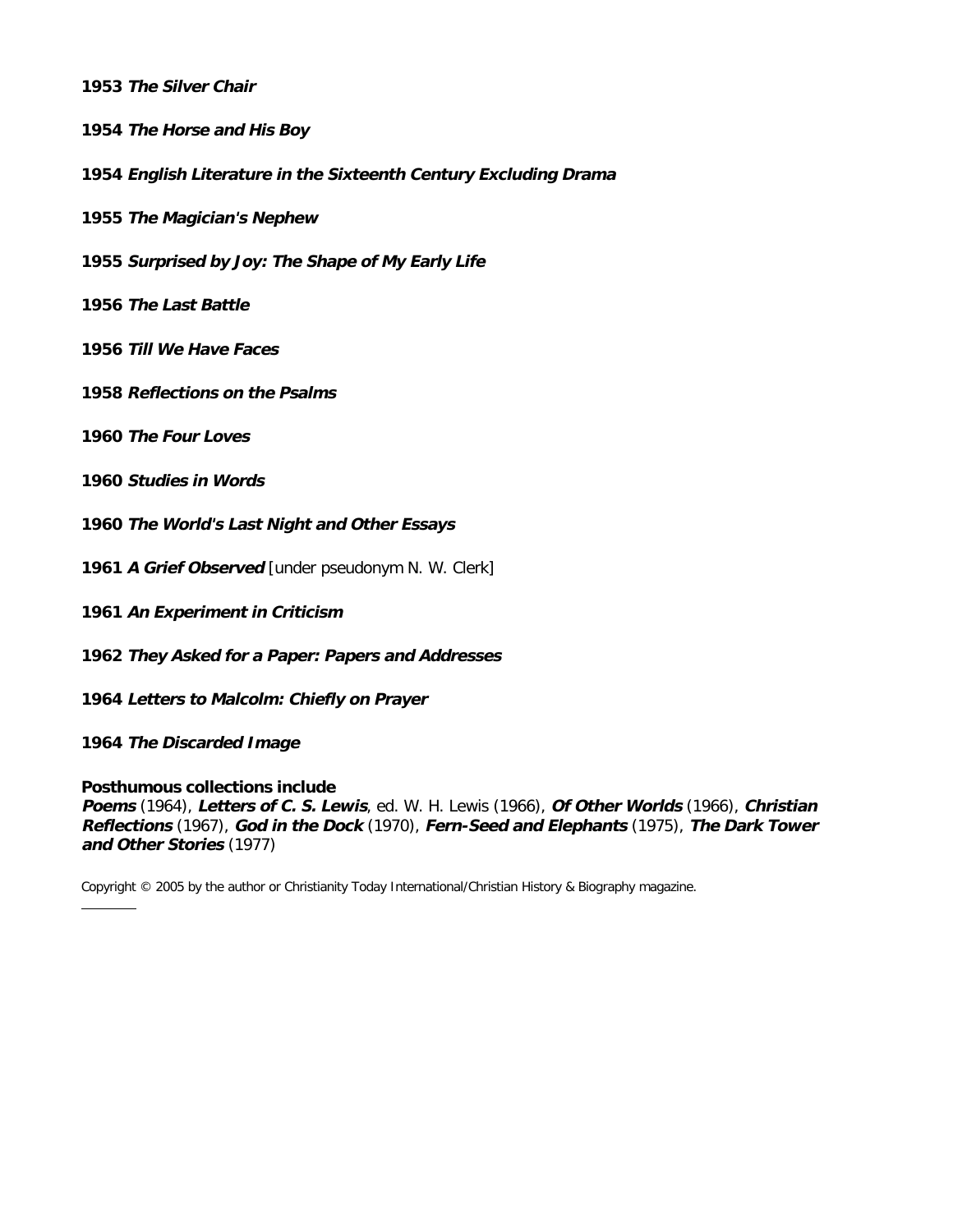**1953** ***The Silver Chair***

**1954** ***The Horse and His Boy***

**1954** ***English Literature in the Sixteenth Century Excluding Drama***

**1955** ***The Magician's Nephew***

**1955** ***Surprised by Joy: The Shape of My Early Life***

**1956** ***The Last Battle***

**1956** ***Till We Have Faces***

**1958** ***Reflections on the Psalms***

**1960** ***The Four Loves***

**1960** ***Studies in Words***

**1960** ***The World's Last Night and Other Essays***

**1961** ***A Grief Observed*** [under pseudonym N. W. Clerk]

**1961** ***An Experiment in Criticism***

**1962** ***They Asked for a Paper: Papers and Addresses***

**1964** ***Letters to Malcolm: Chiefly on Prayer***

**1964** ***The Discarded Image***

**Posthumous collections include**
***Poems*** (1964), ***Letters of C. S. Lewis***, ed. W. H. Lewis (1966), ***Of Other Worlds*** (1966), ***Christian Reflections*** (1967), ***God in the Dock*** (1970), ***Fern-Seed and Elephants*** (1975), ***The Dark Tower and Other Stories*** (1977)

Copyright © 2005 by the author or Christianity Today International/Christian History & Biography magazine.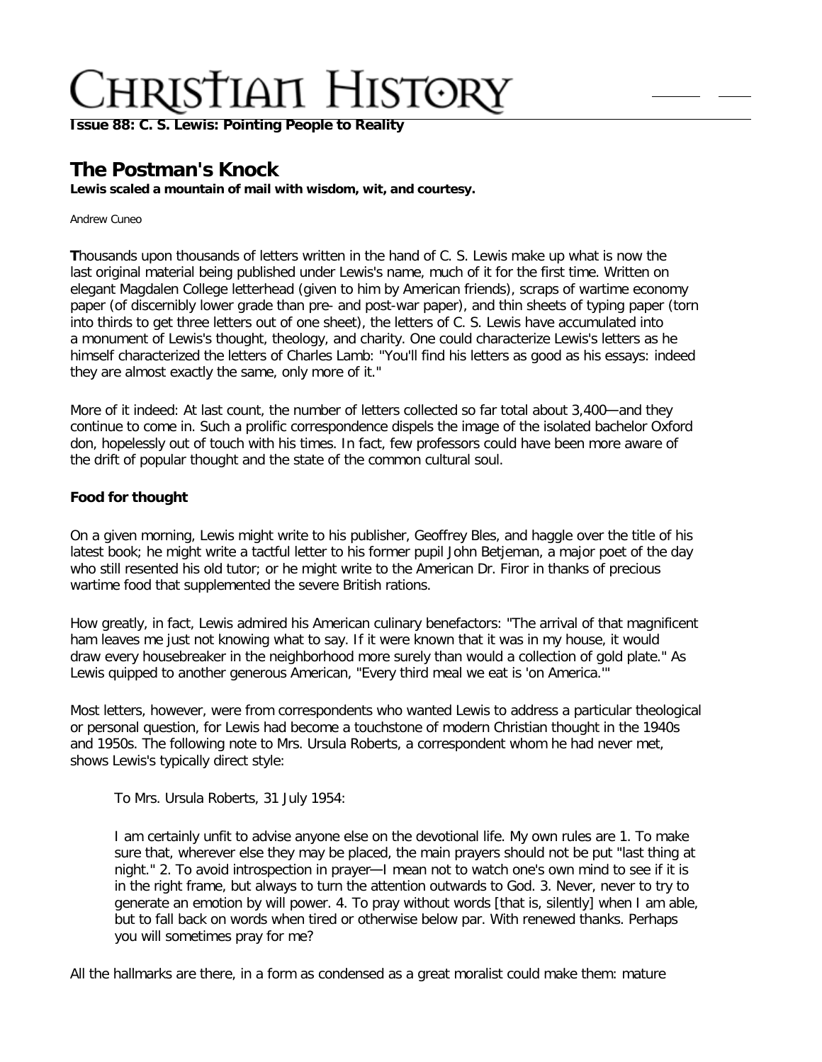**Issue 88: C. S. Lewis: Pointing People to Reality**

# The Postman's Knock

**Lewis scaled a mountain of mail with wisdom, wit, and courtesy.**

Andrew Cuneo

**T**housands upon thousands of letters written in the hand of C. S. Lewis make up what is now the last original material being published under Lewis's name, much of it for the first time. Written on elegant Magdalen College letterhead (given to him by American friends), scraps of wartime economy paper (of discernibly lower grade than pre- and post-war paper), and thin sheets of typing paper (torn into thirds to get three letters out of one sheet), the letters of C. S. Lewis have accumulated into a monument of Lewis's thought, theology, and charity. One could characterize Lewis's letters as he himself characterized the letters of Charles Lamb: "You'll find his letters as good as his essays: indeed they are almost exactly the same, only more of it."

More of it indeed: At last count, the number of letters collected so far total about 3,400—and they continue to come in. Such a prolific correspondence dispels the image of the isolated bachelor Oxford don, hopelessly out of touch with his times. In fact, few professors could have been more aware of the drift of popular thought and the state of the common cultural soul.

### Food for thought

On a given morning, Lewis might write to his publisher, Geoffrey Bles, and haggle over the title of his latest book; he might write a tactful letter to his former pupil John Betjeman, a major poet of the day who still resented his old tutor; or he might write to the American Dr. Firor in thanks of precious wartime food that supplemented the severe British rations.

How greatly, in fact, Lewis admired his American culinary benefactors: "The arrival of that magnificent ham leaves me just not knowing what to say. If it were known that it was in my house, it would draw every housebreaker in the neighborhood more surely than would a collection of gold plate." As Lewis quipped to another generous American, "Every third meal we eat is 'on America.'"

Most letters, however, were from correspondents who wanted Lewis to address a particular theological or personal question, for Lewis had become a touchstone of modern Christian thought in the 1940s and 1950s. The following note to Mrs. Ursula Roberts, a correspondent whom he had never met, shows Lewis's typically direct style:

> To Mrs. Ursula Roberts, 31 July 1954:
>
> I am certainly unfit to advise anyone else on the devotional life. My own rules are 1. To make sure that, wherever else they may be placed, the main prayers should not be put "last thing at night." 2. To avoid introspection in prayer—I mean not to watch one's own mind to see if it is in the right frame, but always to turn the attention outwards to God. 3. Never, never to try to generate an emotion by will power. 4. To pray without words [that is, silently] when I am able, but to fall back on words when tired or otherwise below par. With renewed thanks. Perhaps you will sometimes pray for me?

All the hallmarks are there, in a form as condensed as a great moralist could make them: mature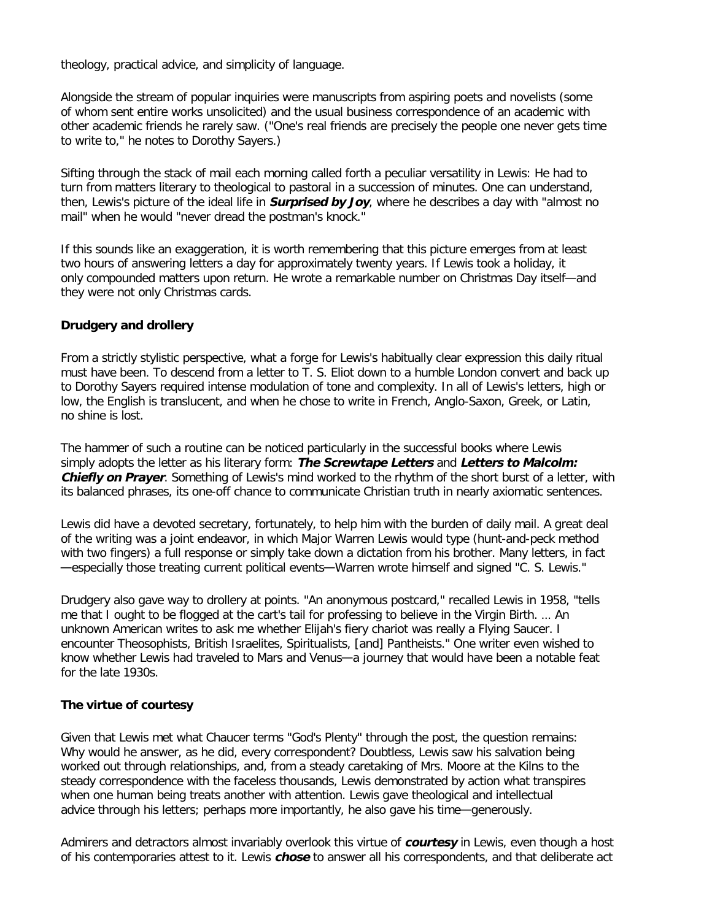theology, practical advice, and simplicity of language.

Alongside the stream of popular inquiries were manuscripts from aspiring poets and novelists (some of whom sent entire works unsolicited) and the usual business correspondence of an academic with other academic friends he rarely saw. ("One's real friends are precisely the people one never gets time to write to," he notes to Dorothy Sayers.)

Sifting through the stack of mail each morning called forth a peculiar versatility in Lewis: He had to turn from matters literary to theological to pastoral in a succession of minutes. One can understand, then, Lewis's picture of the ideal life in ***Surprised by Joy***, where he describes a day with "almost no mail" when he would "never dread the postman's knock."

If this sounds like an exaggeration, it is worth remembering that this picture emerges from at least two hours of answering letters a day for approximately twenty years. If Lewis took a holiday, it only compounded matters upon return. He wrote a remarkable number on Christmas Day itself—and they were not only Christmas cards.

**Drudgery and drollery**

From a strictly stylistic perspective, what a forge for Lewis's habitually clear expression this daily ritual must have been. To descend from a letter to T. S. Eliot down to a humble London convert and back up to Dorothy Sayers required intense modulation of tone and complexity. In all of Lewis's letters, high or low, the English is translucent, and when he chose to write in French, Anglo-Saxon, Greek, or Latin, no shine is lost.

The hammer of such a routine can be noticed particularly in the successful books where Lewis simply adopts the letter as his literary form: ***The Screwtape Letters*** and ***Letters to Malcolm: Chiefly on Prayer***. Something of Lewis's mind worked to the rhythm of the short burst of a letter, with its balanced phrases, its one-off chance to communicate Christian truth in nearly axiomatic sentences.

Lewis did have a devoted secretary, fortunately, to help him with the burden of daily mail. A great deal of the writing was a joint endeavor, in which Major Warren Lewis would type (hunt-and-peck method with two fingers) a full response or simply take down a dictation from his brother. Many letters, in fact—especially those treating current political events—Warren wrote himself and signed "C. S. Lewis."

Drudgery also gave way to drollery at points. "An anonymous postcard," recalled Lewis in 1958, "tells me that I ought to be flogged at the cart's tail for professing to believe in the Virgin Birth. ... An unknown American writes to ask me whether Elijah's fiery chariot was really a Flying Saucer. I encounter Theosophists, British Israelites, Spiritualists, [and] Pantheists." One writer even wished to know whether Lewis had traveled to Mars and Venus—a journey that would have been a notable feat for the late 1930s.

**The virtue of courtesy**

Given that Lewis met what Chaucer terms "God's Plenty" through the post, the question remains: Why would he answer, as he did, every correspondent? Doubtless, Lewis saw his salvation being worked out through relationships, and, from a steady caretaking of Mrs. Moore at the Kilns to the steady correspondence with the faceless thousands, Lewis demonstrated by action what transpires when one human being treats another with attention. Lewis gave theological and intellectual advice through his letters; perhaps more importantly, he also gave his time—generously.

Admirers and detractors almost invariably overlook this virtue of ***courtesy*** in Lewis, even though a host of his contemporaries attest to it. Lewis ***chose*** to answer all his correspondents, and that deliberate act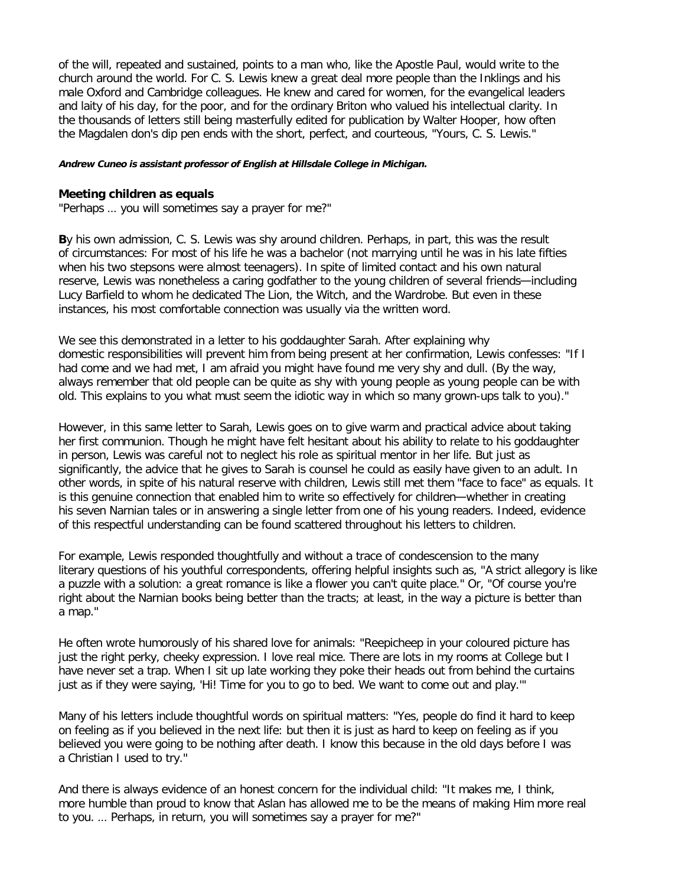of the will, repeated and sustained, points to a man who, like the Apostle Paul, would write to the church around the world. For C. S. Lewis knew a great deal more people than the Inklings and his male Oxford and Cambridge colleagues. He knew and cared for women, for the evangelical leaders and laity of his day, for the poor, and for the ordinary Briton who valued his intellectual clarity. In the thousands of letters still being masterfully edited for publication by Walter Hooper, how often the Magdalen don's dip pen ends with the short, perfect, and courteous, "Yours, C. S. Lewis."

***Andrew Cuneo is assistant professor of English at Hillsdale College in Michigan.***

### Meeting children as equals

"Perhaps … you will sometimes say a prayer for me?"

**B**y his own admission, C. S. Lewis was shy around children. Perhaps, in part, this was the result of circumstances: For most of his life he was a bachelor (not marrying until he was in his late fifties when his two stepsons were almost teenagers). In spite of limited contact and his own natural reserve, Lewis was nonetheless a caring godfather to the young children of several friends—including Lucy Barfield to whom he dedicated The Lion, the Witch, and the Wardrobe. But even in these instances, his most comfortable connection was usually via the written word.

We see this demonstrated in a letter to his goddaughter Sarah. After explaining why domestic responsibilities will prevent him from being present at her confirmation, Lewis confesses: "If I had come and we had met, I am afraid you might have found me very shy and dull. (By the way, always remember that old people can be quite as shy with young people as young people can be with old. This explains to you what must seem the idiotic way in which so many grown-ups talk to you)."

However, in this same letter to Sarah, Lewis goes on to give warm and practical advice about taking her first communion. Though he might have felt hesitant about his ability to relate to his goddaughter in person, Lewis was careful not to neglect his role as spiritual mentor in her life. But just as significantly, the advice that he gives to Sarah is counsel he could as easily have given to an adult. In other words, in spite of his natural reserve with children, Lewis still met them "face to face" as equals. It is this genuine connection that enabled him to write so effectively for children—whether in creating his seven Narnian tales or in answering a single letter from one of his young readers. Indeed, evidence of this respectful understanding can be found scattered throughout his letters to children.

For example, Lewis responded thoughtfully and without a trace of condescension to the many literary questions of his youthful correspondents, offering helpful insights such as, "A strict allegory is like a puzzle with a solution: a great romance is like a flower you can't quite place." Or, "Of course you're right about the Narnian books being better than the tracts; at least, in the way a picture is better than a map."

He often wrote humorously of his shared love for animals: "Reepicheep in your coloured picture has just the right perky, cheeky expression. I love real mice. There are lots in my rooms at College but I have never set a trap. When I sit up late working they poke their heads out from behind the curtains just as if they were saying, 'Hi! Time for you to go to bed. We want to come out and play.'"

Many of his letters include thoughtful words on spiritual matters: "Yes, people do find it hard to keep on feeling as if you believed in the next life: but then it is just as hard to keep on feeling as if you believed you were going to be nothing after death. I know this because in the old days before I was a Christian I used to try."

And there is always evidence of an honest concern for the individual child: "It makes me, I think, more humble than proud to know that Aslan has allowed me to be the means of making Him more real to you. … Perhaps, in return, you will sometimes say a prayer for me?"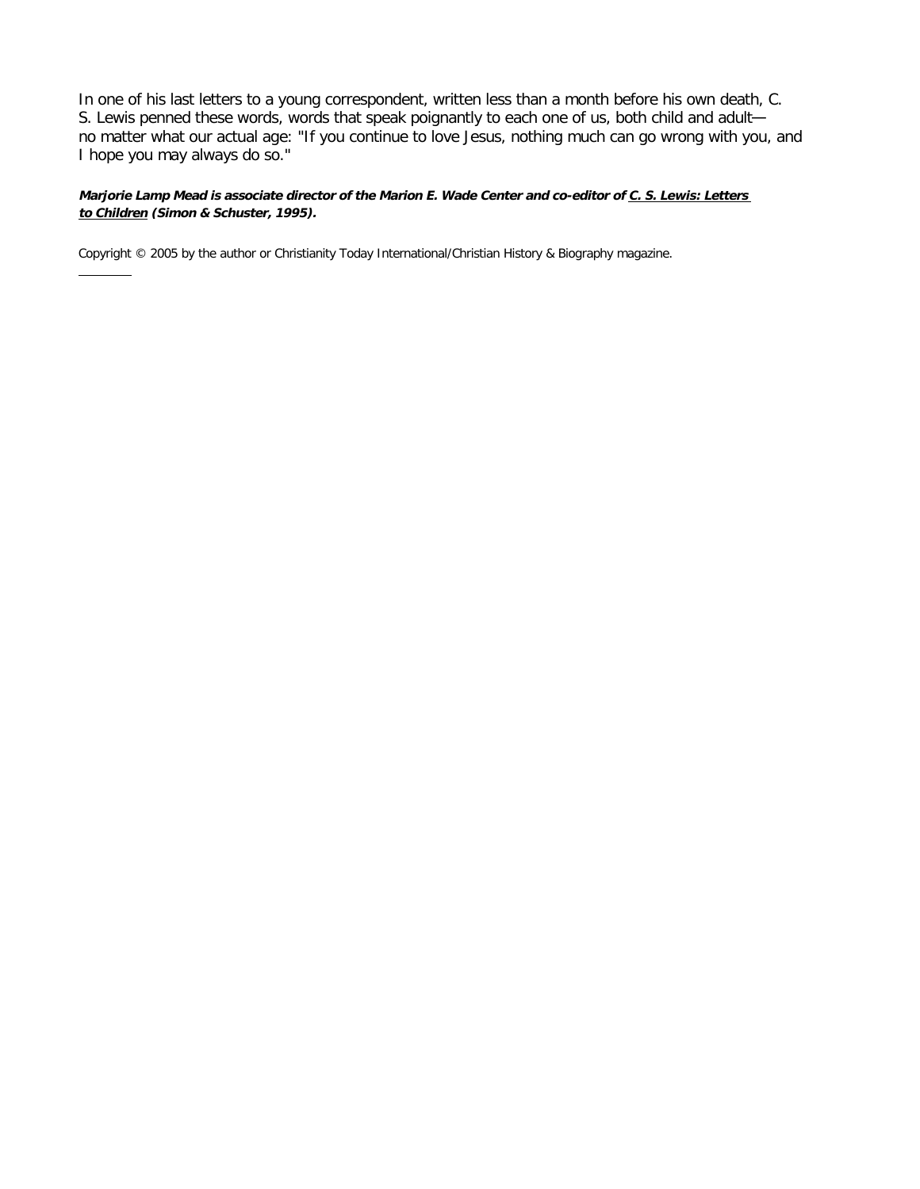In one of his last letters to a young correspondent, written less than a month before his own death, C. S. Lewis penned these words, words that speak poignantly to each one of us, both child and adult—no matter what our actual age: "If you continue to love Jesus, nothing much can go wrong with you, and I hope you may always do so."

***Marjorie Lamp Mead is associate director of the Marion E. Wade Center and co-editor of C. S. Lewis: Letters to Children (Simon & Schuster, 1995).***

Copyright © 2005 by the author or Christianity Today International/Christian History & Biography magazine.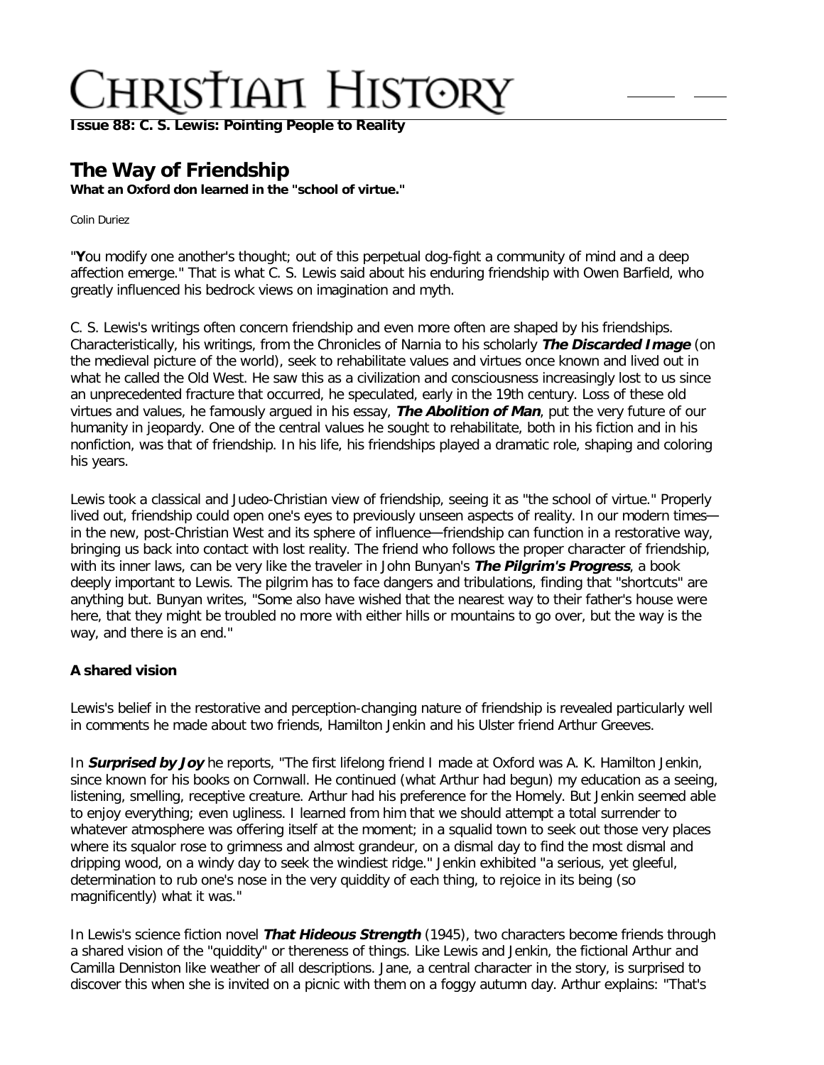# Christian History

**Issue 88: C. S. Lewis: Pointing People to Reality**

## The Way of Friendship

**What an Oxford don learned in the "school of virtue."**

Colin Duriez

"**Y**ou modify one another's thought; out of this perpetual dog-fight a community of mind and a deep affection emerge." That is what C. S. Lewis said about his enduring friendship with Owen Barfield, who greatly influenced his bedrock views on imagination and myth.

C. S. Lewis's writings often concern friendship and even more often are shaped by his friendships. Characteristically, his writings, from the Chronicles of Narnia to his scholarly ***The Discarded Image*** (on the medieval picture of the world), seek to rehabilitate values and virtues once known and lived out in what he called the Old West. He saw this as a civilization and consciousness increasingly lost to us since an unprecedented fracture that occurred, he speculated, early in the 19th century. Loss of these old virtues and values, he famously argued in his essay, ***The Abolition of Man***, put the very future of our humanity in jeopardy. One of the central values he sought to rehabilitate, both in his fiction and in his nonfiction, was that of friendship. In his life, his friendships played a dramatic role, shaping and coloring his years.

Lewis took a classical and Judeo-Christian view of friendship, seeing it as "the school of virtue." Properly lived out, friendship could open one's eyes to previously unseen aspects of reality. In our modern times—in the new, post-Christian West and its sphere of influence—friendship can function in a restorative way, bringing us back into contact with lost reality. The friend who follows the proper character of friendship, with its inner laws, can be very like the traveler in John Bunyan's ***The Pilgrim's Progress***, a book deeply important to Lewis. The pilgrim has to face dangers and tribulations, finding that "shortcuts" are anything but. Bunyan writes, "Some also have wished that the nearest way to their father's house were here, that they might be troubled no more with either hills or mountains to go over, but the way is the way, and there is an end."

### A shared vision

Lewis's belief in the restorative and perception-changing nature of friendship is revealed particularly well in comments he made about two friends, Hamilton Jenkin and his Ulster friend Arthur Greeves.

In ***Surprised by Joy*** he reports, "The first lifelong friend I made at Oxford was A. K. Hamilton Jenkin, since known for his books on Cornwall. He continued (what Arthur had begun) my education as a seeing, listening, smelling, receptive creature. Arthur had his preference for the Homely. But Jenkin seemed able to enjoy everything; even ugliness. I learned from him that we should attempt a total surrender to whatever atmosphere was offering itself at the moment; in a squalid town to seek out those very places where its squalor rose to grimness and almost grandeur, on a dismal day to find the most dismal and dripping wood, on a windy day to seek the windiest ridge." Jenkin exhibited "a serious, yet gleeful, determination to rub one's nose in the very quiddity of each thing, to rejoice in its being (so magnificently) what it was."

In Lewis's science fiction novel ***That Hideous Strength*** (1945), two characters become friends through a shared vision of the "quiddity" or thereness of things. Like Lewis and Jenkin, the fictional Arthur and Camilla Denniston like weather of all descriptions. Jane, a central character in the story, is surprised to discover this when she is invited on a picnic with them on a foggy autumn day. Arthur explains: "That's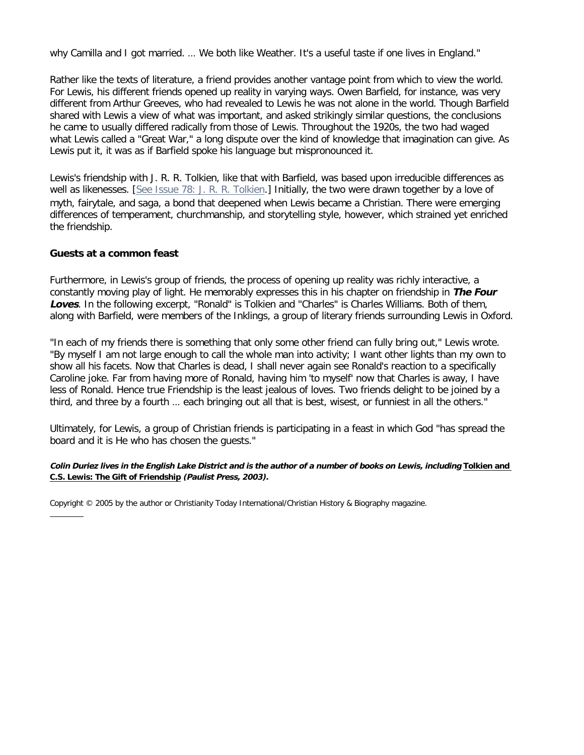why Camilla and I got married. … We both like Weather. It's a useful taste if one lives in England."

Rather like the texts of literature, a friend provides another vantage point from which to view the world. For Lewis, his different friends opened up reality in varying ways. Owen Barfield, for instance, was very different from Arthur Greeves, who had revealed to Lewis he was not alone in the world. Though Barfield shared with Lewis a view of what was important, and asked strikingly similar questions, the conclusions he came to usually differed radically from those of Lewis. Throughout the 1920s, the two had waged what Lewis called a "Great War," a long dispute over the kind of knowledge that imagination can give. As Lewis put it, it was as if Barfield spoke his language but mispronounced it.

Lewis's friendship with J. R. R. Tolkien, like that with Barfield, was based upon irreducible differences as well as likenesses. [See Issue 78: J. R. R. Tolkien.] Initially, the two were drawn together by a love of myth, fairytale, and saga, a bond that deepened when Lewis became a Christian. There were emerging differences of temperament, churchmanship, and storytelling style, however, which strained yet enriched the friendship.

### Guests at a common feast

Furthermore, in Lewis's group of friends, the process of opening up reality was richly interactive, a constantly moving play of light. He memorably expresses this in his chapter on friendship in ***The Four Loves***. In the following excerpt, "Ronald" is Tolkien and "Charles" is Charles Williams. Both of them, along with Barfield, were members of the Inklings, a group of literary friends surrounding Lewis in Oxford.

"In each of my friends there is something that only some other friend can fully bring out," Lewis wrote. "By myself I am not large enough to call the whole man into activity; I want other lights than my own to show all his facets. Now that Charles is dead, I shall never again see Ronald's reaction to a specifically Caroline joke. Far from having more of Ronald, having him 'to myself' now that Charles is away, I have less of Ronald. Hence true Friendship is the least jealous of loves. Two friends delight to be joined by a third, and three by a fourth … each bringing out all that is best, wisest, or funniest in all the others."

Ultimately, for Lewis, a group of Christian friends is participating in a feast in which God "has spread the board and it is He who has chosen the guests."

***Colin Duriez lives in the English Lake District and is the author of a number of books on Lewis, including* Tolkien and C.S. Lewis: The Gift of Friendship *(Paulist Press, 2003).***

Copyright © 2005 by the author or Christianity Today International/Christian History & Biography magazine.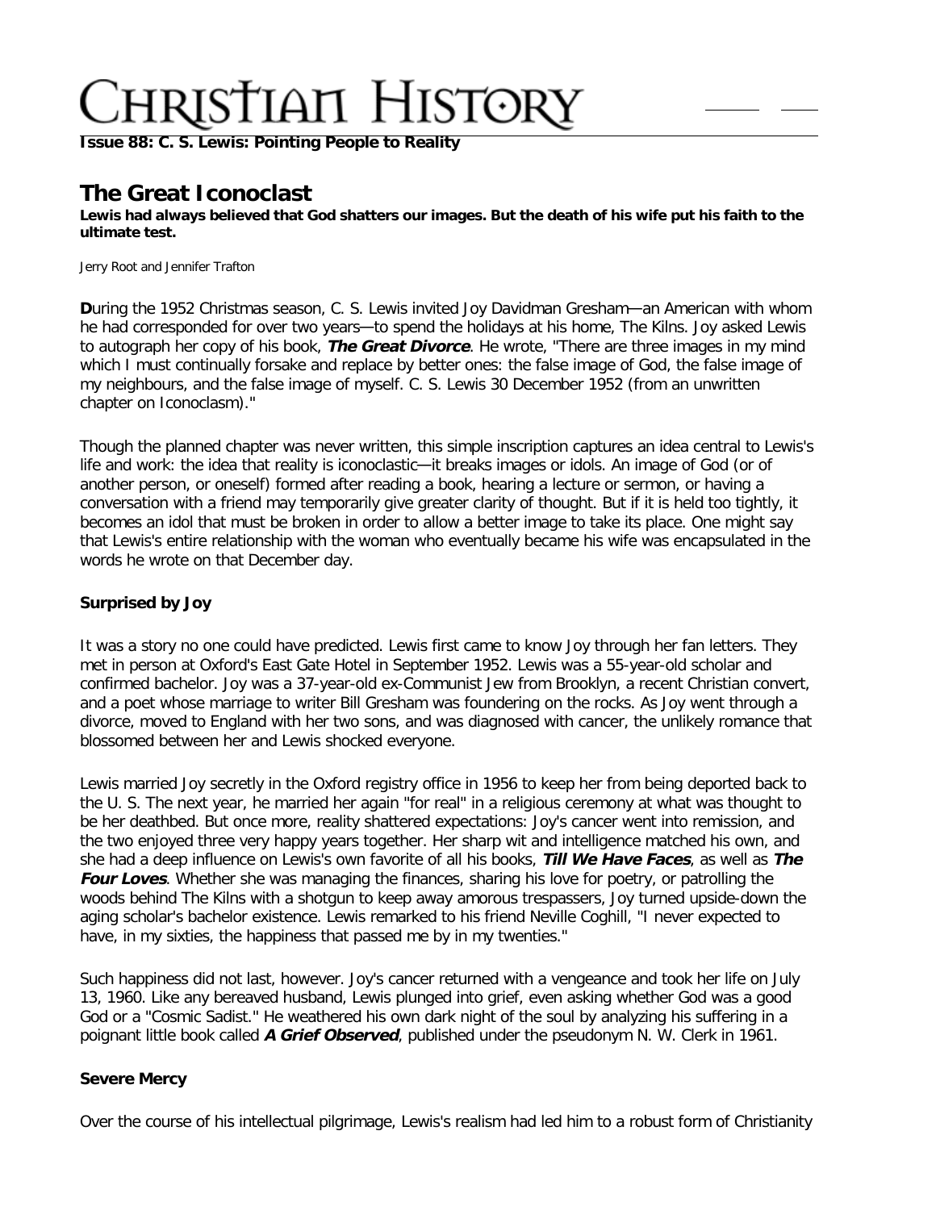**Issue 88: C. S. Lewis: Pointing People to Reality**

## The Great Iconoclast

**Lewis had always believed that God shatters our images. But the death of his wife put his faith to the ultimate test.**

Jerry Root and Jennifer Trafton

During the 1952 Christmas season, C. S. Lewis invited Joy Davidman Gresham—an American with whom he had corresponded for over two years—to spend the holidays at his home, The Kilns. Joy asked Lewis to autograph her copy of his book, ***The Great Divorce***. He wrote, "There are three images in my mind which I must continually forsake and replace by better ones: the false image of God, the false image of my neighbours, and the false image of myself. C. S. Lewis 30 December 1952 (from an unwritten chapter on Iconoclasm)."

Though the planned chapter was never written, this simple inscription captures an idea central to Lewis's life and work: the idea that reality is iconoclastic—it breaks images or idols. An image of God (or of another person, or oneself) formed after reading a book, hearing a lecture or sermon, or having a conversation with a friend may temporarily give greater clarity of thought. But if it is held too tightly, it becomes an idol that must be broken in order to allow a better image to take its place. One might say that Lewis's entire relationship with the woman who eventually became his wife was encapsulated in the words he wrote on that December day.

### Surprised by Joy

It was a story no one could have predicted. Lewis first came to know Joy through her fan letters. They met in person at Oxford's East Gate Hotel in September 1952. Lewis was a 55-year-old scholar and confirmed bachelor. Joy was a 37-year-old ex-Communist Jew from Brooklyn, a recent Christian convert, and a poet whose marriage to writer Bill Gresham was foundering on the rocks. As Joy went through a divorce, moved to England with her two sons, and was diagnosed with cancer, the unlikely romance that blossomed between her and Lewis shocked everyone.

Lewis married Joy secretly in the Oxford registry office in 1956 to keep her from being deported back to the U. S. The next year, he married her again "for real" in a religious ceremony at what was thought to be her deathbed. But once more, reality shattered expectations: Joy's cancer went into remission, and the two enjoyed three very happy years together. Her sharp wit and intelligence matched his own, and she had a deep influence on Lewis's own favorite of all his books, ***Till We Have Faces***, as well as ***The Four Loves***. Whether she was managing the finances, sharing his love for poetry, or patrolling the woods behind The Kilns with a shotgun to keep away amorous trespassers, Joy turned upside-down the aging scholar's bachelor existence. Lewis remarked to his friend Neville Coghill, "I never expected to have, in my sixties, the happiness that passed me by in my twenties."

Such happiness did not last, however. Joy's cancer returned with a vengeance and took her life on July 13, 1960. Like any bereaved husband, Lewis plunged into grief, even asking whether God was a good God or a "Cosmic Sadist." He weathered his own dark night of the soul by analyzing his suffering in a poignant little book called ***A Grief Observed***, published under the pseudonym N. W. Clerk in 1961.

### Severe Mercy

Over the course of his intellectual pilgrimage, Lewis's realism had led him to a robust form of Christianity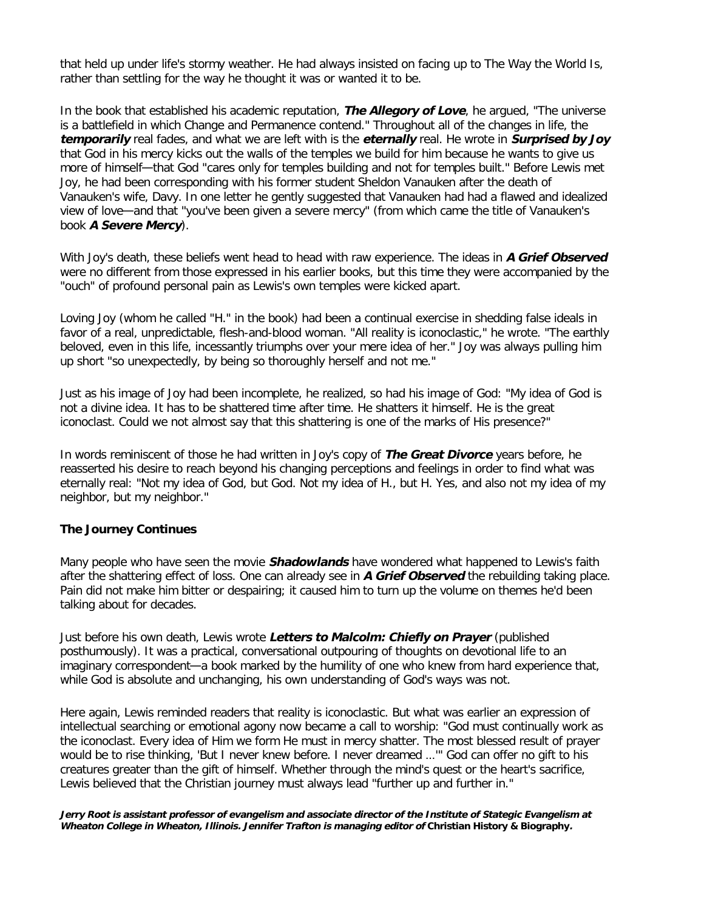that held up under life's stormy weather. He had always insisted on facing up to The Way the World Is, rather than settling for the way he thought it was or wanted it to be.

In the book that established his academic reputation, ***The Allegory of Love***, he argued, "The universe is a battlefield in which Change and Permanence contend." Throughout all of the changes in life, the ***temporarily*** real fades, and what we are left with is the ***eternally*** real. He wrote in ***Surprised by Joy*** that God in his mercy kicks out the walls of the temples we build for him because he wants to give us more of himself—that God "cares only for temples building and not for temples built." Before Lewis met Joy, he had been corresponding with his former student Sheldon Vanauken after the death of Vanauken's wife, Davy. In one letter he gently suggested that Vanauken had had a flawed and idealized view of love—and that "you've been given a severe mercy" (from which came the title of Vanauken's book ***A Severe Mercy***).

With Joy's death, these beliefs went head to head with raw experience. The ideas in ***A Grief Observed*** were no different from those expressed in his earlier books, but this time they were accompanied by the "ouch" of profound personal pain as Lewis's own temples were kicked apart.

Loving Joy (whom he called "H." in the book) had been a continual exercise in shedding false ideals in favor of a real, unpredictable, flesh-and-blood woman. "All reality is iconoclastic," he wrote. "The earthly beloved, even in this life, incessantly triumphs over your mere idea of her." Joy was always pulling him up short "so unexpectedly, by being so thoroughly herself and not me."

Just as his image of Joy had been incomplete, he realized, so had his image of God: "My idea of God is not a divine idea. It has to be shattered time after time. He shatters it himself. He is the great iconoclast. Could we not almost say that this shattering is one of the marks of His presence?"

In words reminiscent of those he had written in Joy's copy of ***The Great Divorce*** years before, he reasserted his desire to reach beyond his changing perceptions and feelings in order to find what was eternally real: "Not my idea of God, but God. Not my idea of H., but H. Yes, and also not my idea of my neighbor, but my neighbor."

**The Journey Continues**

Many people who have seen the movie ***Shadowlands*** have wondered what happened to Lewis's faith after the shattering effect of loss. One can already see in ***A Grief Observed*** the rebuilding taking place. Pain did not make him bitter or despairing; it caused him to turn up the volume on themes he'd been talking about for decades.

Just before his own death, Lewis wrote ***Letters to Malcolm: Chiefly on Prayer*** (published posthumously). It was a practical, conversational outpouring of thoughts on devotional life to an imaginary correspondent—a book marked by the humility of one who knew from hard experience that, while God is absolute and unchanging, his own understanding of God's ways was not.

Here again, Lewis reminded readers that reality is iconoclastic. But what was earlier an expression of intellectual searching or emotional agony now became a call to worship: "God must continually work as the iconoclast. Every idea of Him we form He must in mercy shatter. The most blessed result of prayer would be to rise thinking, 'But I never knew before. I never dreamed …'" God can offer no gift to his creatures greater than the gift of himself. Whether through the mind's quest or the heart's sacrifice, Lewis believed that the Christian journey must always lead "further up and further in."

***Jerry Root is assistant professor of evangelism and associate director of the Institute of Stategic Evangelism at Wheaton College in Wheaton, Illinois. Jennifer Trafton is managing editor of* Christian History & Biography.**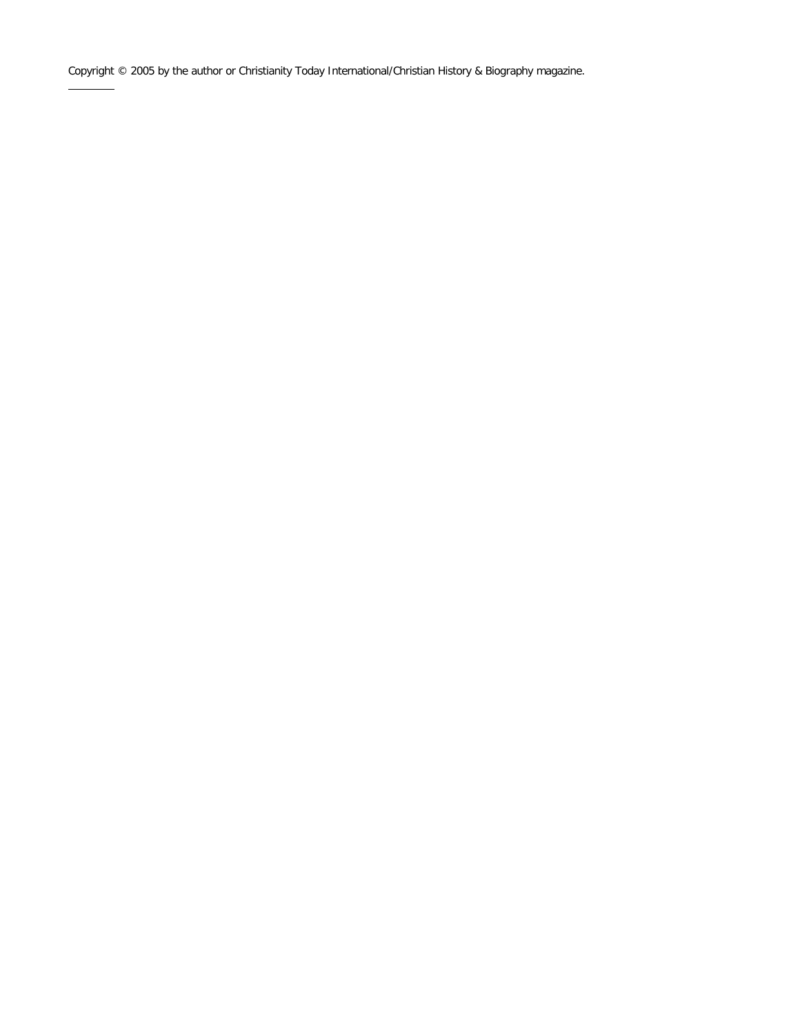Copyright © 2005 by the author or Christianity Today International/Christian History & Biography magazine.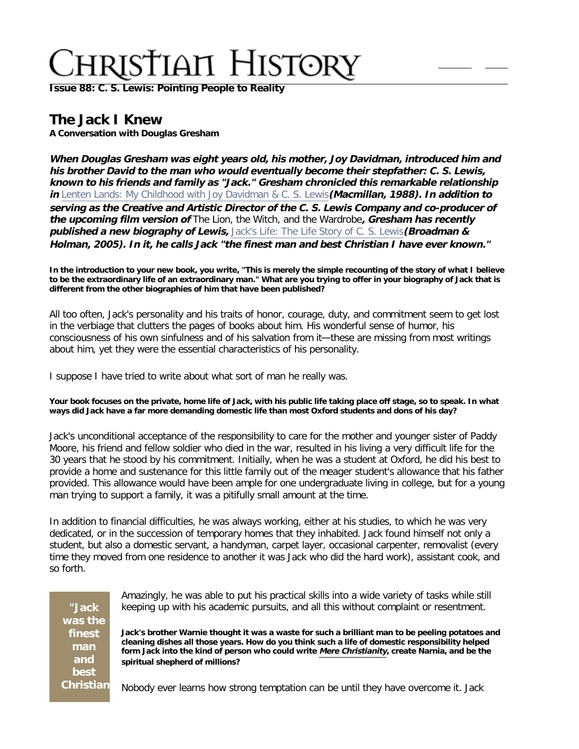**Issue 88: C. S. Lewis: Pointing People to Reality**

## The Jack I Knew

**A Conversation with Douglas Gresham**

***When Douglas Gresham was eight years old, his mother, Joy Davidman, introduced him and his brother David to the man who would eventually become their stepfather: C. S. Lewis, known to his friends and family as "Jack." Gresham chronicled this remarkable relationship in*** Lenten Lands: My Childhood with Joy Davidman & C. S. Lewis ***(Macmillan, 1988). In addition to serving as the Creative and Artistic Director of the C. S. Lewis Company and co-producer of the upcoming film version of*** The Lion, the Witch, and the Wardrobe***, Gresham has recently published a new biography of Lewis,*** Jack's Life: The Life Story of C. S. Lewis ***(Broadman & Holman, 2005). In it, he calls Jack "the finest man and best Christian I have ever known."***

**In the introduction to your new book, you write, "This is merely the simple recounting of the story of what I believe to be the extraordinary life of an extraordinary man." What are you trying to offer in your biography of Jack that is different from the other biographies of him that have been published?**

All too often, Jack's personality and his traits of honor, courage, duty, and commitment seem to get lost in the verbiage that clutters the pages of books about him. His wonderful sense of humor, his consciousness of his own sinfulness and of his salvation from it—these are missing from most writings about him, yet they were the essential characteristics of his personality.

I suppose I have tried to write about what sort of man he really was.

**Your book focuses on the private, home life of Jack, with his public life taking place off stage, so to speak. In what ways did Jack have a far more demanding domestic life than most Oxford students and dons of his day?**

Jack's unconditional acceptance of the responsibility to care for the mother and younger sister of Paddy Moore, his friend and fellow soldier who died in the war, resulted in his living a very difficult life for the 30 years that he stood by his commitment. Initially, when he was a student at Oxford, he did his best to provide a home and sustenance for this little family out of the meager student's allowance that his father provided. This allowance would have been ample for one undergraduate living in college, but for a young man trying to support a family, it was a pitifully small amount at the time.

In addition to financial difficulties, he was always working, either at his studies, to which he was very dedicated, or in the succession of temporary homes that they inhabited. Jack found himself not only a student, but also a domestic servant, a handyman, carpet layer, occasional carpenter, removalist (every time they moved from one residence to another it was Jack who did the hard work), assistant cook, and so forth.

> **"Jack was the finest man and best Christian**

Amazingly, he was able to put his practical skills into a wide variety of tasks while still keeping up with his academic pursuits, and all this without complaint or resentment.

**Jack's brother Warnie thought it was a waste for such a brilliant man to be peeling potatoes and cleaning dishes all those years. How do you think such a life of domestic responsibility helped form Jack into the kind of person who could write *Mere Christianity*, create Narnia, and be the spiritual shepherd of millions?**

Nobody ever learns how strong temptation can be until they have overcome it. Jack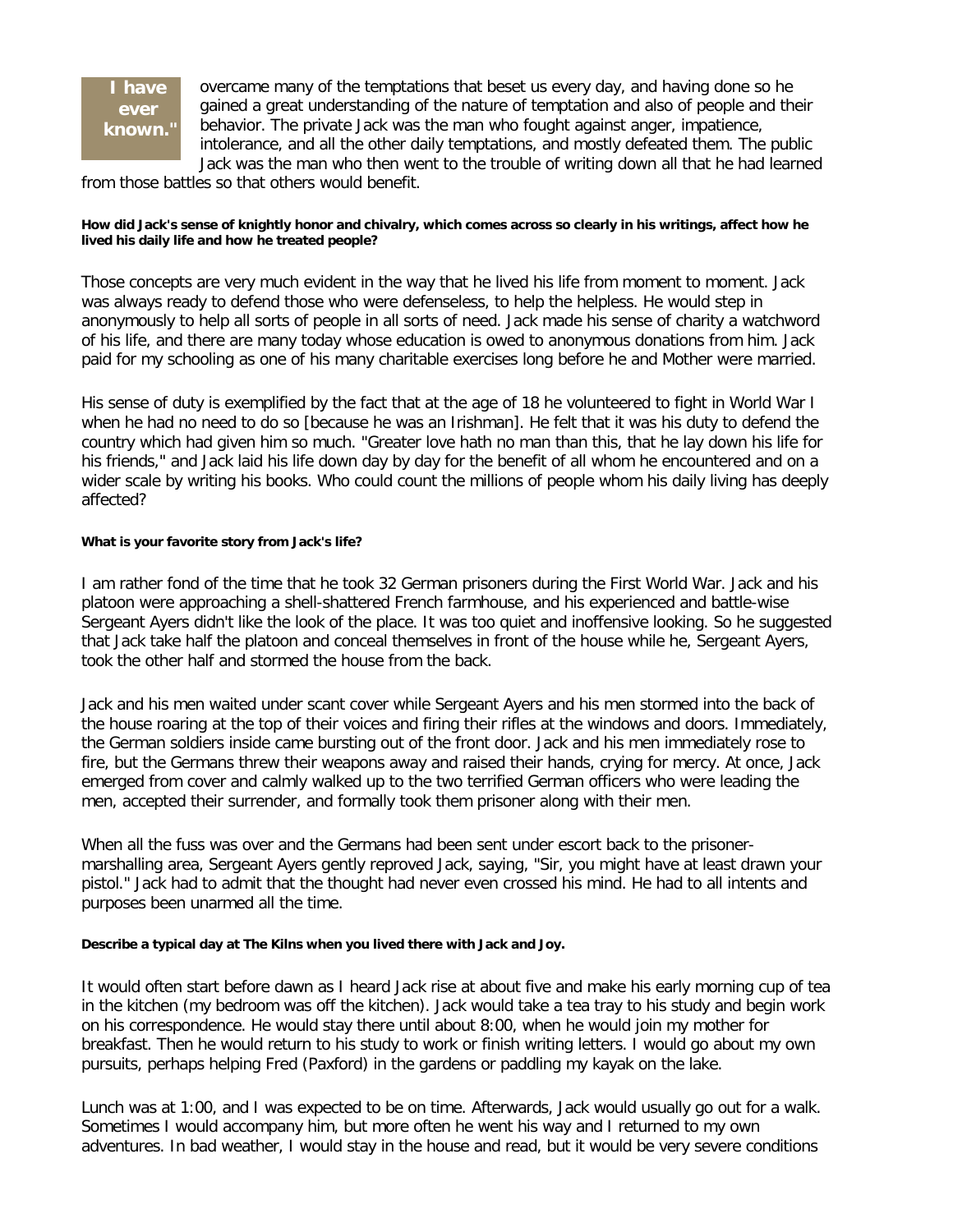**I have ever known."**

overcame many of the temptations that beset us every day, and having done so he gained a great understanding of the nature of temptation and also of people and their behavior. The private Jack was the man who fought against anger, impatience, intolerance, and all the other daily temptations, and mostly defeated them. The public Jack was the man who then went to the trouble of writing down all that he had learned from those battles so that others would benefit.

**How did Jack's sense of knightly honor and chivalry, which comes across so clearly in his writings, affect how he lived his daily life and how he treated people?**

Those concepts are very much evident in the way that he lived his life from moment to moment. Jack was always ready to defend those who were defenseless, to help the helpless. He would step in anonymously to help all sorts of people in all sorts of need. Jack made his sense of charity a watchword of his life, and there are many today whose education is owed to anonymous donations from him. Jack paid for my schooling as one of his many charitable exercises long before he and Mother were married.

His sense of duty is exemplified by the fact that at the age of 18 he volunteered to fight in World War I when he had no need to do so [because he was an Irishman]. He felt that it was his duty to defend the country which had given him so much. "Greater love hath no man than this, that he lay down his life for his friends," and Jack laid his life down day by day for the benefit of all whom he encountered and on a wider scale by writing his books. Who could count the millions of people whom his daily living has deeply affected?

**What is your favorite story from Jack's life?**

I am rather fond of the time that he took 32 German prisoners during the First World War. Jack and his platoon were approaching a shell-shattered French farmhouse, and his experienced and battle-wise Sergeant Ayers didn't like the look of the place. It was too quiet and inoffensive looking. So he suggested that Jack take half the platoon and conceal themselves in front of the house while he, Sergeant Ayers, took the other half and stormed the house from the back.

Jack and his men waited under scant cover while Sergeant Ayers and his men stormed into the back of the house roaring at the top of their voices and firing their rifles at the windows and doors. Immediately, the German soldiers inside came bursting out of the front door. Jack and his men immediately rose to fire, but the Germans threw their weapons away and raised their hands, crying for mercy. At once, Jack emerged from cover and calmly walked up to the two terrified German officers who were leading the men, accepted their surrender, and formally took them prisoner along with their men.

When all the fuss was over and the Germans had been sent under escort back to the prisoner-marshalling area, Sergeant Ayers gently reproved Jack, saying, "Sir, you might have at least drawn your pistol." Jack had to admit that the thought had never even crossed his mind. He had to all intents and purposes been unarmed all the time.

**Describe a typical day at The Kilns when you lived there with Jack and Joy.**

It would often start before dawn as I heard Jack rise at about five and make his early morning cup of tea in the kitchen (my bedroom was off the kitchen). Jack would take a tea tray to his study and begin work on his correspondence. He would stay there until about 8:00, when he would join my mother for breakfast. Then he would return to his study to work or finish writing letters. I would go about my own pursuits, perhaps helping Fred (Paxford) in the gardens or paddling my kayak on the lake.

Lunch was at 1:00, and I was expected to be on time. Afterwards, Jack would usually go out for a walk. Sometimes I would accompany him, but more often he went his way and I returned to my own adventures. In bad weather, I would stay in the house and read, but it would be very severe conditions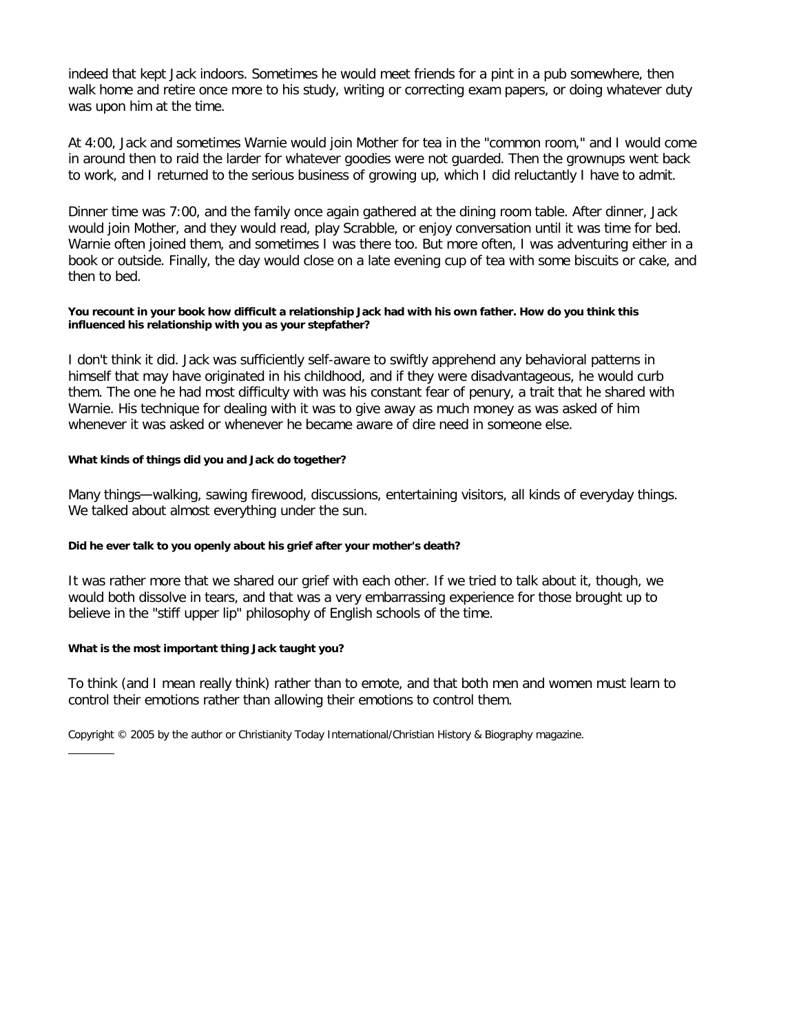indeed that kept Jack indoors. Sometimes he would meet friends for a pint in a pub somewhere, then walk home and retire once more to his study, writing or correcting exam papers, or doing whatever duty was upon him at the time.

At 4:00, Jack and sometimes Warnie would join Mother for tea in the "common room," and I would come in around then to raid the larder for whatever goodies were not guarded. Then the grownups went back to work, and I returned to the serious business of growing up, which I did reluctantly I have to admit.

Dinner time was 7:00, and the family once again gathered at the dining room table. After dinner, Jack would join Mother, and they would read, play Scrabble, or enjoy conversation until it was time for bed. Warnie often joined them, and sometimes I was there too. But more often, I was adventuring either in a book or outside. Finally, the day would close on a late evening cup of tea with some biscuits or cake, and then to bed.

**You recount in your book how difficult a relationship Jack had with his own father. How do you think this influenced his relationship with you as your stepfather?**

I don't think it did. Jack was sufficiently self-aware to swiftly apprehend any behavioral patterns in himself that may have originated in his childhood, and if they were disadvantageous, he would curb them. The one he had most difficulty with was his constant fear of penury, a trait that he shared with Warnie. His technique for dealing with it was to give away as much money as was asked of him whenever it was asked or whenever he became aware of dire need in someone else.

**What kinds of things did you and Jack do together?**

Many things—walking, sawing firewood, discussions, entertaining visitors, all kinds of everyday things. We talked about almost everything under the sun.

**Did he ever talk to you openly about his grief after your mother's death?**

It was rather more that we shared our grief with each other. If we tried to talk about it, though, we would both dissolve in tears, and that was a very embarrassing experience for those brought up to believe in the "stiff upper lip" philosophy of English schools of the time.

**What is the most important thing Jack taught you?**

To think (and I mean really think) rather than to emote, and that both men and women must learn to control their emotions rather than allowing their emotions to control them.

Copyright © 2005 by the author or Christianity Today International/Christian History & Biography magazine.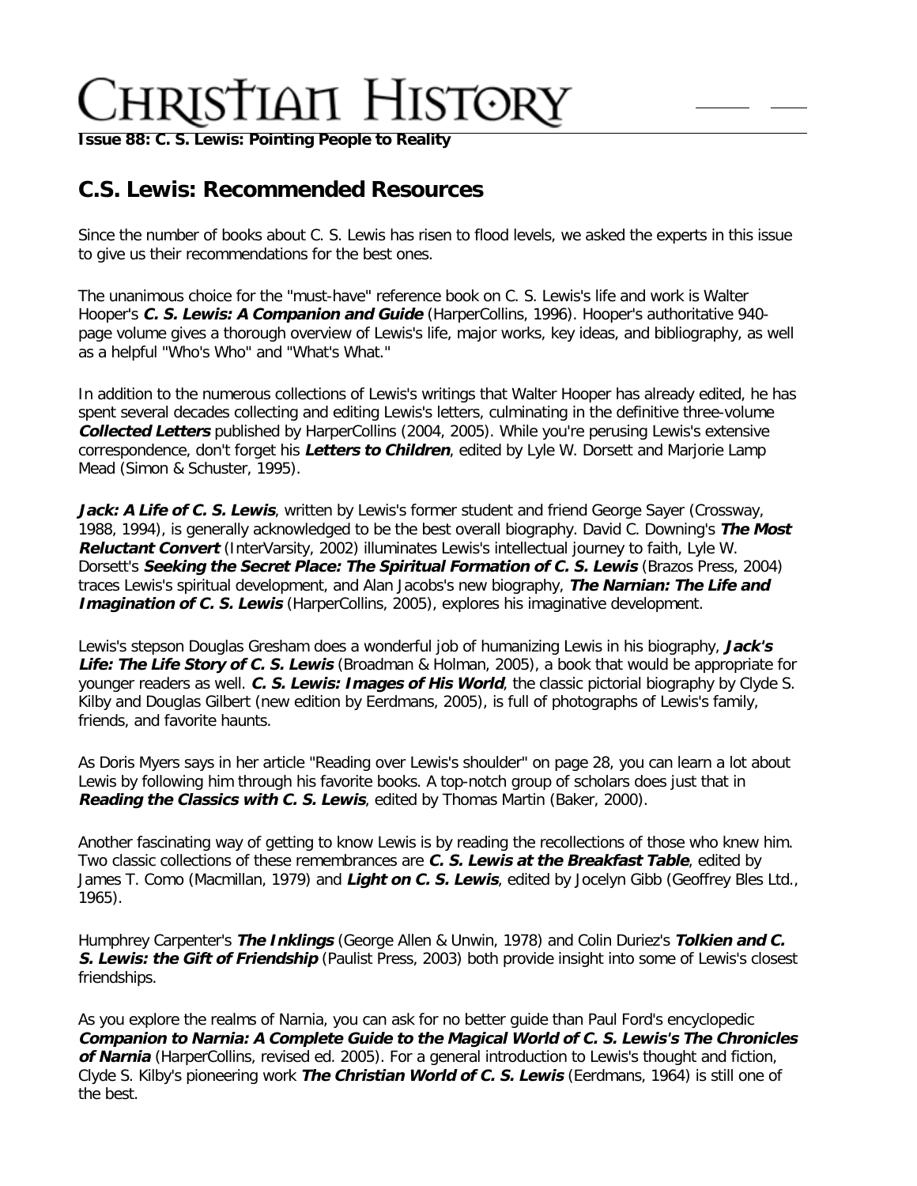# Christian History

**Issue 88: C. S. Lewis: Pointing People to Reality**

## C.S. Lewis: Recommended Resources

Since the number of books about C. S. Lewis has risen to flood levels, we asked the experts in this issue to give us their recommendations for the best ones.

The unanimous choice for the "must-have" reference book on C. S. Lewis's life and work is Walter Hooper's ***C. S. Lewis: A Companion and Guide*** (HarperCollins, 1996). Hooper's authoritative 940-page volume gives a thorough overview of Lewis's life, major works, key ideas, and bibliography, as well as a helpful "Who's Who" and "What's What."

In addition to the numerous collections of Lewis's writings that Walter Hooper has already edited, he has spent several decades collecting and editing Lewis's letters, culminating in the definitive three-volume ***Collected Letters*** published by HarperCollins (2004, 2005). While you're perusing Lewis's extensive correspondence, don't forget his ***Letters to Children***, edited by Lyle W. Dorsett and Marjorie Lamp Mead (Simon & Schuster, 1995).

***Jack: A Life of C. S. Lewis***, written by Lewis's former student and friend George Sayer (Crossway, 1988, 1994), is generally acknowledged to be the best overall biography. David C. Downing's ***The Most Reluctant Convert*** (InterVarsity, 2002) illuminates Lewis's intellectual journey to faith, Lyle W. Dorsett's ***Seeking the Secret Place: The Spiritual Formation of C. S. Lewis*** (Brazos Press, 2004) traces Lewis's spiritual development, and Alan Jacobs's new biography, ***The Narnian: The Life and Imagination of C. S. Lewis*** (HarperCollins, 2005), explores his imaginative development.

Lewis's stepson Douglas Gresham does a wonderful job of humanizing Lewis in his biography, ***Jack's Life: The Life Story of C. S. Lewis*** (Broadman & Holman, 2005), a book that would be appropriate for younger readers as well. ***C. S. Lewis: Images of His World***, the classic pictorial biography by Clyde S. Kilby and Douglas Gilbert (new edition by Eerdmans, 2005), is full of photographs of Lewis's family, friends, and favorite haunts.

As Doris Myers says in her article "Reading over Lewis's shoulder" on page 28, you can learn a lot about Lewis by following him through his favorite books. A top-notch group of scholars does just that in ***Reading the Classics with C. S. Lewis***, edited by Thomas Martin (Baker, 2000).

Another fascinating way of getting to know Lewis is by reading the recollections of those who knew him. Two classic collections of these remembrances are ***C. S. Lewis at the Breakfast Table***, edited by James T. Como (Macmillan, 1979) and ***Light on C. S. Lewis***, edited by Jocelyn Gibb (Geoffrey Bles Ltd., 1965).

Humphrey Carpenter's ***The Inklings*** (George Allen & Unwin, 1978) and Colin Duriez's ***Tolkien and C. S. Lewis: the Gift of Friendship*** (Paulist Press, 2003) both provide insight into some of Lewis's closest friendships.

As you explore the realms of Narnia, you can ask for no better guide than Paul Ford's encyclopedic ***Companion to Narnia: A Complete Guide to the Magical World of C. S. Lewis's The Chronicles of Narnia*** (HarperCollins, revised ed. 2005). For a general introduction to Lewis's thought and fiction, Clyde S. Kilby's pioneering work ***The Christian World of C. S. Lewis*** (Eerdmans, 1964) is still one of the best.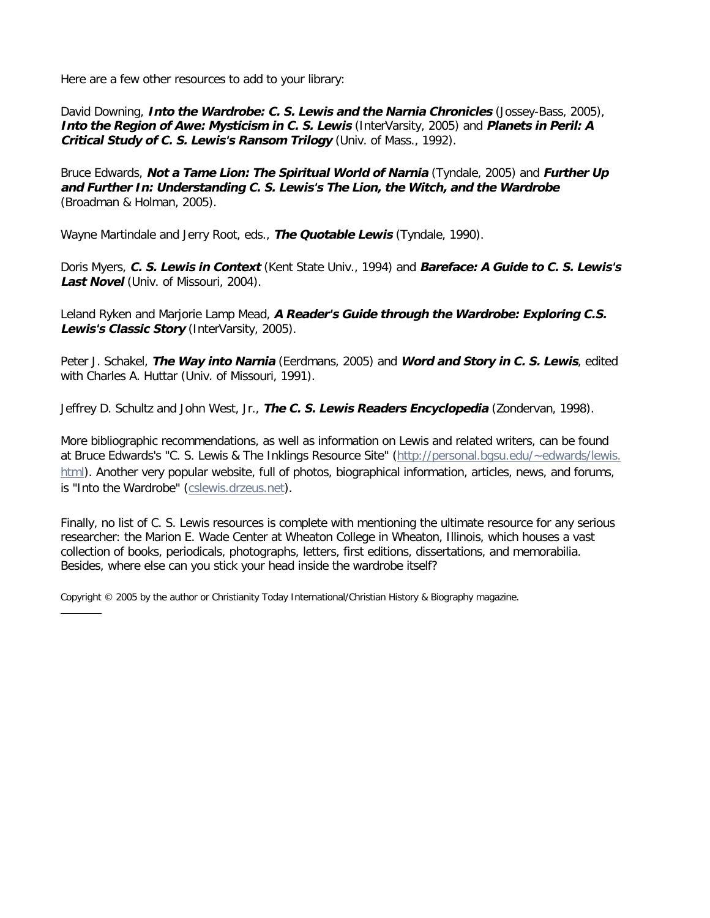Here are a few other resources to add to your library:

David Downing, ***Into the Wardrobe: C. S. Lewis and the Narnia Chronicles*** (Jossey-Bass, 2005), ***Into the Region of Awe: Mysticism in C. S. Lewis*** (InterVarsity, 2005) and ***Planets in Peril: A Critical Study of C. S. Lewis's Ransom Trilogy*** (Univ. of Mass., 1992).

Bruce Edwards, ***Not a Tame Lion: The Spiritual World of Narnia*** (Tyndale, 2005) and ***Further Up and Further In: Understanding C. S. Lewis's The Lion, the Witch, and the Wardrobe*** (Broadman & Holman, 2005).

Wayne Martindale and Jerry Root, eds., ***The Quotable Lewis*** (Tyndale, 1990).

Doris Myers, ***C. S. Lewis in Context*** (Kent State Univ., 1994) and ***Bareface: A Guide to C. S. Lewis's Last Novel*** (Univ. of Missouri, 2004).

Leland Ryken and Marjorie Lamp Mead, ***A Reader's Guide through the Wardrobe: Exploring C.S. Lewis's Classic Story*** (InterVarsity, 2005).

Peter J. Schakel, ***The Way into Narnia*** (Eerdmans, 2005) and ***Word and Story in C. S. Lewis***, edited with Charles A. Huttar (Univ. of Missouri, 1991).

Jeffrey D. Schultz and John West, Jr., ***The C. S. Lewis Readers Encyclopedia*** (Zondervan, 1998).

More bibliographic recommendations, as well as information on Lewis and related writers, can be found at Bruce Edwards's "C. S. Lewis & The Inklings Resource Site" ([http://personal.bgsu.edu/~edwards/lewis.html](http://personal.bgsu.edu/~edwards/lewis.html)). Another very popular website, full of photos, biographical information, articles, news, and forums, is "Into the Wardrobe" ([cslewis.drzeus.net](cslewis.drzeus.net)).

Finally, no list of C. S. Lewis resources is complete with mentioning the ultimate resource for any serious researcher: the Marion E. Wade Center at Wheaton College in Wheaton, Illinois, which houses a vast collection of books, periodicals, photographs, letters, first editions, dissertations, and memorabilia. Besides, where else can you stick your head inside the wardrobe itself?

Copyright © 2005 by the author or Christianity Today International/Christian History & Biography magazine.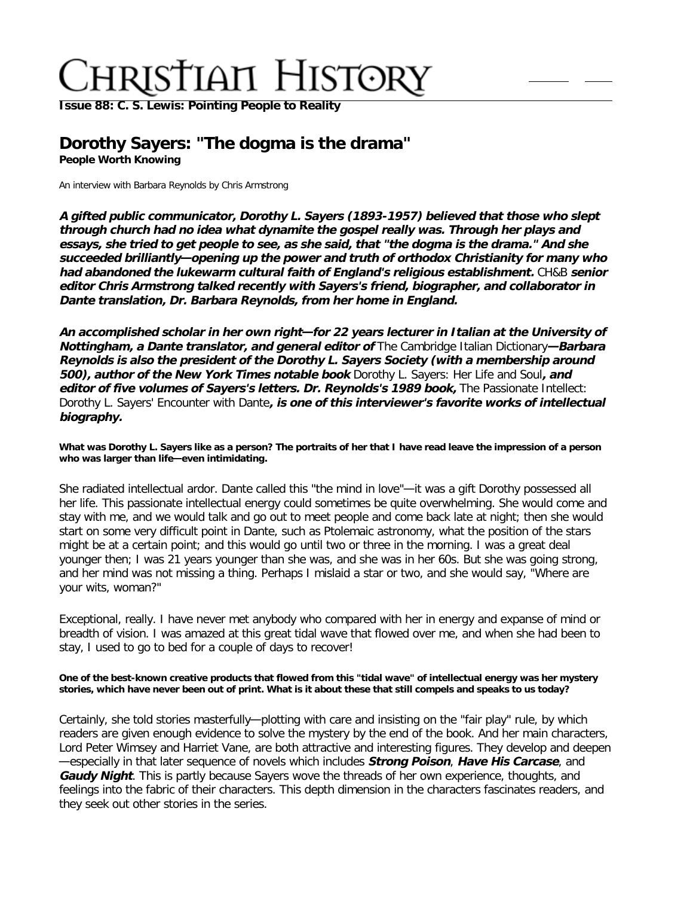# Christian History

**Issue 88: C. S. Lewis: Pointing People to Reality**

## Dorothy Sayers: "The dogma is the drama"

**People Worth Knowing**

An interview with Barbara Reynolds by Chris Armstrong

***A gifted public communicator, Dorothy L. Sayers (1893-1957) believed that those who slept through church had no idea what dynamite the gospel really was. Through her plays and essays, she tried to get people to see, as she said, that "the dogma is the drama." And she succeeded brilliantly—opening up the power and truth of orthodox Christianity for many who had abandoned the lukewarm cultural faith of England's religious establishment.*** CH&B ***senior editor Chris Armstrong talked recently with Sayers's friend, biographer, and collaborator in Dante translation, Dr. Barbara Reynolds, from her home in England.***

***An accomplished scholar in her own right—for 22 years lecturer in Italian at the University of Nottingham, a Dante translator, and general editor of*** The Cambridge Italian Dictionary***—Barbara Reynolds is also the president of the Dorothy L. Sayers Society (with a membership around 500), author of the New York Times notable book*** Dorothy L. Sayers: Her Life and Soul***, and editor of five volumes of Sayers's letters. Dr. Reynolds's 1989 book,*** The Passionate Intellect: Dorothy L. Sayers' Encounter with Dante***, is one of this interviewer's favorite works of intellectual biography.***

**What was Dorothy L. Sayers like as a person? The portraits of her that I have read leave the impression of a person who was larger than life—even intimidating.**

She radiated intellectual ardor. Dante called this "the mind in love"—it was a gift Dorothy possessed all her life. This passionate intellectual energy could sometimes be quite overwhelming. She would come and stay with me, and we would talk and go out to meet people and come back late at night; then she would start on some very difficult point in Dante, such as Ptolemaic astronomy, what the position of the stars might be at a certain point; and this would go until two or three in the morning. I was a great deal younger then; I was 21 years younger than she was, and she was in her 60s. But she was going strong, and her mind was not missing a thing. Perhaps I mislaid a star or two, and she would say, "Where are your wits, woman?"

Exceptional, really. I have never met anybody who compared with her in energy and expanse of mind or breadth of vision. I was amazed at this great tidal wave that flowed over me, and when she had been to stay, I used to go to bed for a couple of days to recover!

**One of the best-known creative products that flowed from this "tidal wave" of intellectual energy was her mystery stories, which have never been out of print. What is it about these that still compels and speaks to us today?**

Certainly, she told stories masterfully—plotting with care and insisting on the "fair play" rule, by which readers are given enough evidence to solve the mystery by the end of the book. And her main characters, Lord Peter Wimsey and Harriet Vane, are both attractive and interesting figures. They develop and deepen—especially in that later sequence of novels which includes ***Strong Poison***, ***Have His Carcase***, and ***Gaudy Night***. This is partly because Sayers wove the threads of her own experience, thoughts, and feelings into the fabric of their characters. This depth dimension in the characters fascinates readers, and they seek out other stories in the series.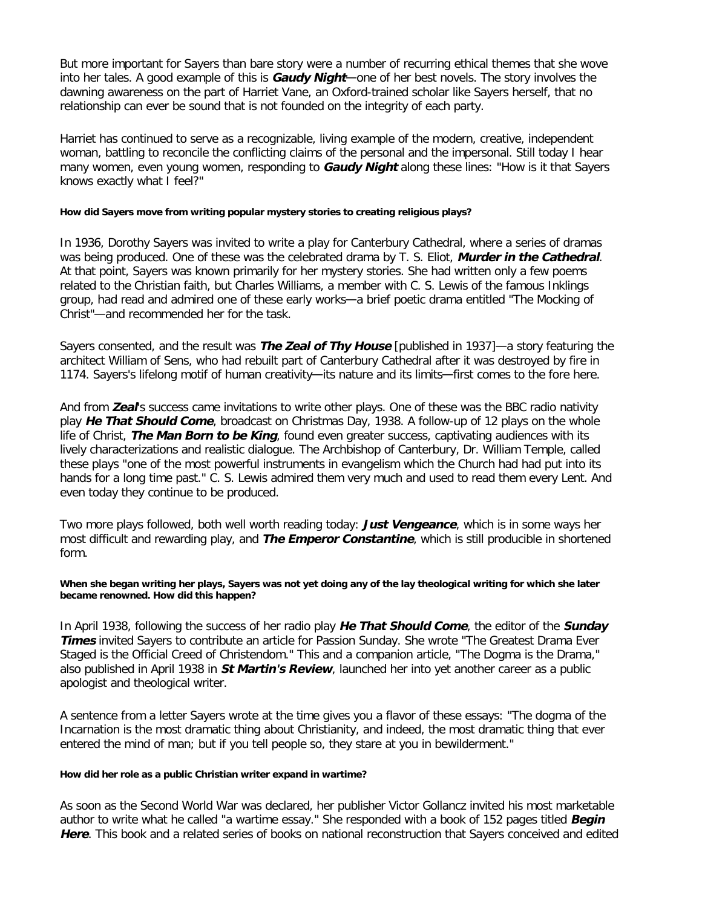But more important for Sayers than bare story were a number of recurring ethical themes that she wove into her tales. A good example of this is ***Gaudy Night***—one of her best novels. The story involves the dawning awareness on the part of Harriet Vane, an Oxford-trained scholar like Sayers herself, that no relationship can ever be sound that is not founded on the integrity of each party.

Harriet has continued to serve as a recognizable, living example of the modern, creative, independent woman, battling to reconcile the conflicting claims of the personal and the impersonal. Still today I hear many women, even young women, responding to ***Gaudy Night*** along these lines: "How is it that Sayers knows exactly what I feel?"

**How did Sayers move from writing popular mystery stories to creating religious plays?**

In 1936, Dorothy Sayers was invited to write a play for Canterbury Cathedral, where a series of dramas was being produced. One of these was the celebrated drama by T. S. Eliot, ***Murder in the Cathedral***. At that point, Sayers was known primarily for her mystery stories. She had written only a few poems related to the Christian faith, but Charles Williams, a member with C. S. Lewis of the famous Inklings group, had read and admired one of these early works—a brief poetic drama entitled "The Mocking of Christ"—and recommended her for the task.

Sayers consented, and the result was ***The Zeal of Thy House*** [published in 1937]—a story featuring the architect William of Sens, who had rebuilt part of Canterbury Cathedral after it was destroyed by fire in 1174. Sayers's lifelong motif of human creativity—its nature and its limits—first comes to the fore here.

And from ***Zeal***'s success came invitations to write other plays. One of these was the BBC radio nativity play ***He That Should Come***, broadcast on Christmas Day, 1938. A follow-up of 12 plays on the whole life of Christ, ***The Man Born to be King***, found even greater success, captivating audiences with its lively characterizations and realistic dialogue. The Archbishop of Canterbury, Dr. William Temple, called these plays "one of the most powerful instruments in evangelism which the Church had had put into its hands for a long time past." C. S. Lewis admired them very much and used to read them every Lent. And even today they continue to be produced.

Two more plays followed, both well worth reading today: ***Just Vengeance***, which is in some ways her most difficult and rewarding play, and ***The Emperor Constantine***, which is still producible in shortened form.

**When she began writing her plays, Sayers was not yet doing any of the lay theological writing for which she later became renowned. How did this happen?**

In April 1938, following the success of her radio play ***He That Should Come***, the editor of the ***Sunday Times*** invited Sayers to contribute an article for Passion Sunday. She wrote "The Greatest Drama Ever Staged is the Official Creed of Christendom." This and a companion article, "The Dogma is the Drama," also published in April 1938 in ***St Martin's Review***, launched her into yet another career as a public apologist and theological writer.

A sentence from a letter Sayers wrote at the time gives you a flavor of these essays: "The dogma of the Incarnation is the most dramatic thing about Christianity, and indeed, the most dramatic thing that ever entered the mind of man; but if you tell people so, they stare at you in bewilderment."

**How did her role as a public Christian writer expand in wartime?**

As soon as the Second World War was declared, her publisher Victor Gollancz invited his most marketable author to write what he called "a wartime essay." She responded with a book of 152 pages titled ***Begin Here***. This book and a related series of books on national reconstruction that Sayers conceived and edited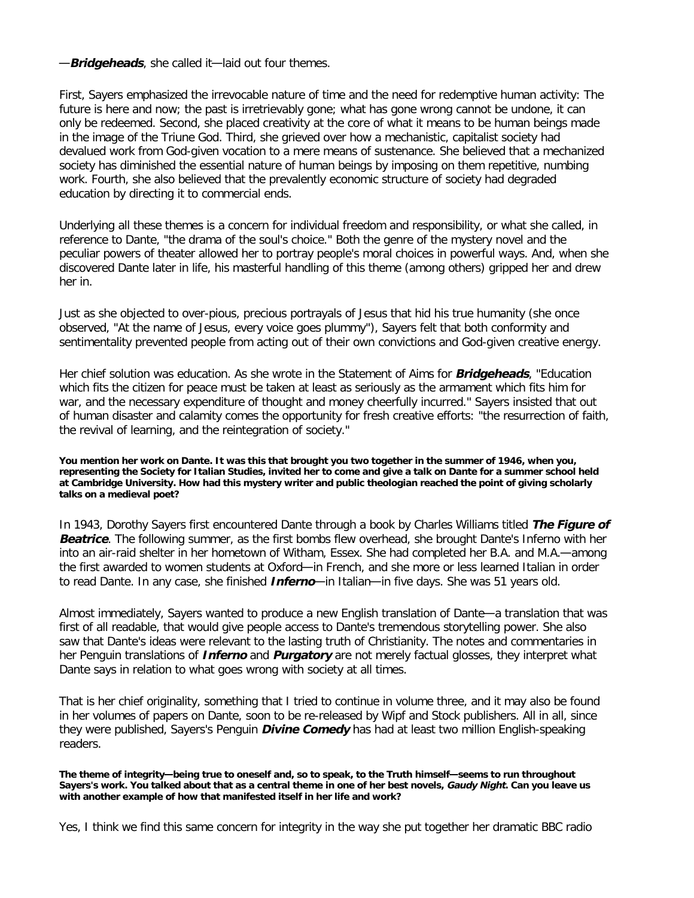—***Bridgeheads***, she called it—laid out four themes.

First, Sayers emphasized the irrevocable nature of time and the need for redemptive human activity: The future is here and now; the past is irretrievably gone; what has gone wrong cannot be undone, it can only be redeemed. Second, she placed creativity at the core of what it means to be human beings made in the image of the Triune God. Third, she grieved over how a mechanistic, capitalist society had devalued work from God-given vocation to a mere means of sustenance. She believed that a mechanized society has diminished the essential nature of human beings by imposing on them repetitive, numbing work. Fourth, she also believed that the prevalently economic structure of society had degraded education by directing it to commercial ends.

Underlying all these themes is a concern for individual freedom and responsibility, or what she called, in reference to Dante, "the drama of the soul's choice." Both the genre of the mystery novel and the peculiar powers of theater allowed her to portray people's moral choices in powerful ways. And, when she discovered Dante later in life, his masterful handling of this theme (among others) gripped her and drew her in.

Just as she objected to over-pious, precious portrayals of Jesus that hid his true humanity (she once observed, "At the name of Jesus, every voice goes plummy"), Sayers felt that both conformity and sentimentality prevented people from acting out of their own convictions and God-given creative energy.

Her chief solution was education. As she wrote in the Statement of Aims for ***Bridgeheads***, "Education which fits the citizen for peace must be taken at least as seriously as the armament which fits him for war, and the necessary expenditure of thought and money cheerfully incurred." Sayers insisted that out of human disaster and calamity comes the opportunity for fresh creative efforts: "the resurrection of faith, the revival of learning, and the reintegration of society."

**You mention her work on Dante. It was this that brought you two together in the summer of 1946, when you, representing the Society for Italian Studies, invited her to come and give a talk on Dante for a summer school held at Cambridge University. How had this mystery writer and public theologian reached the point of giving scholarly talks on a medieval poet?**

In 1943, Dorothy Sayers first encountered Dante through a book by Charles Williams titled ***The Figure of Beatrice***. The following summer, as the first bombs flew overhead, she brought Dante's Inferno with her into an air-raid shelter in her hometown of Witham, Essex. She had completed her B.A. and M.A.—among the first awarded to women students at Oxford—in French, and she more or less learned Italian in order to read Dante. In any case, she finished ***Inferno***—in Italian—in five days. She was 51 years old.

Almost immediately, Sayers wanted to produce a new English translation of Dante—a translation that was first of all readable, that would give people access to Dante's tremendous storytelling power. She also saw that Dante's ideas were relevant to the lasting truth of Christianity. The notes and commentaries in her Penguin translations of ***Inferno*** and ***Purgatory*** are not merely factual glosses, they interpret what Dante says in relation to what goes wrong with society at all times.

That is her chief originality, something that I tried to continue in volume three, and it may also be found in her volumes of papers on Dante, soon to be re-released by Wipf and Stock publishers. All in all, since they were published, Sayers's Penguin ***Divine Comedy*** has had at least two million English-speaking readers.

**The theme of integrity—being true to oneself and, so to speak, to the Truth himself—seems to run throughout Sayers's work. You talked about that as a central theme in one of her best novels, *Gaudy Night*. Can you leave us with another example of how that manifested itself in her life and work?**

Yes, I think we find this same concern for integrity in the way she put together her dramatic BBC radio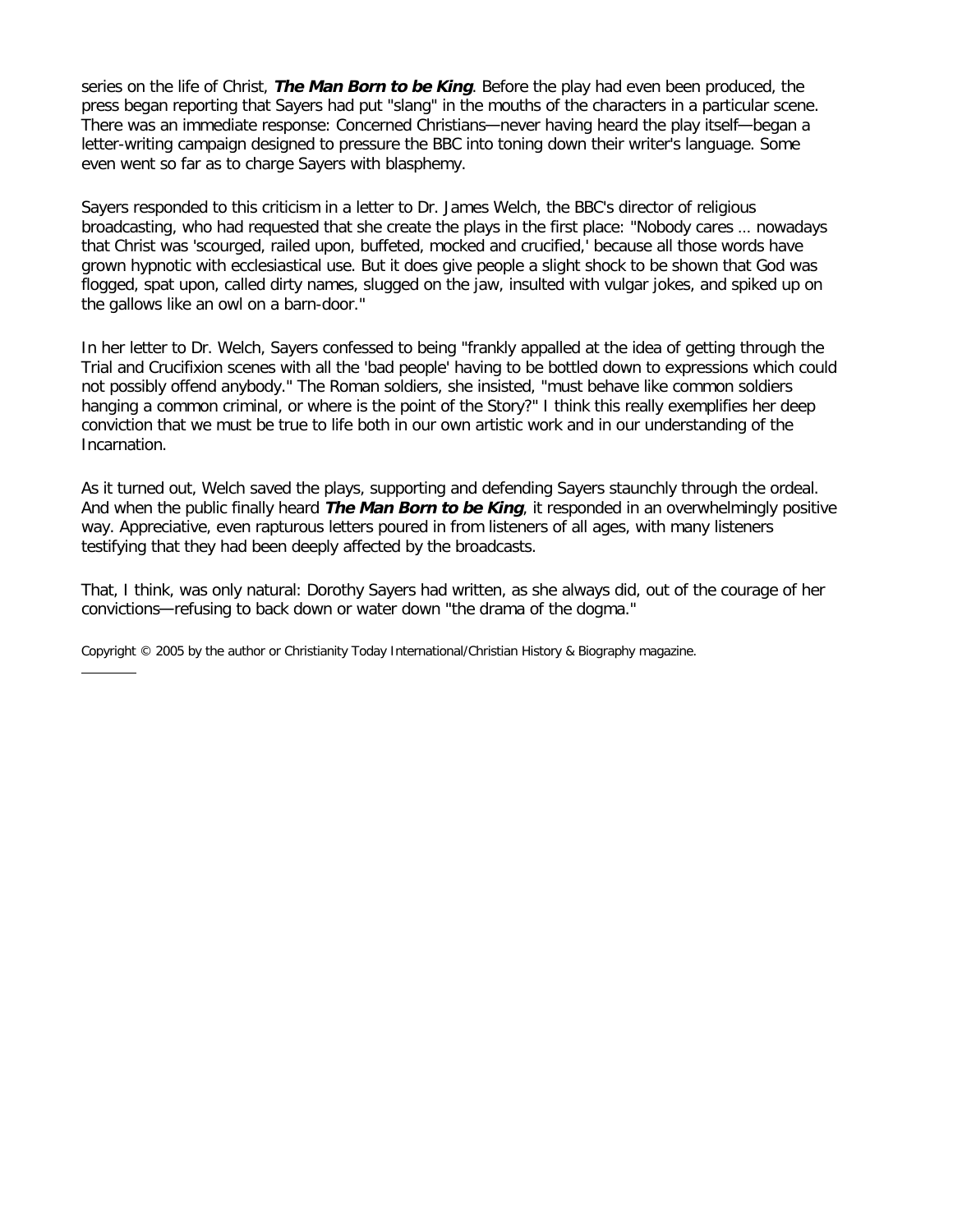series on the life of Christ, ***The Man Born to be King***. Before the play had even been produced, the press began reporting that Sayers had put "slang" in the mouths of the characters in a particular scene. There was an immediate response: Concerned Christians—never having heard the play itself—began a letter-writing campaign designed to pressure the BBC into toning down their writer's language. Some even went so far as to charge Sayers with blasphemy.

Sayers responded to this criticism in a letter to Dr. James Welch, the BBC's director of religious broadcasting, who had requested that she create the plays in the first place: "Nobody cares … nowadays that Christ was 'scourged, railed upon, buffeted, mocked and crucified,' because all those words have grown hypnotic with ecclesiastical use. But it does give people a slight shock to be shown that God was flogged, spat upon, called dirty names, slugged on the jaw, insulted with vulgar jokes, and spiked up on the gallows like an owl on a barn-door."

In her letter to Dr. Welch, Sayers confessed to being "frankly appalled at the idea of getting through the Trial and Crucifixion scenes with all the 'bad people' having to be bottled down to expressions which could not possibly offend anybody." The Roman soldiers, she insisted, "must behave like common soldiers hanging a common criminal, or where is the point of the Story?" I think this really exemplifies her deep conviction that we must be true to life both in our own artistic work and in our understanding of the Incarnation.

As it turned out, Welch saved the plays, supporting and defending Sayers staunchly through the ordeal. And when the public finally heard ***The Man Born to be King***, it responded in an overwhelmingly positive way. Appreciative, even rapturous letters poured in from listeners of all ages, with many listeners testifying that they had been deeply affected by the broadcasts.

That, I think, was only natural: Dorothy Sayers had written, as she always did, out of the courage of her convictions—refusing to back down or water down "the drama of the dogma."

Copyright © 2005 by the author or Christianity Today International/Christian History & Biography magazine.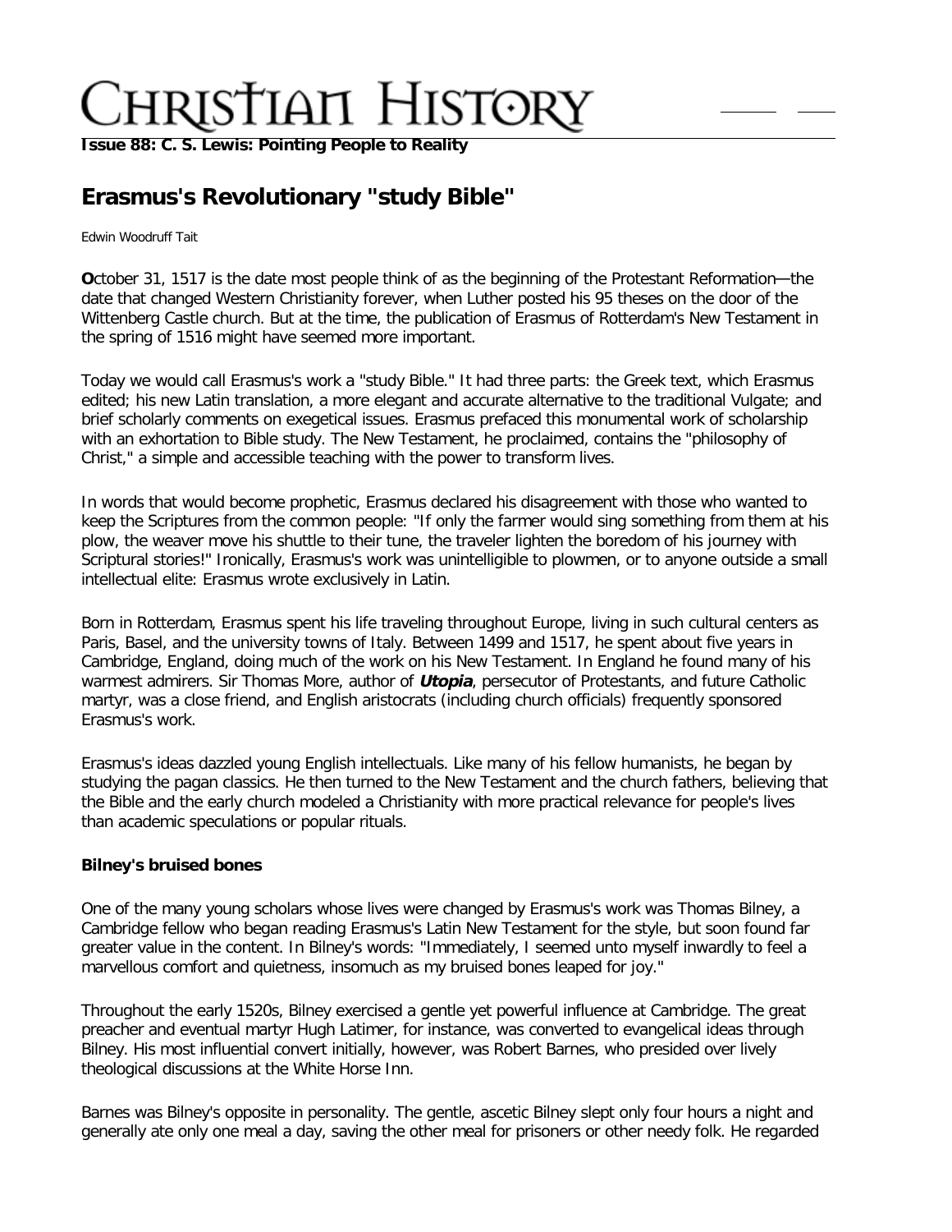**Issue 88: C. S. Lewis: Pointing People to Reality**

# Erasmus's Revolutionary "study Bible"

Edwin Woodruff Tait

October 31, 1517 is the date most people think of as the beginning of the Protestant Reformation—the date that changed Western Christianity forever, when Luther posted his 95 theses on the door of the Wittenberg Castle church. But at the time, the publication of Erasmus of Rotterdam's New Testament in the spring of 1516 might have seemed more important.

Today we would call Erasmus's work a "study Bible." It had three parts: the Greek text, which Erasmus edited; his new Latin translation, a more elegant and accurate alternative to the traditional Vulgate; and brief scholarly comments on exegetical issues. Erasmus prefaced this monumental work of scholarship with an exhortation to Bible study. The New Testament, he proclaimed, contains the "philosophy of Christ," a simple and accessible teaching with the power to transform lives.

In words that would become prophetic, Erasmus declared his disagreement with those who wanted to keep the Scriptures from the common people: "If only the farmer would sing something from them at his plow, the weaver move his shuttle to their tune, the traveler lighten the boredom of his journey with Scriptural stories!" Ironically, Erasmus's work was unintelligible to plowmen, or to anyone outside a small intellectual elite: Erasmus wrote exclusively in Latin.

Born in Rotterdam, Erasmus spent his life traveling throughout Europe, living in such cultural centers as Paris, Basel, and the university towns of Italy. Between 1499 and 1517, he spent about five years in Cambridge, England, doing much of the work on his New Testament. In England he found many of his warmest admirers. Sir Thomas More, author of ***Utopia***, persecutor of Protestants, and future Catholic martyr, was a close friend, and English aristocrats (including church officials) frequently sponsored Erasmus's work.

Erasmus's ideas dazzled young English intellectuals. Like many of his fellow humanists, he began by studying the pagan classics. He then turned to the New Testament and the church fathers, believing that the Bible and the early church modeled a Christianity with more practical relevance for people's lives than academic speculations or popular rituals.

### Bilney's bruised bones

One of the many young scholars whose lives were changed by Erasmus's work was Thomas Bilney, a Cambridge fellow who began reading Erasmus's Latin New Testament for the style, but soon found far greater value in the content. In Bilney's words: "Immediately, I seemed unto myself inwardly to feel a marvellous comfort and quietness, insomuch as my bruised bones leaped for joy."

Throughout the early 1520s, Bilney exercised a gentle yet powerful influence at Cambridge. The great preacher and eventual martyr Hugh Latimer, for instance, was converted to evangelical ideas through Bilney. His most influential convert initially, however, was Robert Barnes, who presided over lively theological discussions at the White Horse Inn.

Barnes was Bilney's opposite in personality. The gentle, ascetic Bilney slept only four hours a night and generally ate only one meal a day, saving the other meal for prisoners or other needy folk. He regarded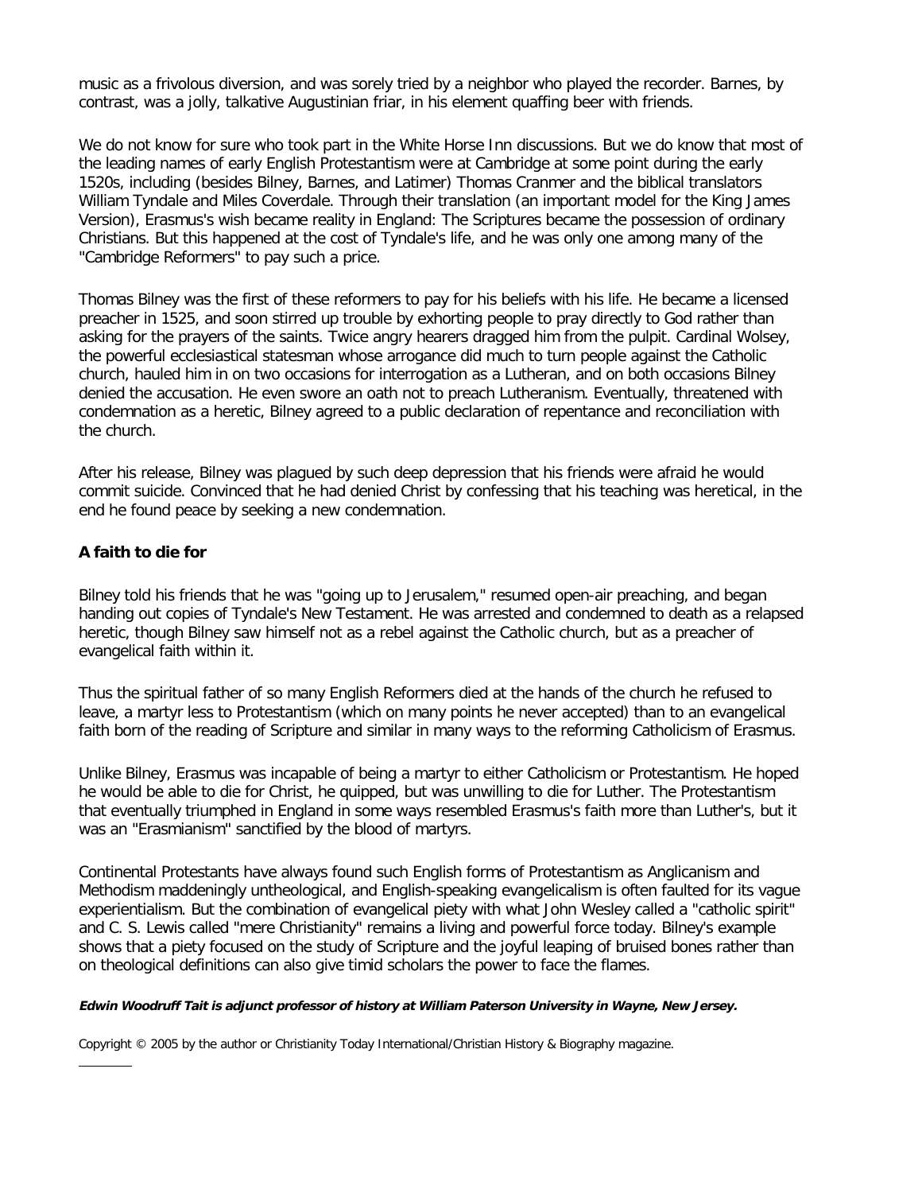music as a frivolous diversion, and was sorely tried by a neighbor who played the recorder. Barnes, by contrast, was a jolly, talkative Augustinian friar, in his element quaffing beer with friends.

We do not know for sure who took part in the White Horse Inn discussions. But we do know that most of the leading names of early English Protestantism were at Cambridge at some point during the early 1520s, including (besides Bilney, Barnes, and Latimer) Thomas Cranmer and the biblical translators William Tyndale and Miles Coverdale. Through their translation (an important model for the King James Version), Erasmus's wish became reality in England: The Scriptures became the possession of ordinary Christians. But this happened at the cost of Tyndale's life, and he was only one among many of the "Cambridge Reformers" to pay such a price.

Thomas Bilney was the first of these reformers to pay for his beliefs with his life. He became a licensed preacher in 1525, and soon stirred up trouble by exhorting people to pray directly to God rather than asking for the prayers of the saints. Twice angry hearers dragged him from the pulpit. Cardinal Wolsey, the powerful ecclesiastical statesman whose arrogance did much to turn people against the Catholic church, hauled him in on two occasions for interrogation as a Lutheran, and on both occasions Bilney denied the accusation. He even swore an oath not to preach Lutheranism. Eventually, threatened with condemnation as a heretic, Bilney agreed to a public declaration of repentance and reconciliation with the church.

After his release, Bilney was plagued by such deep depression that his friends were afraid he would commit suicide. Convinced that he had denied Christ by confessing that his teaching was heretical, in the end he found peace by seeking a new condemnation.

**A faith to die for**

Bilney told his friends that he was "going up to Jerusalem," resumed open-air preaching, and began handing out copies of Tyndale's New Testament. He was arrested and condemned to death as a relapsed heretic, though Bilney saw himself not as a rebel against the Catholic church, but as a preacher of evangelical faith within it.

Thus the spiritual father of so many English Reformers died at the hands of the church he refused to leave, a martyr less to Protestantism (which on many points he never accepted) than to an evangelical faith born of the reading of Scripture and similar in many ways to the reforming Catholicism of Erasmus.

Unlike Bilney, Erasmus was incapable of being a martyr to either Catholicism or Protestantism. He hoped he would be able to die for Christ, he quipped, but was unwilling to die for Luther. The Protestantism that eventually triumphed in England in some ways resembled Erasmus's faith more than Luther's, but it was an "Erasmianism" sanctified by the blood of martyrs.

Continental Protestants have always found such English forms of Protestantism as Anglicanism and Methodism maddeningly untheological, and English-speaking evangelicalism is often faulted for its vague experientialism. But the combination of evangelical piety with what John Wesley called a "catholic spirit" and C. S. Lewis called "mere Christianity" remains a living and powerful force today. Bilney's example shows that a piety focused on the study of Scripture and the joyful leaping of bruised bones rather than on theological definitions can also give timid scholars the power to face the flames.

***Edwin Woodruff Tait is adjunct professor of history at William Paterson University in Wayne, New Jersey.***

Copyright © 2005 by the author or Christianity Today International/Christian History & Biography magazine.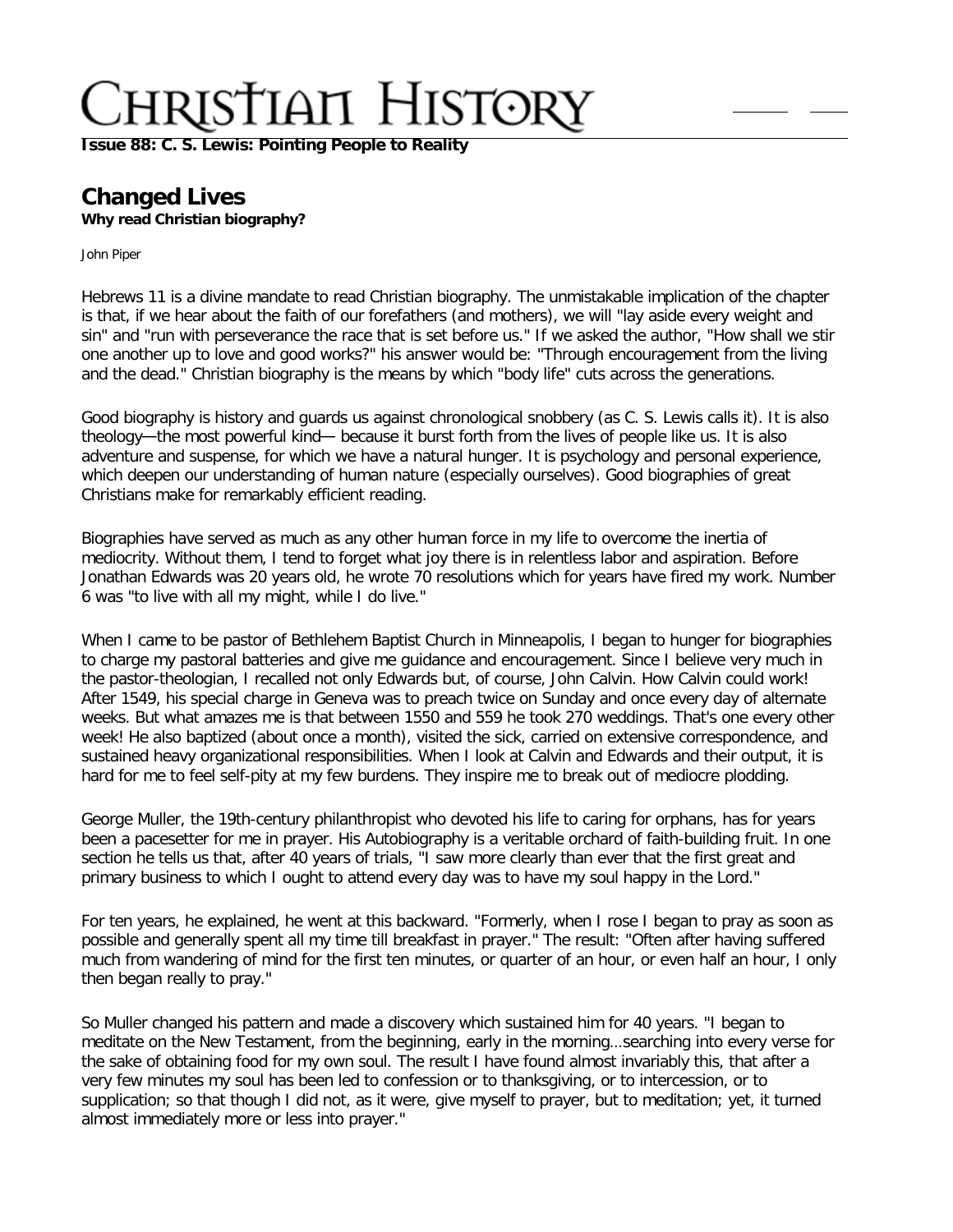# Christian History

**Issue 88: C. S. Lewis: Pointing People to Reality**

## Changed Lives

**Why read Christian biography?**

John Piper

Hebrews 11 is a divine mandate to read Christian biography. The unmistakable implication of the chapter is that, if we hear about the faith of our forefathers (and mothers), we will "lay aside every weight and sin" and "run with perseverance the race that is set before us." If we asked the author, "How shall we stir one another up to love and good works?" his answer would be: "Through encouragement from the living and the dead." Christian biography is the means by which "body life" cuts across the generations.

Good biography is history and guards us against chronological snobbery (as C. S. Lewis calls it). It is also theology—the most powerful kind— because it burst forth from the lives of people like us. It is also adventure and suspense, for which we have a natural hunger. It is psychology and personal experience, which deepen our understanding of human nature (especially ourselves). Good biographies of great Christians make for remarkably efficient reading.

Biographies have served as much as any other human force in my life to overcome the inertia of mediocrity. Without them, I tend to forget what joy there is in relentless labor and aspiration. Before Jonathan Edwards was 20 years old, he wrote 70 resolutions which for years have fired my work. Number 6 was "to live with all my might, while I do live."

When I came to be pastor of Bethlehem Baptist Church in Minneapolis, I began to hunger for biographies to charge my pastoral batteries and give me guidance and encouragement. Since I believe very much in the pastor-theologian, I recalled not only Edwards but, of course, John Calvin. How Calvin could work! After 1549, his special charge in Geneva was to preach twice on Sunday and once every day of alternate weeks. But what amazes me is that between 1550 and 559 he took 270 weddings. That's one every other week! He also baptized (about once a month), visited the sick, carried on extensive correspondence, and sustained heavy organizational responsibilities. When I look at Calvin and Edwards and their output, it is hard for me to feel self-pity at my few burdens. They inspire me to break out of mediocre plodding.

George Muller, the 19th-century philanthropist who devoted his life to caring for orphans, has for years been a pacesetter for me in prayer. His Autobiography is a veritable orchard of faith-building fruit. In one section he tells us that, after 40 years of trials, "I saw more clearly than ever that the first great and primary business to which I ought to attend every day was to have my soul happy in the Lord."

For ten years, he explained, he went at this backward. "Formerly, when I rose I began to pray as soon as possible and generally spent all my time till breakfast in prayer." The result: "Often after having suffered much from wandering of mind for the first ten minutes, or quarter of an hour, or even half an hour, I only then began really to pray."

So Muller changed his pattern and made a discovery which sustained him for 40 years. "I began to meditate on the New Testament, from the beginning, early in the morning…searching into every verse for the sake of obtaining food for my own soul. The result I have found almost invariably this, that after a very few minutes my soul has been led to confession or to thanksgiving, or to intercession, or to supplication; so that though I did not, as it were, give myself to prayer, but to meditation; yet, it turned almost immediately more or less into prayer."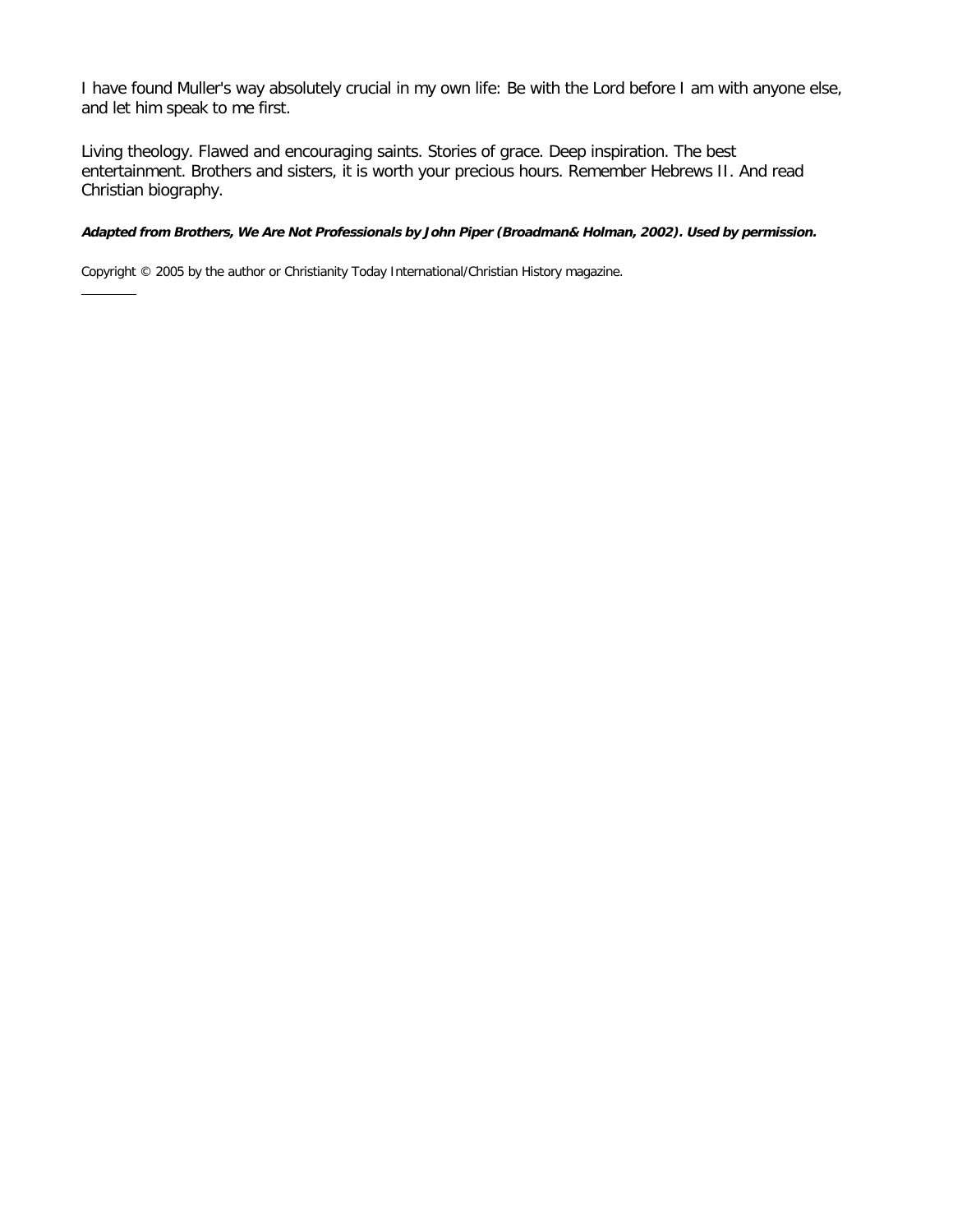I have found Muller's way absolutely crucial in my own life: Be with the Lord before I am with anyone else, and let him speak to me first.

Living theology. Flawed and encouraging saints. Stories of grace. Deep inspiration. The best entertainment. Brothers and sisters, it is worth your precious hours. Remember Hebrews II. And read Christian biography.

***Adapted from Brothers, We Are Not Professionals by John Piper (Broadman& Holman, 2002). Used by permission.***

Copyright © 2005 by the author or Christianity Today International/Christian History magazine.